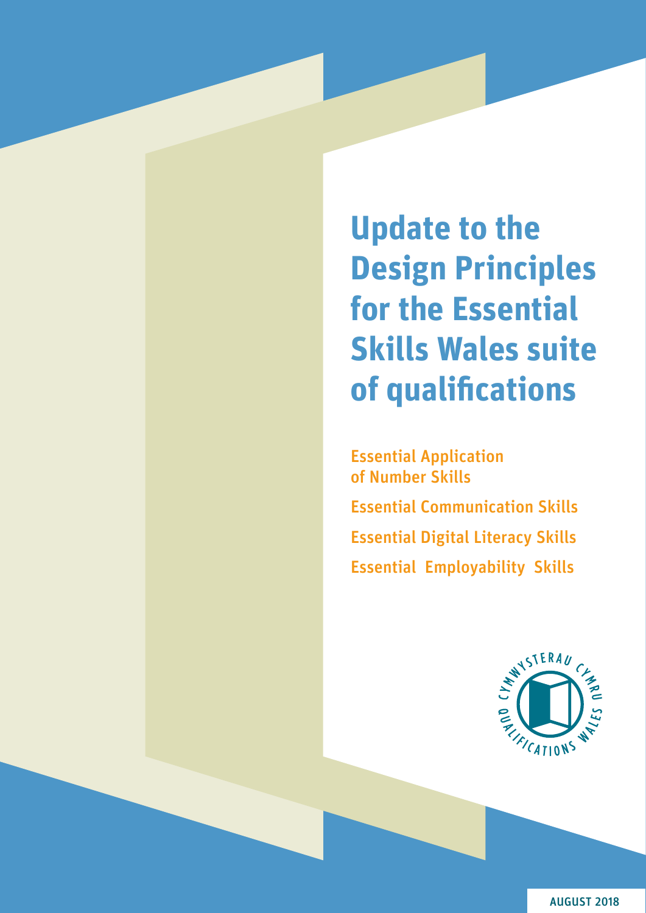# Update to the Design Principles for the Essential Skills Wales suite of qualifications

Essential Application of Number Skills

Essential Communication Skills

Essential Digital Literacy Skills

Essential Employability Skills

CYMWYSTERAU CYMRU QUALIFICATIONS WALES

AUGUST 2018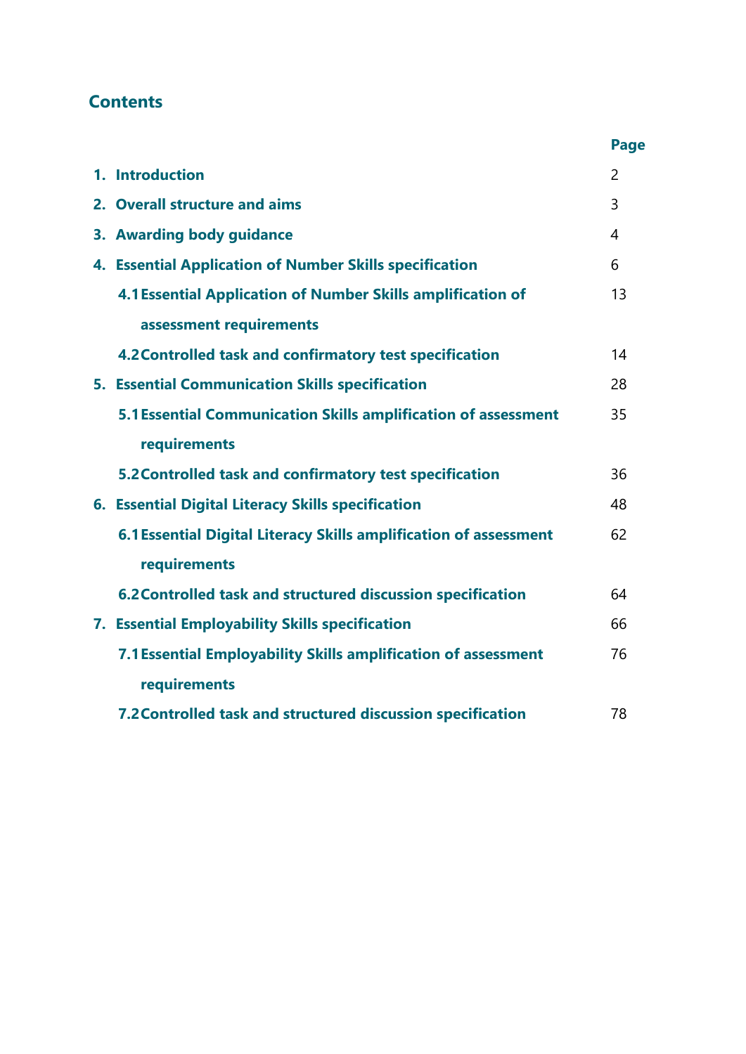## Contents

| | Page |
|---|---|
| **1. Introduction** | 2 |
| **2. Overall structure and aims** | 3 |
| **3. Awarding body guidance** | 4 |
| **4. Essential Application of Number Skills specification** | 6 |
| **4.1 Essential Application of Number Skills amplification of assessment requirements** | 13 |
| **4.2 Controlled task and confirmatory test specification** | 14 |
| **5. Essential Communication Skills specification** | 28 |
| **5.1 Essential Communication Skills amplification of assessment requirements** | 35 |
| **5.2 Controlled task and confirmatory test specification** | 36 |
| **6. Essential Digital Literacy Skills specification** | 48 |
| **6.1 Essential Digital Literacy Skills amplification of assessment requirements** | 62 |
| **6.2 Controlled task and structured discussion specification** | 64 |
| **7. Essential Employability Skills specification** | 66 |
| **7.1 Essential Employability Skills amplification of assessment requirements** | 76 |
| **7.2 Controlled task and structured discussion specification** | 78 |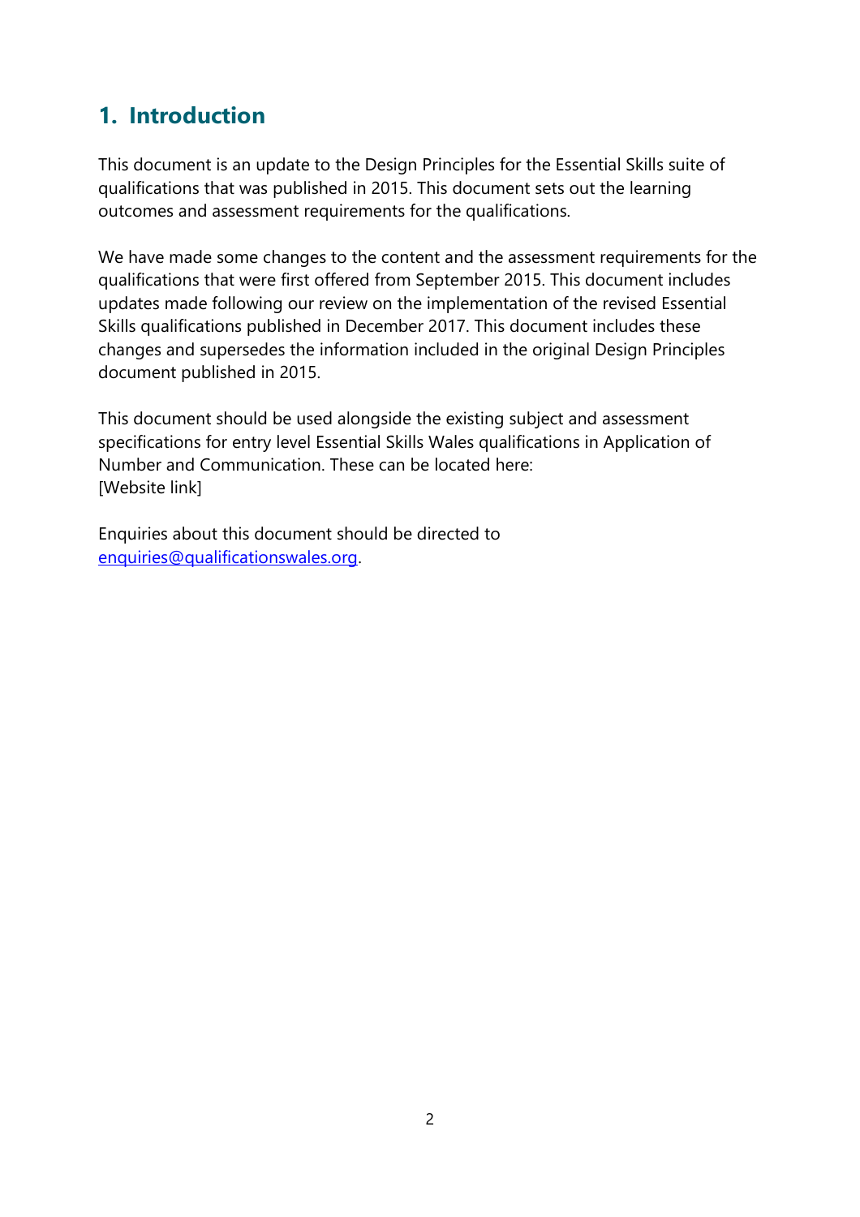## 1. Introduction

This document is an update to the Design Principles for the Essential Skills suite of qualifications that was published in 2015. This document sets out the learning outcomes and assessment requirements for the qualifications.

We have made some changes to the content and the assessment requirements for the qualifications that were first offered from September 2015. This document includes updates made following our review on the implementation of the revised Essential Skills qualifications published in December 2017. This document includes these changes and supersedes the information included in the original Design Principles document published in 2015.

This document should be used alongside the existing subject and assessment specifications for entry level Essential Skills Wales qualifications in Application of Number and Communication. These can be located here:
[Website link]

Enquiries about this document should be directed to enquiries@qualificationswales.org.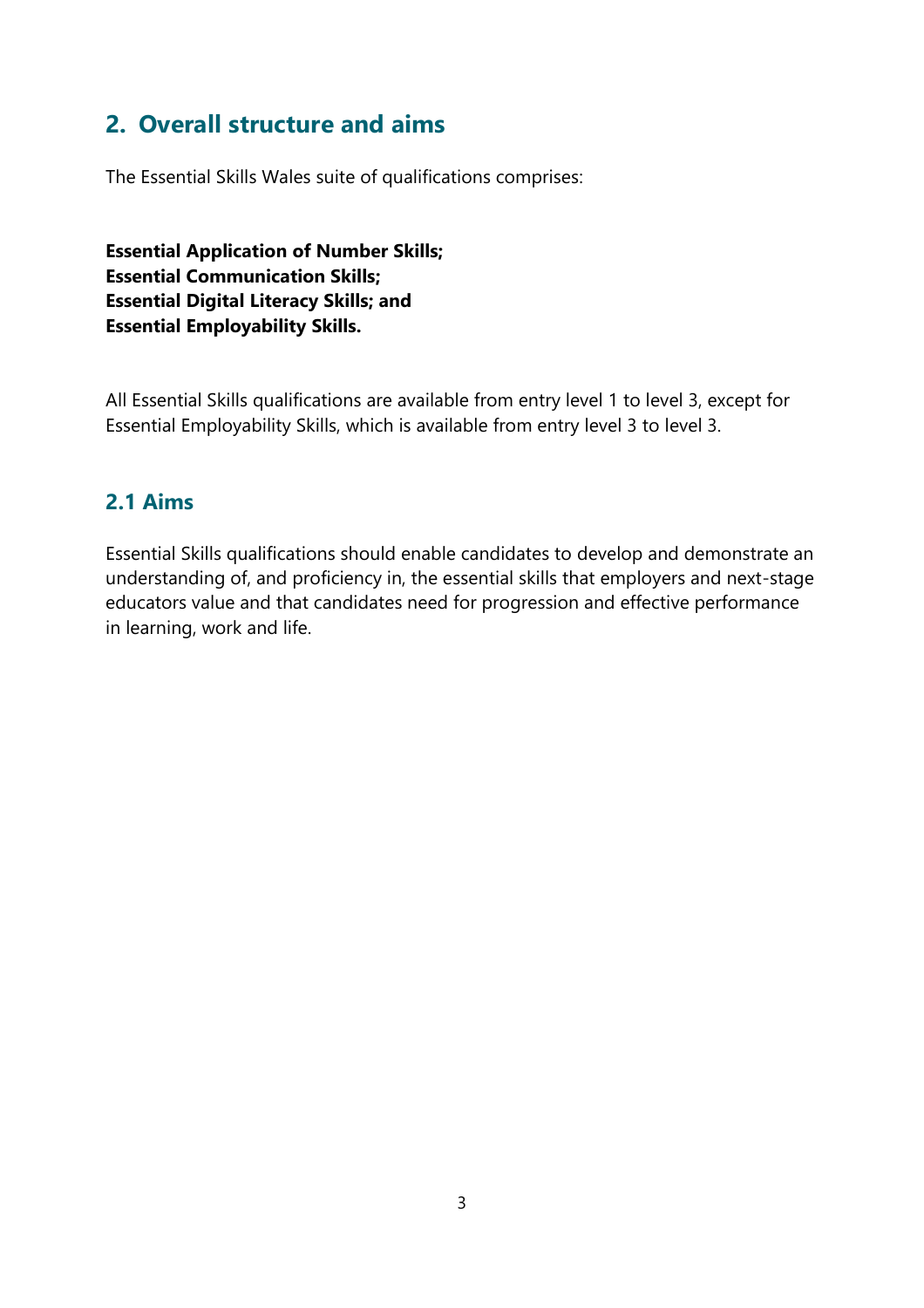## 2. Overall structure and aims

The Essential Skills Wales suite of qualifications comprises:

**Essential Application of Number Skills;**
**Essential Communication Skills;**
**Essential Digital Literacy Skills; and**
**Essential Employability Skills.**

All Essential Skills qualifications are available from entry level 1 to level 3, except for Essential Employability Skills, which is available from entry level 3 to level 3.

### 2.1 Aims

Essential Skills qualifications should enable candidates to develop and demonstrate an understanding of, and proficiency in, the essential skills that employers and next-stage educators value and that candidates need for progression and effective performance in learning, work and life.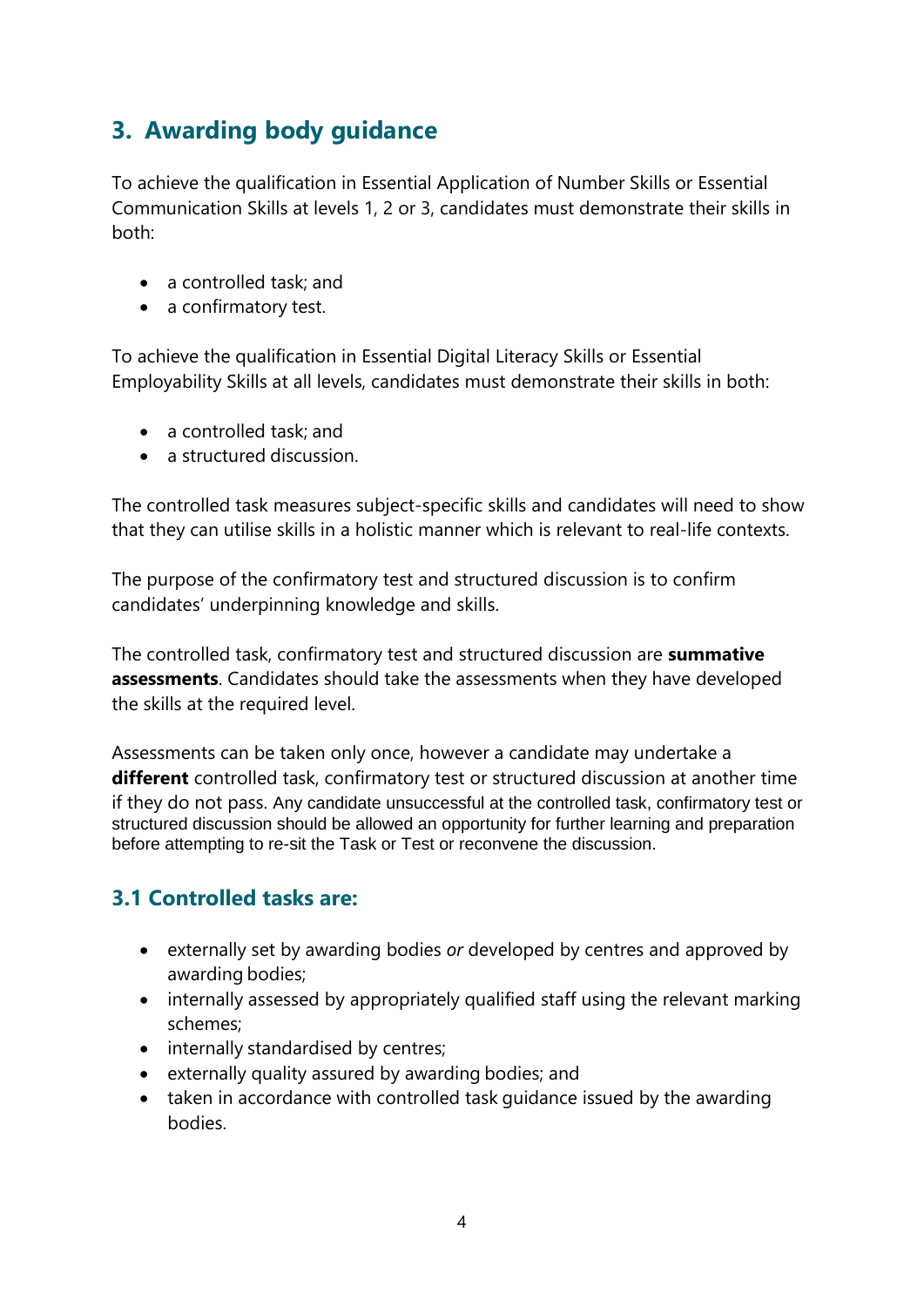## 3. Awarding body guidance

To achieve the qualification in Essential Application of Number Skills or Essential Communication Skills at levels 1, 2 or 3, candidates must demonstrate their skills in both:

- a controlled task; and
- a confirmatory test.

To achieve the qualification in Essential Digital Literacy Skills or Essential Employability Skills at all levels, candidates must demonstrate their skills in both:

- a controlled task; and
- a structured discussion.

The controlled task measures subject-specific skills and candidates will need to show that they can utilise skills in a holistic manner which is relevant to real-life contexts.

The purpose of the confirmatory test and structured discussion is to confirm candidates' underpinning knowledge and skills.

The controlled task, confirmatory test and structured discussion are **summative assessments**. Candidates should take the assessments when they have developed the skills at the required level.

Assessments can be taken only once, however a candidate may undertake a **different** controlled task, confirmatory test or structured discussion at another time if they do not pass. Any candidate unsuccessful at the controlled task, confirmatory test or structured discussion should be allowed an opportunity for further learning and preparation before attempting to re-sit the Task or Test or reconvene the discussion.

### 3.1 Controlled tasks are:

- externally set by awarding bodies *or* developed by centres and approved by awarding bodies;
- internally assessed by appropriately qualified staff using the relevant marking schemes;
- internally standardised by centres;
- externally quality assured by awarding bodies; and
- taken in accordance with controlled task guidance issued by the awarding bodies.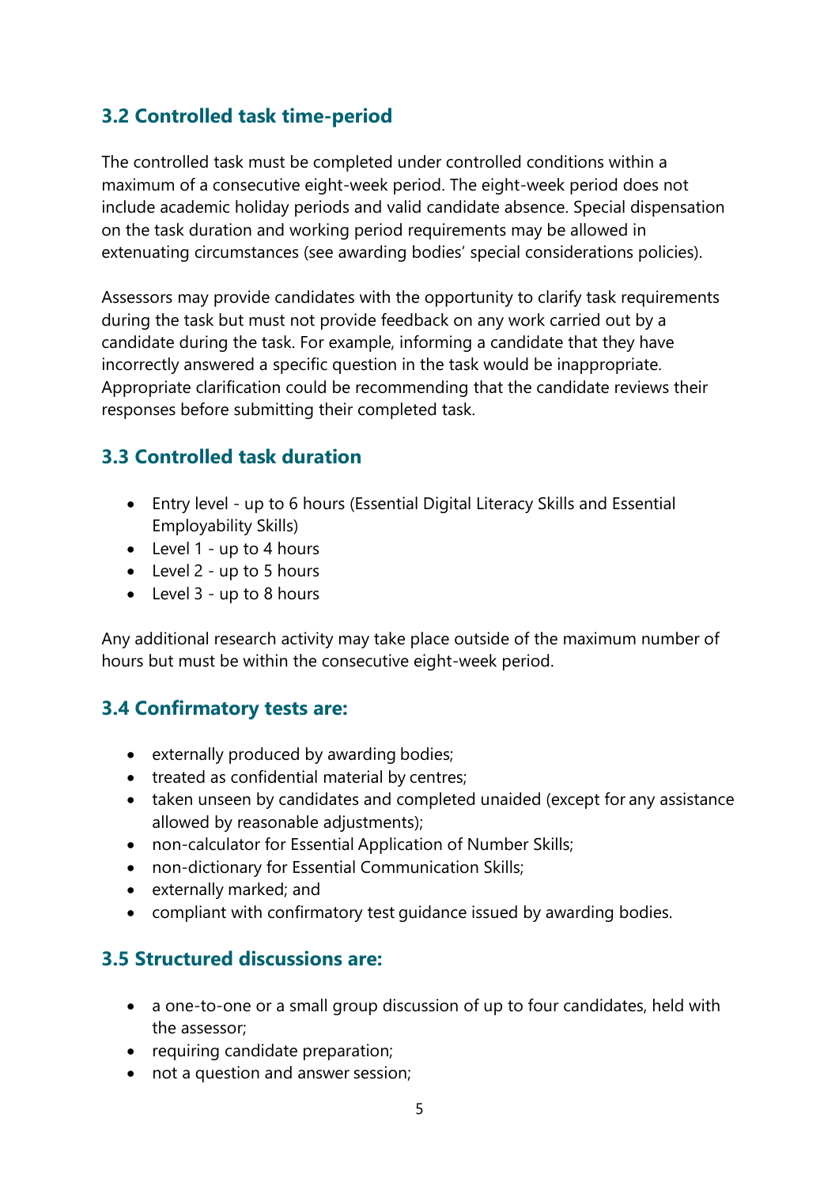## 3.2 Controlled task time-period

The controlled task must be completed under controlled conditions within a maximum of a consecutive eight-week period. The eight-week period does not include academic holiday periods and valid candidate absence. Special dispensation on the task duration and working period requirements may be allowed in extenuating circumstances (see awarding bodies' special considerations policies).

Assessors may provide candidates with the opportunity to clarify task requirements during the task but must not provide feedback on any work carried out by a candidate during the task. For example, informing a candidate that they have incorrectly answered a specific question in the task would be inappropriate. Appropriate clarification could be recommending that the candidate reviews their responses before submitting their completed task.

## 3.3 Controlled task duration

- Entry level - up to 6 hours (Essential Digital Literacy Skills and Essential Employability Skills)
- Level 1 - up to 4 hours
- Level 2 - up to 5 hours
- Level 3 - up to 8 hours

Any additional research activity may take place outside of the maximum number of hours but must be within the consecutive eight-week period.

## 3.4 Confirmatory tests are:

- externally produced by awarding bodies;
- treated as confidential material by centres;
- taken unseen by candidates and completed unaided (except for any assistance allowed by reasonable adjustments);
- non-calculator for Essential Application of Number Skills;
- non-dictionary for Essential Communication Skills;
- externally marked; and
- compliant with confirmatory test guidance issued by awarding bodies.

## 3.5 Structured discussions are:

- a one-to-one or a small group discussion of up to four candidates, held with the assessor;
- requiring candidate preparation;
- not a question and answer session;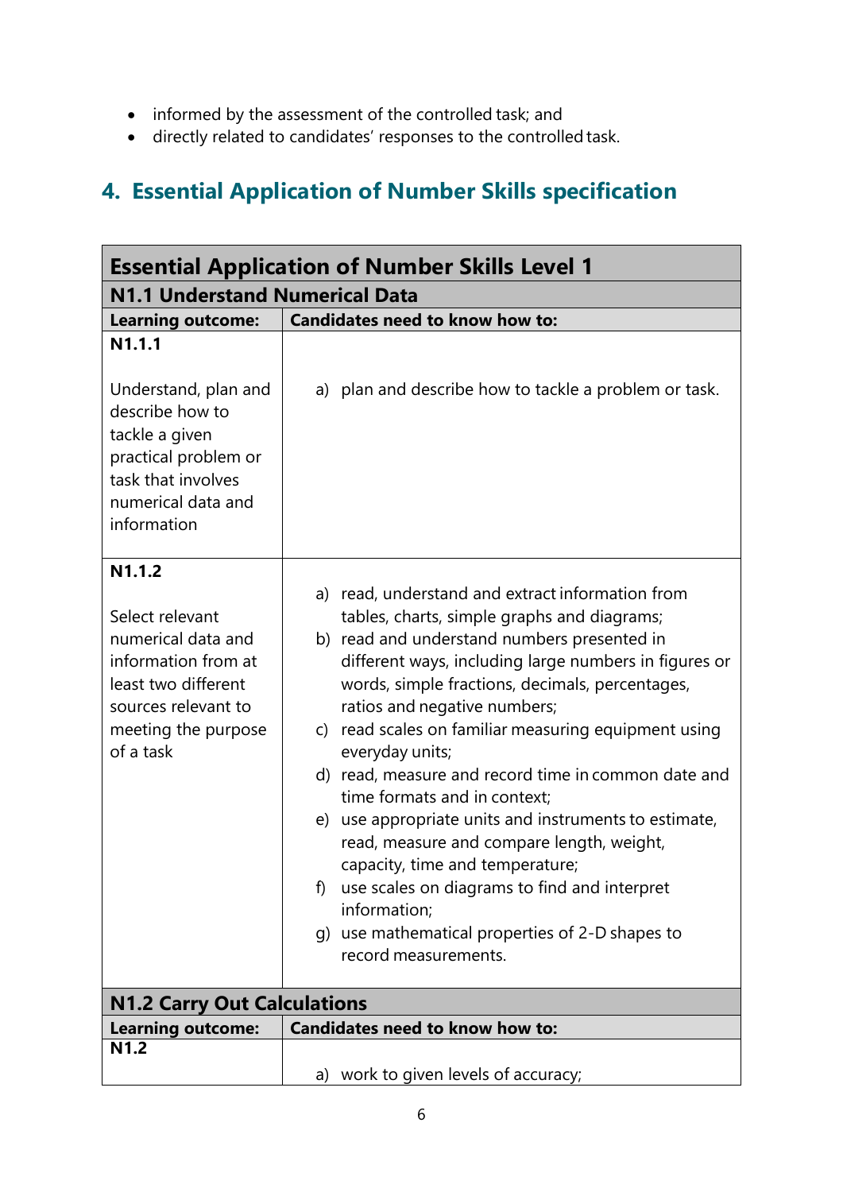- informed by the assessment of the controlled task; and
- directly related to candidates' responses to the controlled task.

## 4. Essential Application of Number Skills specification

| **Essential Application of Number Skills Level 1** | |
|---|---|
| **N1.1 Understand Numerical Data** | |
| **Learning outcome:** | **Candidates need to know how to:** |
| **N1.1.1**<br><br>Understand, plan and describe how to tackle a given practical problem or task that involves numerical data and information | a) plan and describe how to tackle a problem or task. |
| **N1.1.2**<br><br>Select relevant numerical data and information from at least two different sources relevant to meeting the purpose of a task | a) read, understand and extract information from tables, charts, simple graphs and diagrams;<br>b) read and understand numbers presented in different ways, including large numbers in figures or words, simple fractions, decimals, percentages, ratios and negative numbers;<br>c) read scales on familiar measuring equipment using everyday units;<br>d) read, measure and record time in common date and time formats and in context;<br>e) use appropriate units and instruments to estimate, read, measure and compare length, weight, capacity, time and temperature;<br>f) use scales on diagrams to find and interpret information;<br>g) use mathematical properties of 2-D shapes to record measurements. |
| **N1.2 Carry Out Calculations** | |
| **Learning outcome:** | **Candidates need to know how to:** |
| **N1.2** | a) work to given levels of accuracy; |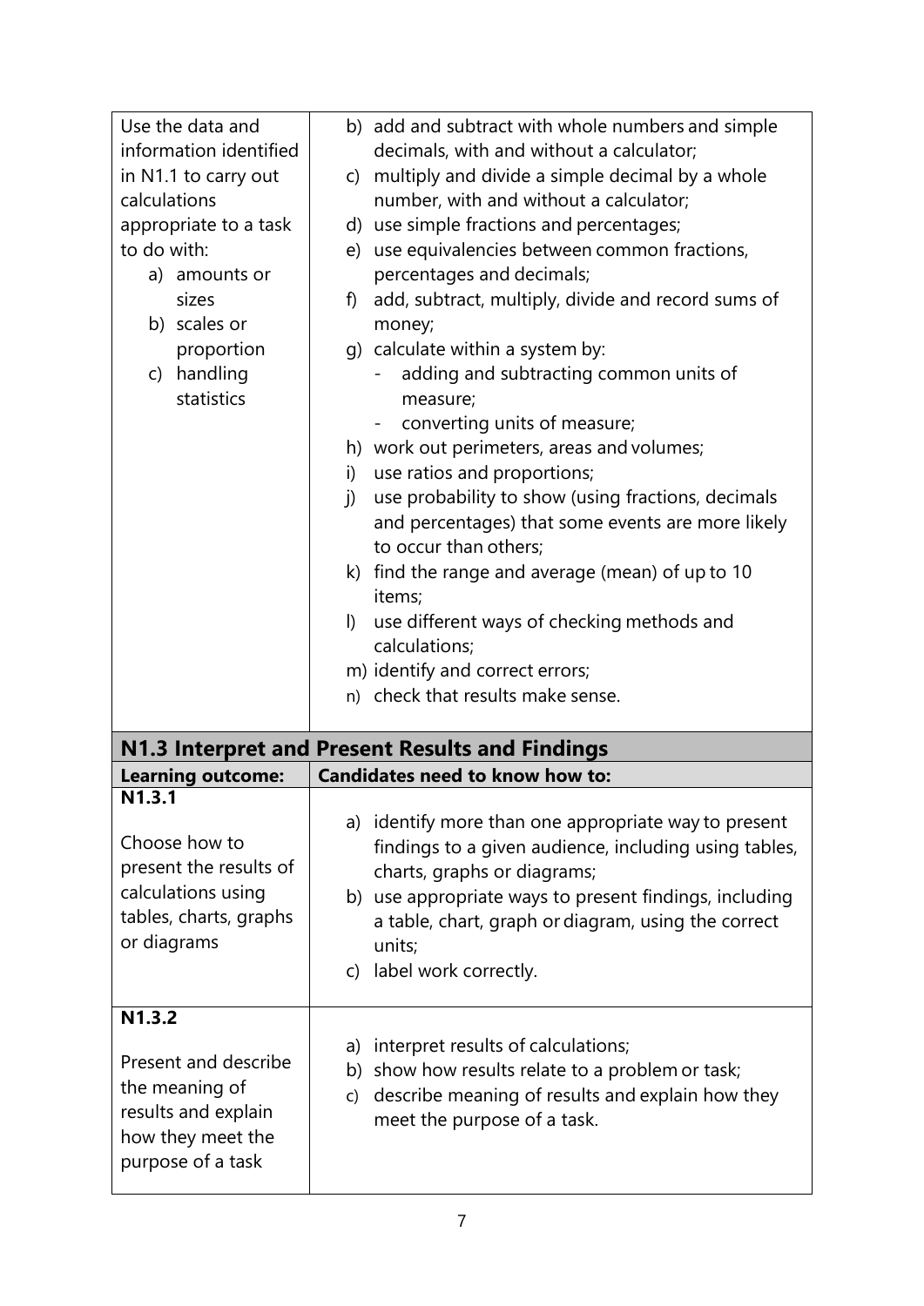| | |
|---|---|
| Use the data and information identified in N1.1 to carry out calculations appropriate to a task to do with:<br>a) amounts or sizes<br>b) scales or proportion<br>c) handling statistics | b) add and subtract with whole numbers and simple decimals, with and without a calculator;<br>c) multiply and divide a simple decimal by a whole number, with and without a calculator;<br>d) use simple fractions and percentages;<br>e) use equivalencies between common fractions, percentages and decimals;<br>f) add, subtract, multiply, divide and record sums of money;<br>g) calculate within a system by:<br>- adding and subtracting common units of measure;<br>- converting units of measure;<br>h) work out perimeters, areas and volumes;<br>i) use ratios and proportions;<br>j) use probability to show (using fractions, decimals and percentages) that some events are more likely to occur than others;<br>k) find the range and average (mean) of up to 10 items;<br>l) use different ways of checking methods and calculations;<br>m) identify and correct errors;<br>n) check that results make sense. |

## N1.3 Interpret and Present Results and Findings

| Learning outcome: | Candidates need to know how to: |
|---|---|
| **N1.3.1**<br><br>Choose how to present the results of calculations using tables, charts, graphs or diagrams | a) identify more than one appropriate way to present findings to a given audience, including using tables, charts, graphs or diagrams;<br>b) use appropriate ways to present findings, including a table, chart, graph or diagram, using the correct units;<br>c) label work correctly. |
| **N1.3.2**<br><br>Present and describe the meaning of results and explain how they meet the purpose of a task | a) interpret results of calculations;<br>b) show how results relate to a problem or task;<br>c) describe meaning of results and explain how they meet the purpose of a task. |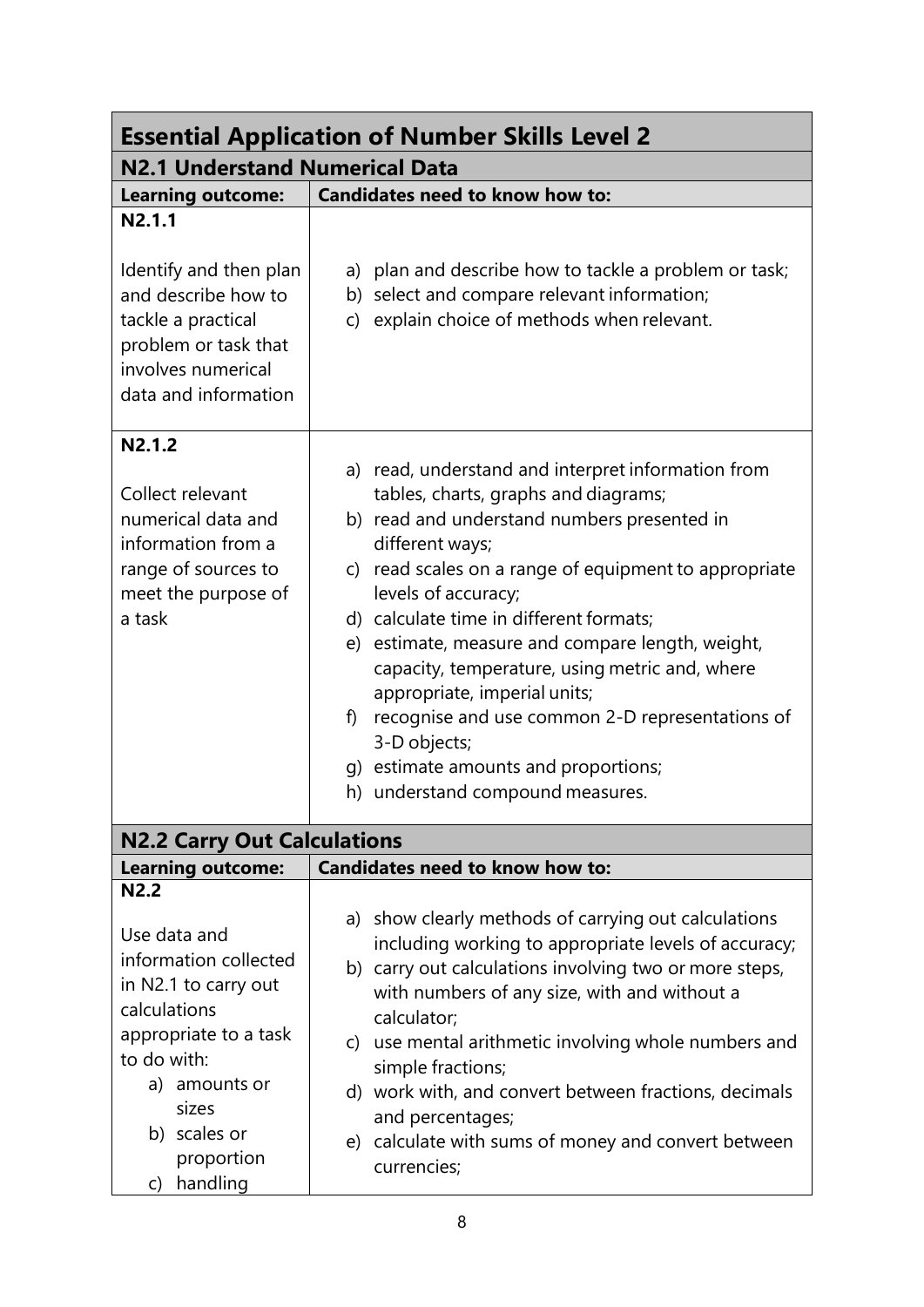## Essential Application of Number Skills Level 2

### N2.1 Understand Numerical Data

| Learning outcome: | Candidates need to know how to: |
|---|---|
| **N2.1.1**<br><br>Identify and then plan and describe how to tackle a practical problem or task that involves numerical data and information | a) plan and describe how to tackle a problem or task;<br>b) select and compare relevant information;<br>c) explain choice of methods when relevant. |
| **N2.1.2**<br><br>Collect relevant numerical data and information from a range of sources to meet the purpose of a task | a) read, understand and interpret information from tables, charts, graphs and diagrams;<br>b) read and understand numbers presented in different ways;<br>c) read scales on a range of equipment to appropriate levels of accuracy;<br>d) calculate time in different formats;<br>e) estimate, measure and compare length, weight, capacity, temperature, using metric and, where appropriate, imperial units;<br>f) recognise and use common 2-D representations of 3-D objects;<br>g) estimate amounts and proportions;<br>h) understand compound measures. |

### N2.2 Carry Out Calculations

| Learning outcome: | Candidates need to know how to: |
|---|---|
| **N2.2**<br><br>Use data and information collected in N2.1 to carry out calculations appropriate to a task to do with:<br>a) amounts or sizes<br>b) scales or proportion<br>c) handling | a) show clearly methods of carrying out calculations including working to appropriate levels of accuracy;<br>b) carry out calculations involving two or more steps, with numbers of any size, with and without a calculator;<br>c) use mental arithmetic involving whole numbers and simple fractions;<br>d) work with, and convert between fractions, decimals and percentages;<br>e) calculate with sums of money and convert between currencies; |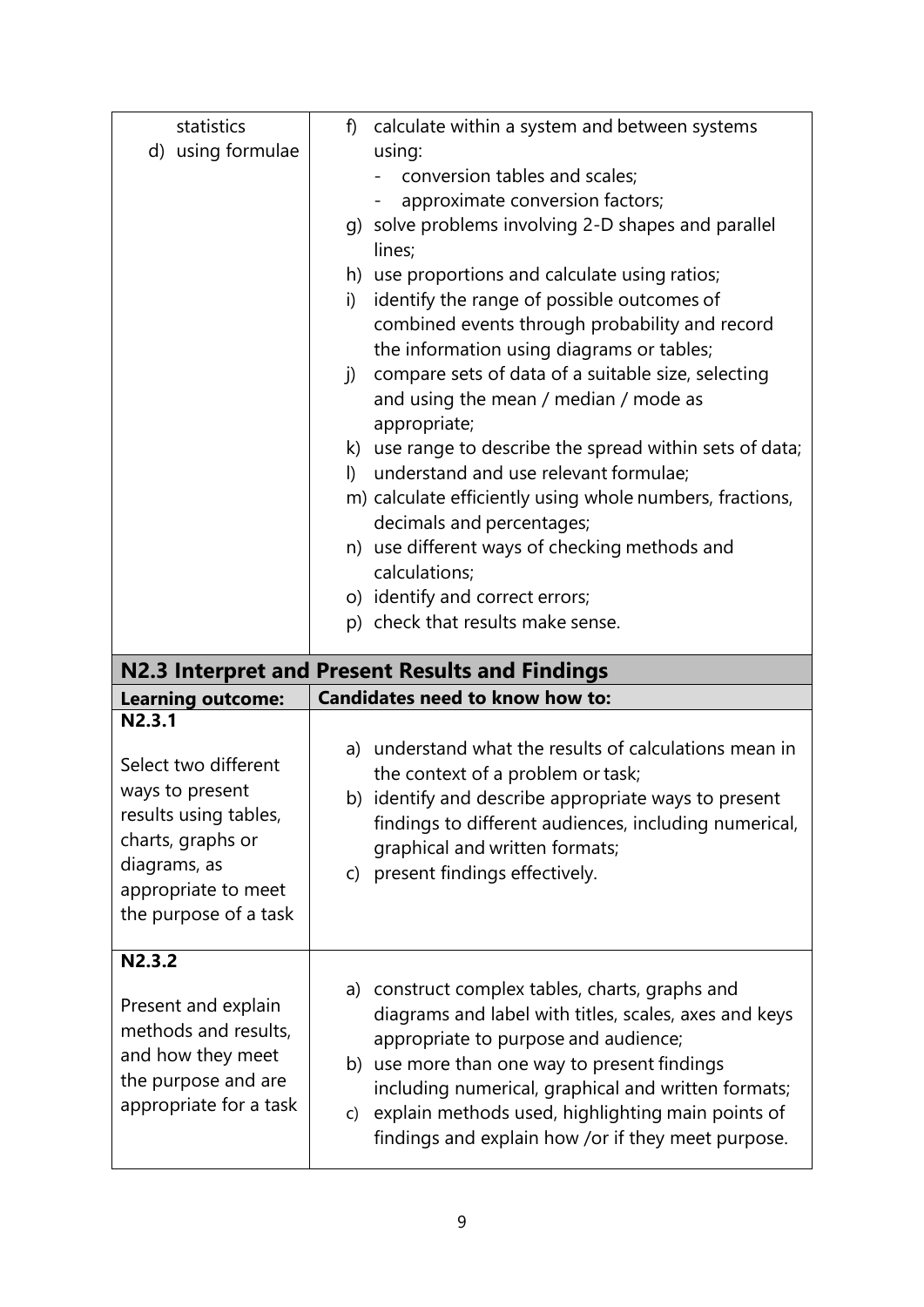| | |
|---|---|
| statistics<br>d) using formulae | f) calculate within a system and between systems using:<br>- conversion tables and scales;<br>- approximate conversion factors;<br>g) solve problems involving 2-D shapes and parallel lines;<br>h) use proportions and calculate using ratios;<br>i) identify the range of possible outcomes of combined events through probability and record the information using diagrams or tables;<br>j) compare sets of data of a suitable size, selecting and using the mean / median / mode as appropriate;<br>k) use range to describe the spread within sets of data;<br>l) understand and use relevant formulae;<br>m) calculate efficiently using whole numbers, fractions, decimals and percentages;<br>n) use different ways of checking methods and calculations;<br>o) identify and correct errors;<br>p) check that results make sense. |

## N2.3 Interpret and Present Results and Findings

| Learning outcome: | Candidates need to know how to: |
|---|---|
| **N2.3.1**<br><br>Select two different ways to present results using tables, charts, graphs or diagrams, as appropriate to meet the purpose of a task | a) understand what the results of calculations mean in the context of a problem or task;<br>b) identify and describe appropriate ways to present findings to different audiences, including numerical, graphical and written formats;<br>c) present findings effectively. |
| **N2.3.2**<br><br>Present and explain methods and results, and how they meet the purpose and are appropriate for a task | a) construct complex tables, charts, graphs and diagrams and label with titles, scales, axes and keys appropriate to purpose and audience;<br>b) use more than one way to present findings including numerical, graphical and written formats;<br>c) explain methods used, highlighting main points of findings and explain how /or if they meet purpose. |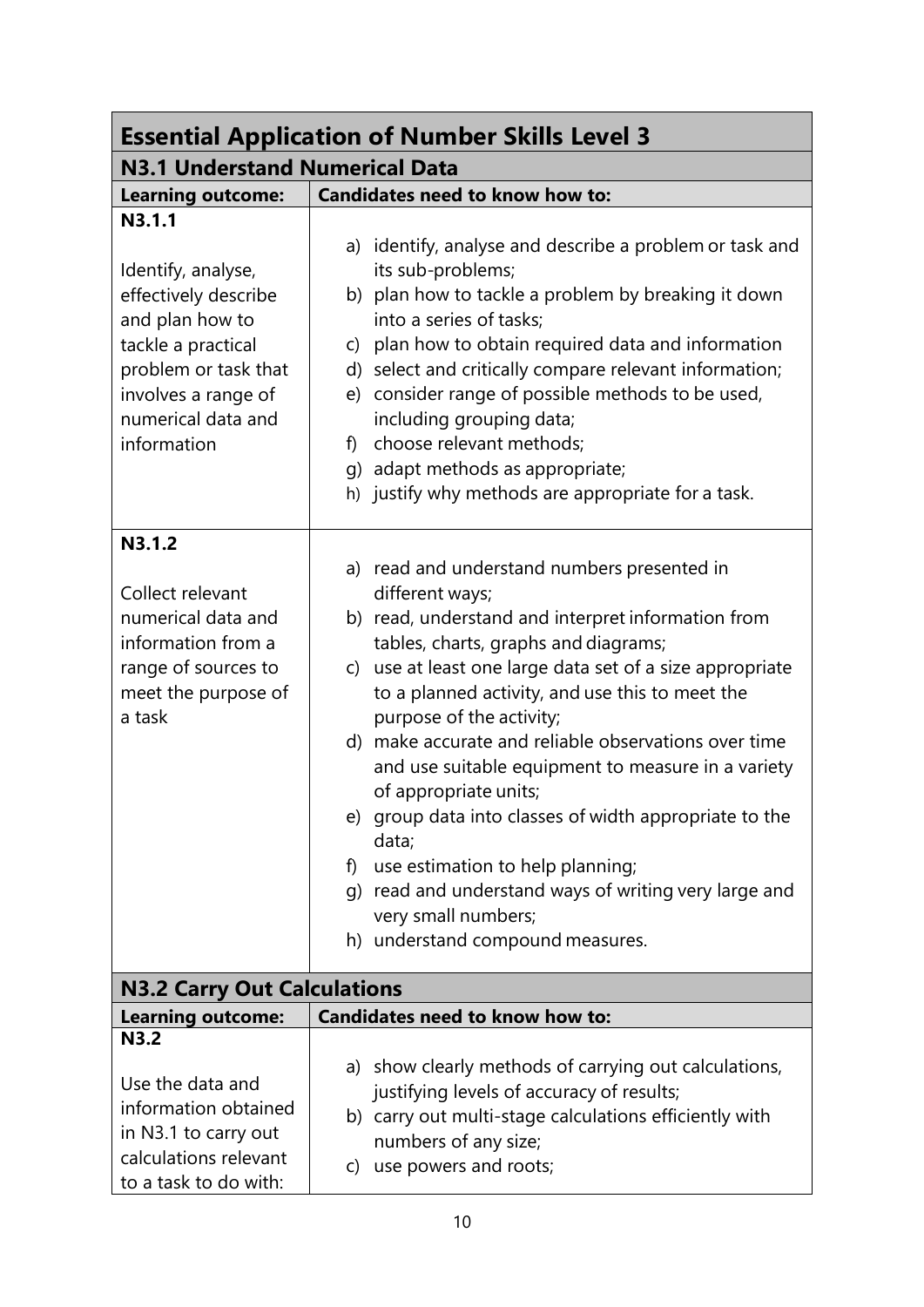## Essential Application of Number Skills Level 3

### N3.1 Understand Numerical Data

| Learning outcome: | Candidates need to know how to: |
|---|---|
| **N3.1.1**<br><br>Identify, analyse, effectively describe and plan how to tackle a practical problem or task that involves a range of numerical data and information | a) identify, analyse and describe a problem or task and its sub-problems;<br>b) plan how to tackle a problem by breaking it down into a series of tasks;<br>c) plan how to obtain required data and information<br>d) select and critically compare relevant information;<br>e) consider range of possible methods to be used, including grouping data;<br>f) choose relevant methods;<br>g) adapt methods as appropriate;<br>h) justify why methods are appropriate for a task. |
| **N3.1.2**<br><br>Collect relevant numerical data and information from a range of sources to meet the purpose of a task | a) read and understand numbers presented in different ways;<br>b) read, understand and interpret information from tables, charts, graphs and diagrams;<br>c) use at least one large data set of a size appropriate to a planned activity, and use this to meet the purpose of the activity;<br>d) make accurate and reliable observations over time and use suitable equipment to measure in a variety of appropriate units;<br>e) group data into classes of width appropriate to the data;<br>f) use estimation to help planning;<br>g) read and understand ways of writing very large and very small numbers;<br>h) understand compound measures. |

### N3.2 Carry Out Calculations

| Learning outcome: | Candidates need to know how to: |
|---|---|
| **N3.2**<br><br>Use the data and information obtained in N3.1 to carry out calculations relevant to a task to do with: | a) show clearly methods of carrying out calculations, justifying levels of accuracy of results;<br>b) carry out multi-stage calculations efficiently with numbers of any size;<br>c) use powers and roots; |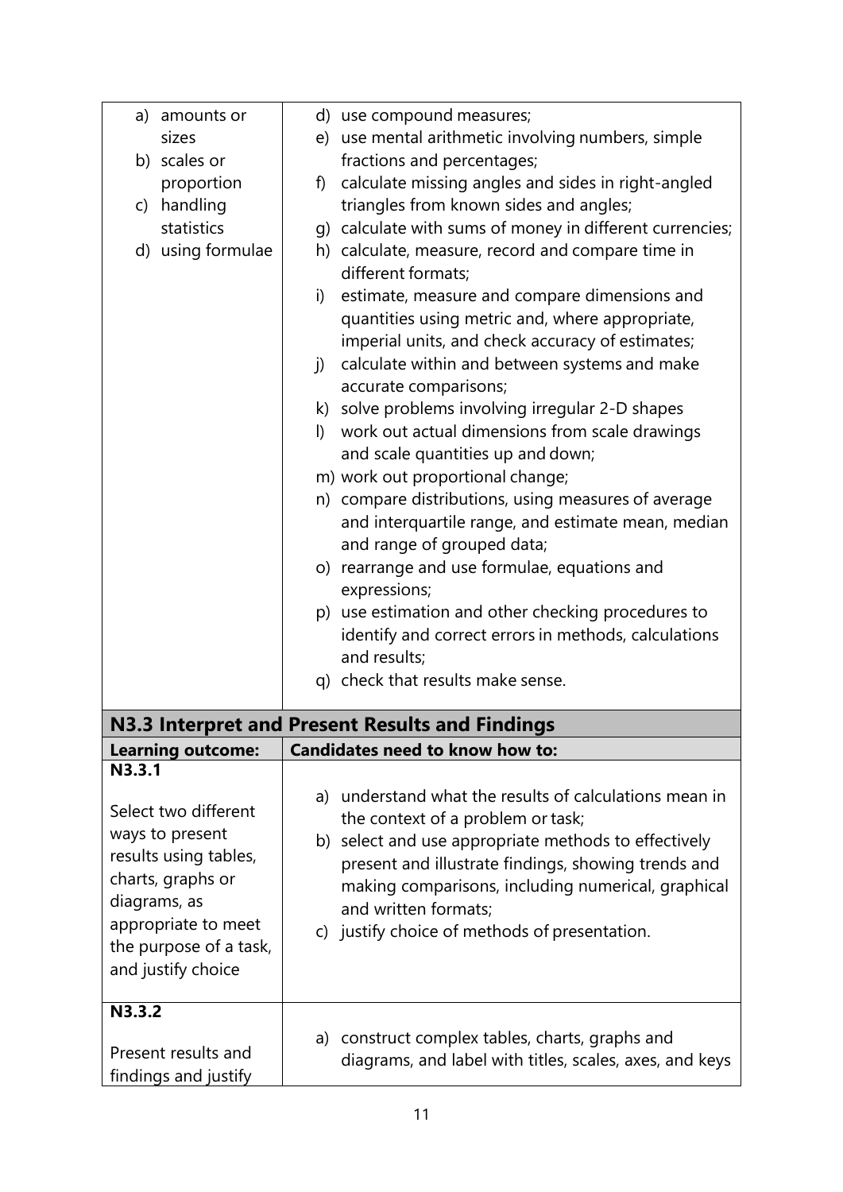| | |
|---|---|
| a) amounts or sizes<br>b) scales or proportion<br>c) handling statistics<br>d) using formulae | d) use compound measures;<br>e) use mental arithmetic involving numbers, simple fractions and percentages;<br>f) calculate missing angles and sides in right-angled triangles from known sides and angles;<br>g) calculate with sums of money in different currencies;<br>h) calculate, measure, record and compare time in different formats;<br>i) estimate, measure and compare dimensions and quantities using metric and, where appropriate, imperial units, and check accuracy of estimates;<br>j) calculate within and between systems and make accurate comparisons;<br>k) solve problems involving irregular 2-D shapes<br>l) work out actual dimensions from scale drawings and scale quantities up and down;<br>m) work out proportional change;<br>n) compare distributions, using measures of average and interquartile range, and estimate mean, median and range of grouped data;<br>o) rearrange and use formulae, equations and expressions;<br>p) use estimation and other checking procedures to identify and correct errors in methods, calculations and results;<br>q) check that results make sense. |

**N3.3 Interpret and Present Results and Findings**

| Learning outcome: | Candidates need to know how to: |
|---|---|
| **N3.3.1**<br><br>Select two different ways to present results using tables, charts, graphs or diagrams, as appropriate to meet the purpose of a task, and justify choice | a) understand what the results of calculations mean in the context of a problem or task;<br>b) select and use appropriate methods to effectively present and illustrate findings, showing trends and making comparisons, including numerical, graphical and written formats;<br>c) justify choice of methods of presentation. |
| **N3.3.2**<br><br>Present results and findings and justify | a) construct complex tables, charts, graphs and diagrams, and label with titles, scales, axes, and keys |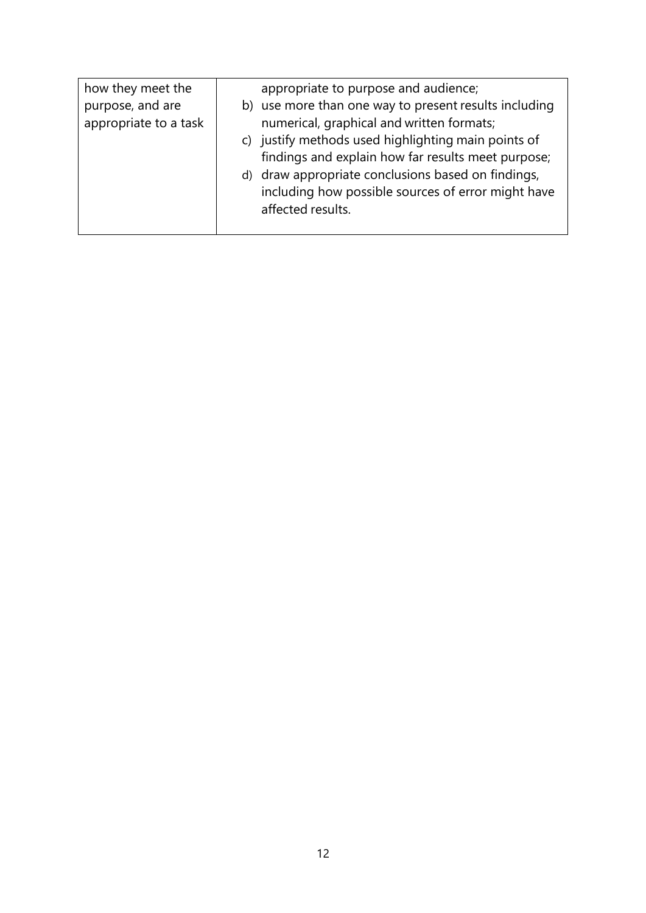| | |
|---|---|
| how they meet the purpose, and are appropriate to a task | appropriate to purpose and audience;<br>b) use more than one way to present results including numerical, graphical and written formats;<br>c) justify methods used highlighting main points of findings and explain how far results meet purpose;<br>d) draw appropriate conclusions based on findings, including how possible sources of error might have affected results. |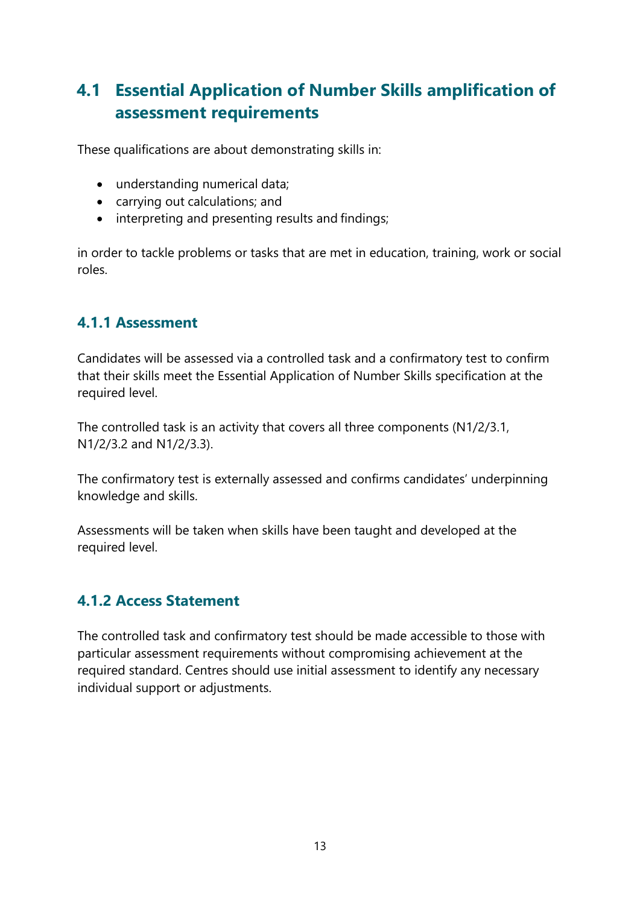## 4.1 Essential Application of Number Skills amplification of assessment requirements

These qualifications are about demonstrating skills in:

- understanding numerical data;
- carrying out calculations; and
- interpreting and presenting results and findings;

in order to tackle problems or tasks that are met in education, training, work or social roles.

### 4.1.1 Assessment

Candidates will be assessed via a controlled task and a confirmatory test to confirm that their skills meet the Essential Application of Number Skills specification at the required level.

The controlled task is an activity that covers all three components (N1/2/3.1, N1/2/3.2 and N1/2/3.3).

The confirmatory test is externally assessed and confirms candidates' underpinning knowledge and skills.

Assessments will be taken when skills have been taught and developed at the required level.

### 4.1.2 Access Statement

The controlled task and confirmatory test should be made accessible to those with particular assessment requirements without compromising achievement at the required standard. Centres should use initial assessment to identify any necessary individual support or adjustments.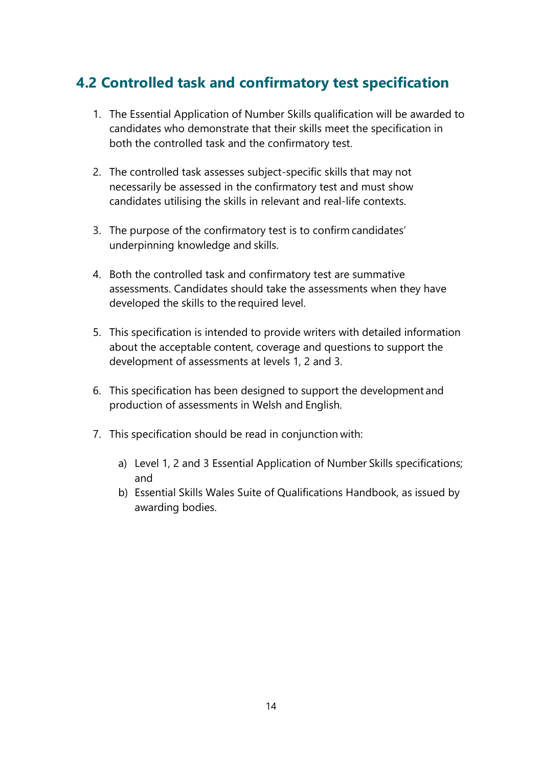## 4.2 Controlled task and confirmatory test specification

1. The Essential Application of Number Skills qualification will be awarded to candidates who demonstrate that their skills meet the specification in both the controlled task and the confirmatory test.

2. The controlled task assesses subject-specific skills that may not necessarily be assessed in the confirmatory test and must show candidates utilising the skills in relevant and real-life contexts.

3. The purpose of the confirmatory test is to confirm candidates' underpinning knowledge and skills.

4. Both the controlled task and confirmatory test are summative assessments. Candidates should take the assessments when they have developed the skills to the required level.

5. This specification is intended to provide writers with detailed information about the acceptable content, coverage and questions to support the development of assessments at levels 1, 2 and 3.

6. This specification has been designed to support the development and production of assessments in Welsh and English.

7. This specification should be read in conjunction with:

   a) Level 1, 2 and 3 Essential Application of Number Skills specifications; and
   
   b) Essential Skills Wales Suite of Qualifications Handbook, as issued by awarding bodies.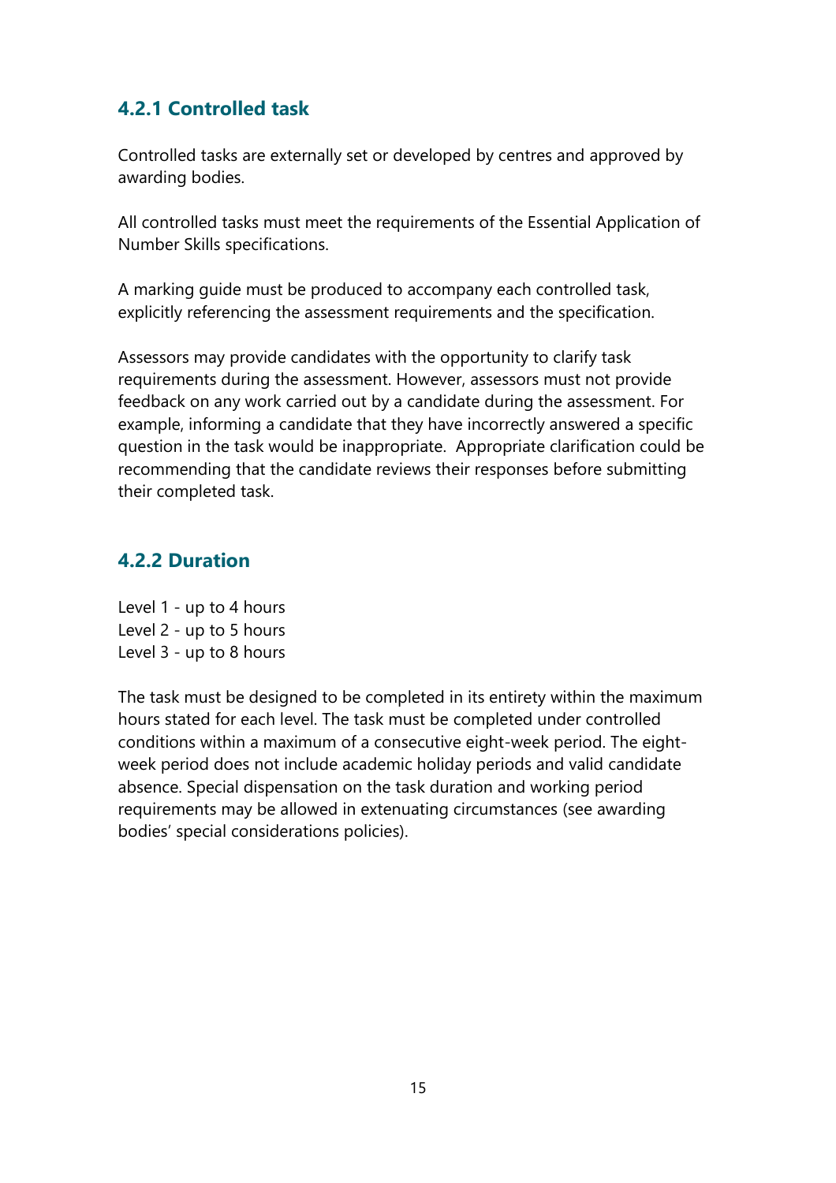### 4.2.1 Controlled task

Controlled tasks are externally set or developed by centres and approved by awarding bodies.

All controlled tasks must meet the requirements of the Essential Application of Number Skills specifications.

A marking guide must be produced to accompany each controlled task, explicitly referencing the assessment requirements and the specification.

Assessors may provide candidates with the opportunity to clarify task requirements during the assessment. However, assessors must not provide feedback on any work carried out by a candidate during the assessment. For example, informing a candidate that they have incorrectly answered a specific question in the task would be inappropriate. Appropriate clarification could be recommending that the candidate reviews their responses before submitting their completed task.

### 4.2.2 Duration

Level 1 - up to 4 hours
Level 2 - up to 5 hours
Level 3 - up to 8 hours

The task must be designed to be completed in its entirety within the maximum hours stated for each level. The task must be completed under controlled conditions within a maximum of a consecutive eight-week period. The eight-week period does not include academic holiday periods and valid candidate absence. Special dispensation on the task duration and working period requirements may be allowed in extenuating circumstances (see awarding bodies' special considerations policies).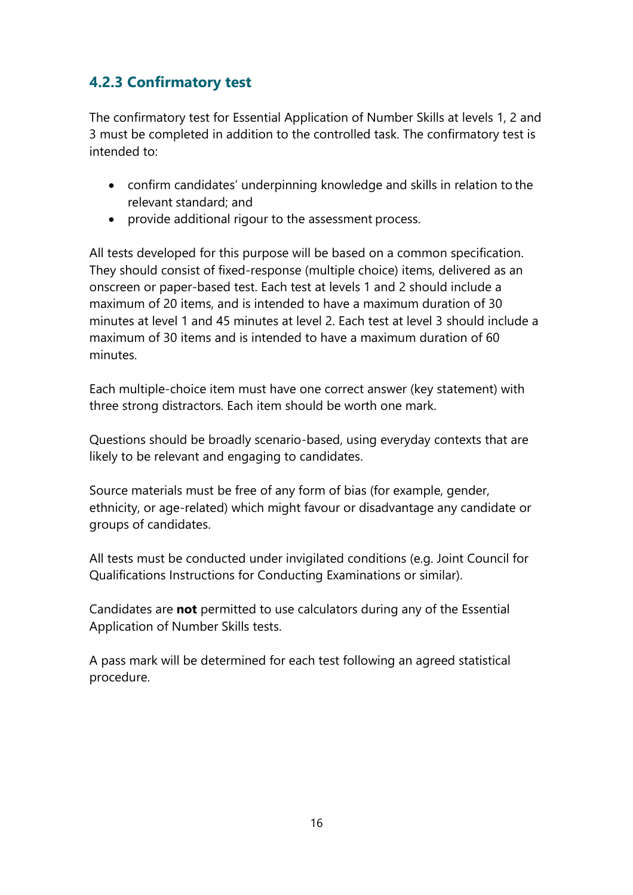### 4.2.3 Confirmatory test

The confirmatory test for Essential Application of Number Skills at levels 1, 2 and 3 must be completed in addition to the controlled task. The confirmatory test is intended to:

- confirm candidates' underpinning knowledge and skills in relation to the relevant standard; and
- provide additional rigour to the assessment process.

All tests developed for this purpose will be based on a common specification. They should consist of fixed-response (multiple choice) items, delivered as an onscreen or paper-based test. Each test at levels 1 and 2 should include a maximum of 20 items, and is intended to have a maximum duration of 30 minutes at level 1 and 45 minutes at level 2. Each test at level 3 should include a maximum of 30 items and is intended to have a maximum duration of 60 minutes.

Each multiple-choice item must have one correct answer (key statement) with three strong distractors. Each item should be worth one mark.

Questions should be broadly scenario-based, using everyday contexts that are likely to be relevant and engaging to candidates.

Source materials must be free of any form of bias (for example, gender, ethnicity, or age-related) which might favour or disadvantage any candidate or groups of candidates.

All tests must be conducted under invigilated conditions (e.g. Joint Council for Qualifications Instructions for Conducting Examinations or similar).

Candidates are **not** permitted to use calculators during any of the Essential Application of Number Skills tests.

A pass mark will be determined for each test following an agreed statistical procedure.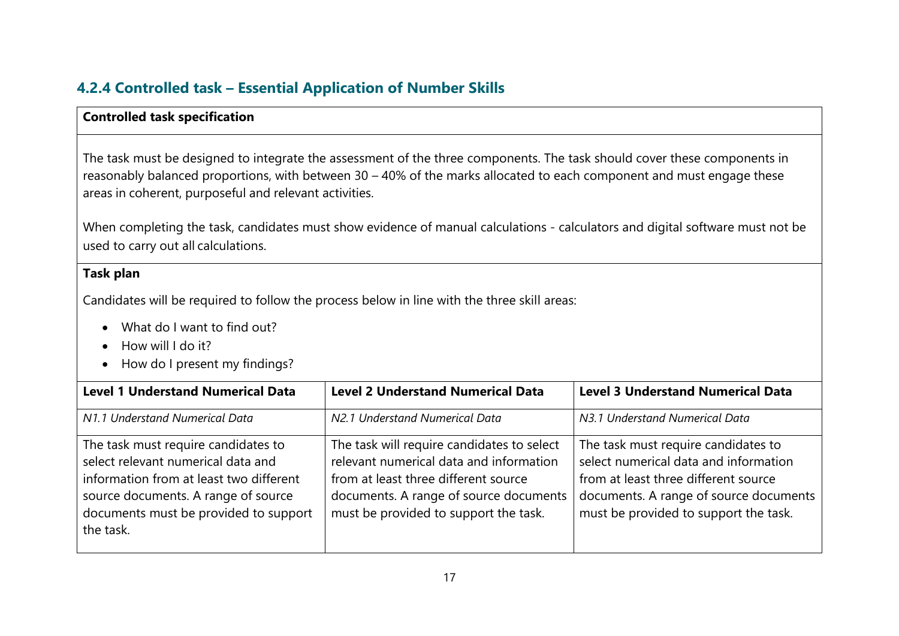### 4.2.4 Controlled task – Essential Application of Number Skills

**Controlled task specification**

The task must be designed to integrate the assessment of the three components. The task should cover these components in reasonably balanced proportions, with between 30 – 40% of the marks allocated to each component and must engage these areas in coherent, purposeful and relevant activities.

When completing the task, candidates must show evidence of manual calculations - calculators and digital software must not be used to carry out all calculations.

**Task plan**

Candidates will be required to follow the process below in line with the three skill areas:

- What do I want to find out?
- How will I do it?
- How do I present my findings?

| Level 1 Understand Numerical Data | Level 2 Understand Numerical Data | Level 3 Understand Numerical Data |
|---|---|---|
| *N1.1 Understand Numerical Data* | *N2.1 Understand Numerical Data* | *N3.1 Understand Numerical Data* |
| The task must require candidates to select relevant numerical data and information from at least two different source documents. A range of source documents must be provided to support the task. | The task will require candidates to select relevant numerical data and information from at least three different source documents. A range of source documents must be provided to support the task. | The task must require candidates to select numerical data and information from at least three different source documents. A range of source documents must be provided to support the task. |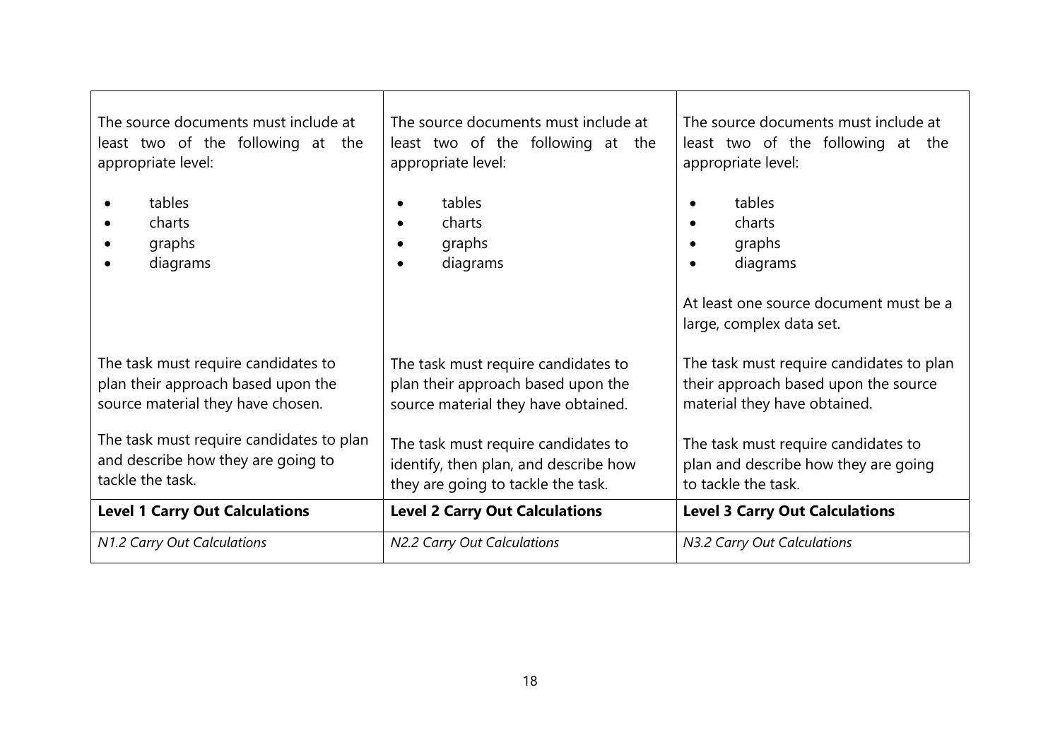| The source documents must include at least two of the following at the appropriate level:<br><br>• tables<br>• charts<br>• graphs<br>• diagrams | The source documents must include at least two of the following at the appropriate level:<br><br>• tables<br>• charts<br>• graphs<br>• diagrams | The source documents must include at least two of the following at the appropriate level:<br><br>• tables<br>• charts<br>• graphs<br>• diagrams<br><br>At least one source document must be a large, complex data set. |
|---|---|---|
| The task must require candidates to plan their approach based upon the source material they have chosen.<br><br>The task must require candidates to plan and describe how they are going to tackle the task. | The task must require candidates to plan their approach based upon the source material they have obtained.<br><br>The task must require candidates to identify, then plan, and describe how they are going to tackle the task. | The task must require candidates to plan their approach based upon the source material they have obtained.<br><br>The task must require candidates to plan and describe how they are going to tackle the task. |
| **Level 1 Carry Out Calculations** | **Level 2 Carry Out Calculations** | **Level 3 Carry Out Calculations** |
| *N1.2 Carry Out Calculations* | *N2.2 Carry Out Calculations* | *N3.2 Carry Out Calculations* |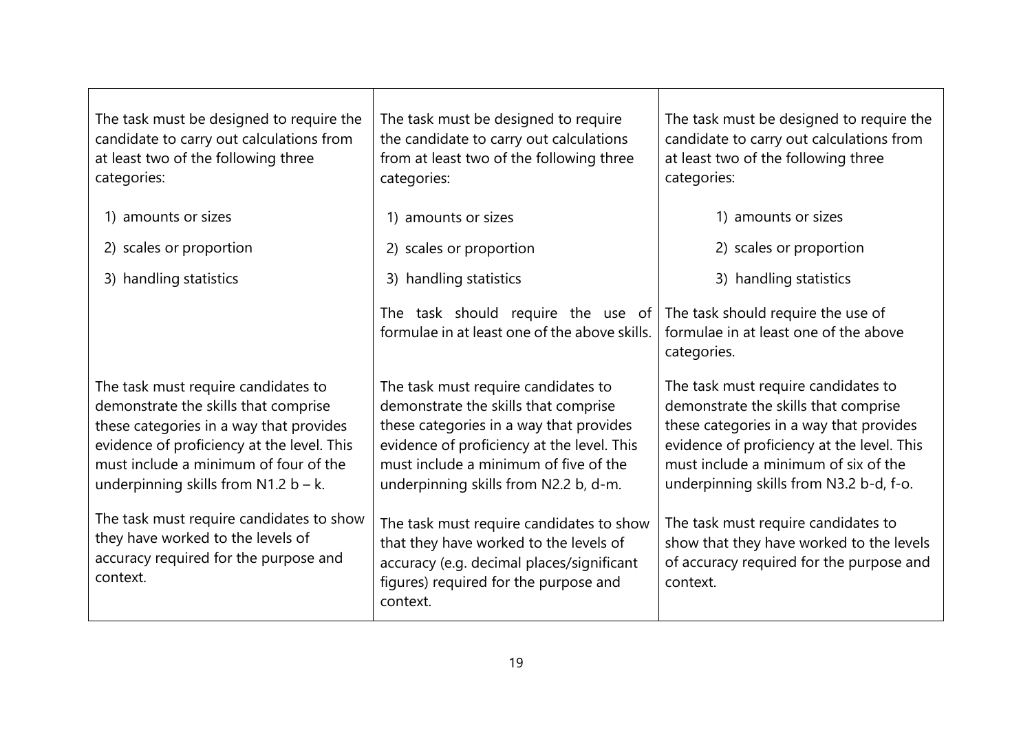| | | |
|---|---|---|
| The task must be designed to require the candidate to carry out calculations from at least two of the following three categories:<br><br>1) amounts or sizes<br>2) scales or proportion<br>3) handling statistics | The task must be designed to require the candidate to carry out calculations from at least two of the following three categories:<br><br>1) amounts or sizes<br>2) scales or proportion<br>3) handling statistics<br><br>The task should require the use of formulae in at least one of the above skills. | The task must be designed to require the candidate to carry out calculations from at least two of the following three categories:<br><br>1) amounts or sizes<br>2) scales or proportion<br>3) handling statistics<br><br>The task should require the use of formulae in at least one of the above categories. |
| The task must require candidates to demonstrate the skills that comprise these categories in a way that provides evidence of proficiency at the level. This must include a minimum of four of the underpinning skills from N1.2 b – k.<br><br>The task must require candidates to show they have worked to the levels of accuracy required for the purpose and context. | The task must require candidates to demonstrate the skills that comprise these categories in a way that provides evidence of proficiency at the level. This must include a minimum of five of the underpinning skills from N2.2 b, d-m.<br><br>The task must require candidates to show that they have worked to the levels of accuracy (e.g. decimal places/significant figures) required for the purpose and context. | The task must require candidates to demonstrate the skills that comprise these categories in a way that provides evidence of proficiency at the level. This must include a minimum of six of the underpinning skills from N3.2 b-d, f-o.<br><br>The task must require candidates to show that they have worked to the levels of accuracy required for the purpose and context. |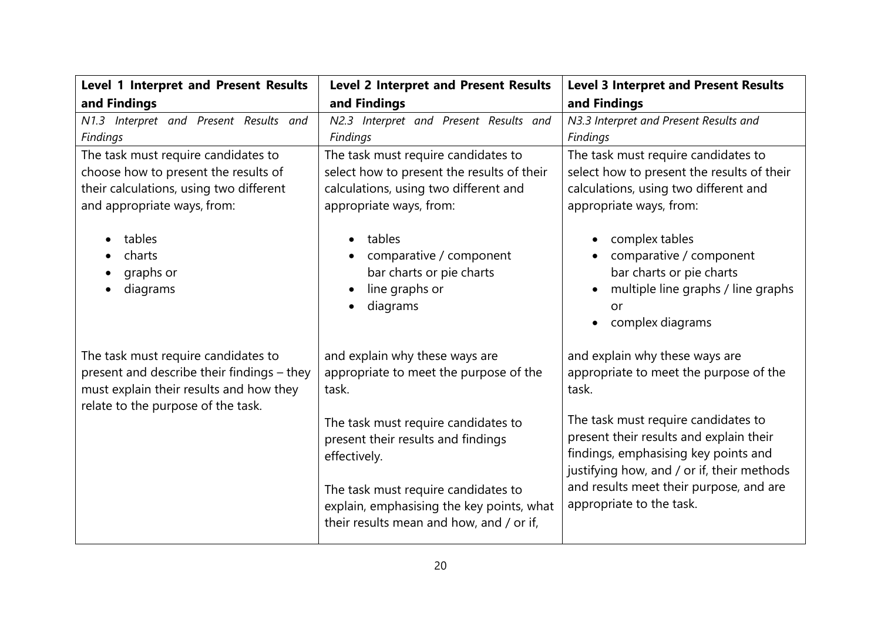| **Level 1 Interpret and Present Results and Findings** | **Level 2 Interpret and Present Results and Findings** | **Level 3 Interpret and Present Results and Findings** |
|---|---|---|
| *N1.3 Interpret and Present Results and Findings* | *N2.3 Interpret and Present Results and Findings* | *N3.3 Interpret and Present Results and Findings* |
| The task must require candidates to choose how to present the results of their calculations, using two different and appropriate ways, from:<br><br>• tables<br>• charts<br>• graphs or<br>• diagrams<br><br>The task must require candidates to present and describe their findings – they must explain their results and how they relate to the purpose of the task. | The task must require candidates to select how to present the results of their calculations, using two different and appropriate ways, from:<br><br>• tables<br>• comparative / component bar charts or pie charts<br>• line graphs or<br>• diagrams<br><br>and explain why these ways are appropriate to meet the purpose of the task.<br><br>The task must require candidates to present their results and findings effectively.<br><br>The task must require candidates to explain, emphasising the key points, what their results mean and how, and / or if, | The task must require candidates to select how to present the results of their calculations, using two different and appropriate ways, from:<br><br>• complex tables<br>• comparative / component bar charts or pie charts<br>• multiple line graphs / line graphs or<br>• complex diagrams<br><br>and explain why these ways are appropriate to meet the purpose of the task.<br><br>The task must require candidates to present their results and explain their findings, emphasising key points and justifying how, and / or if, their methods and results meet their purpose, and are appropriate to the task. |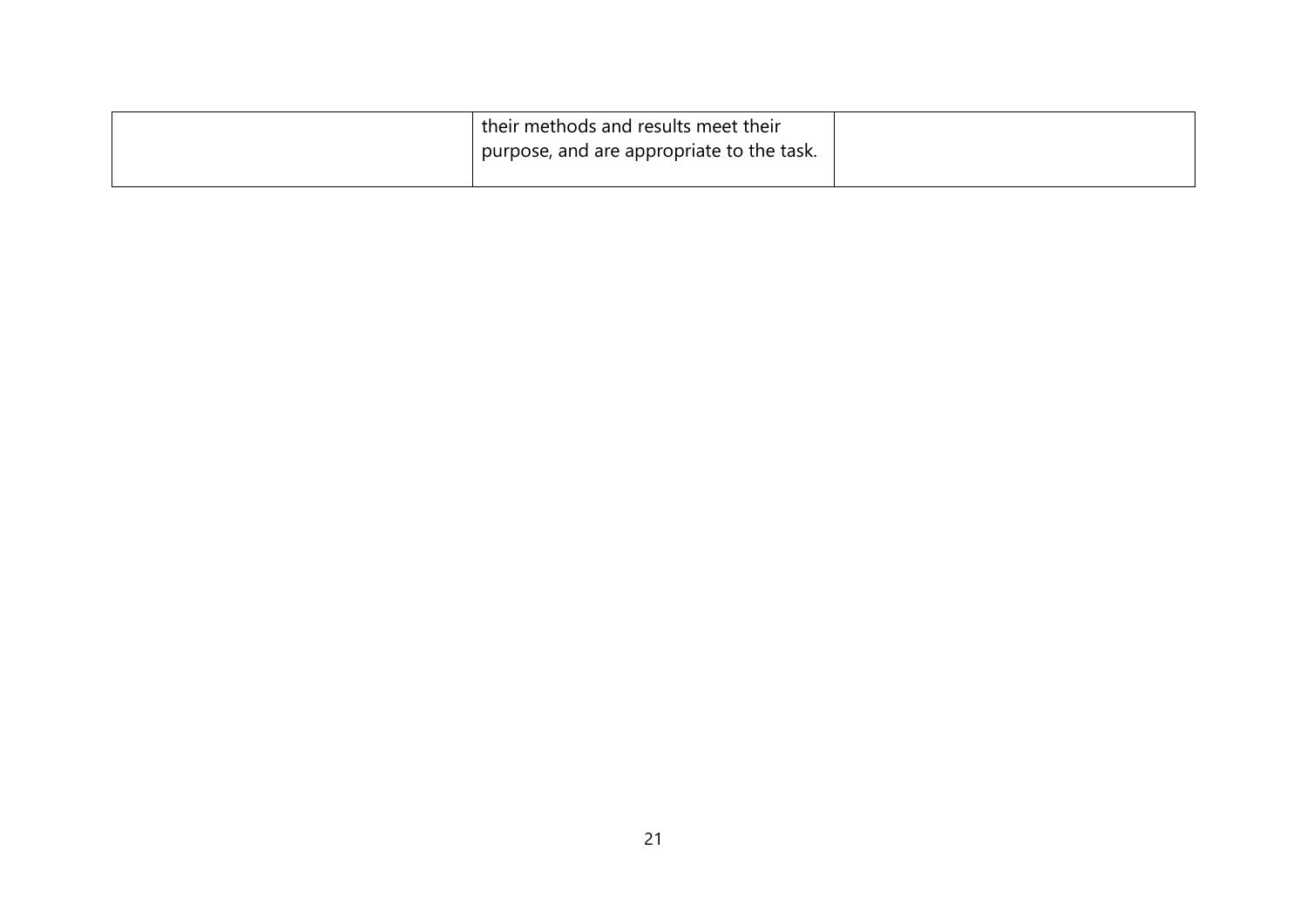| | | |
|---|---|---|
| | their methods and results meet their purpose, and are appropriate to the task. | |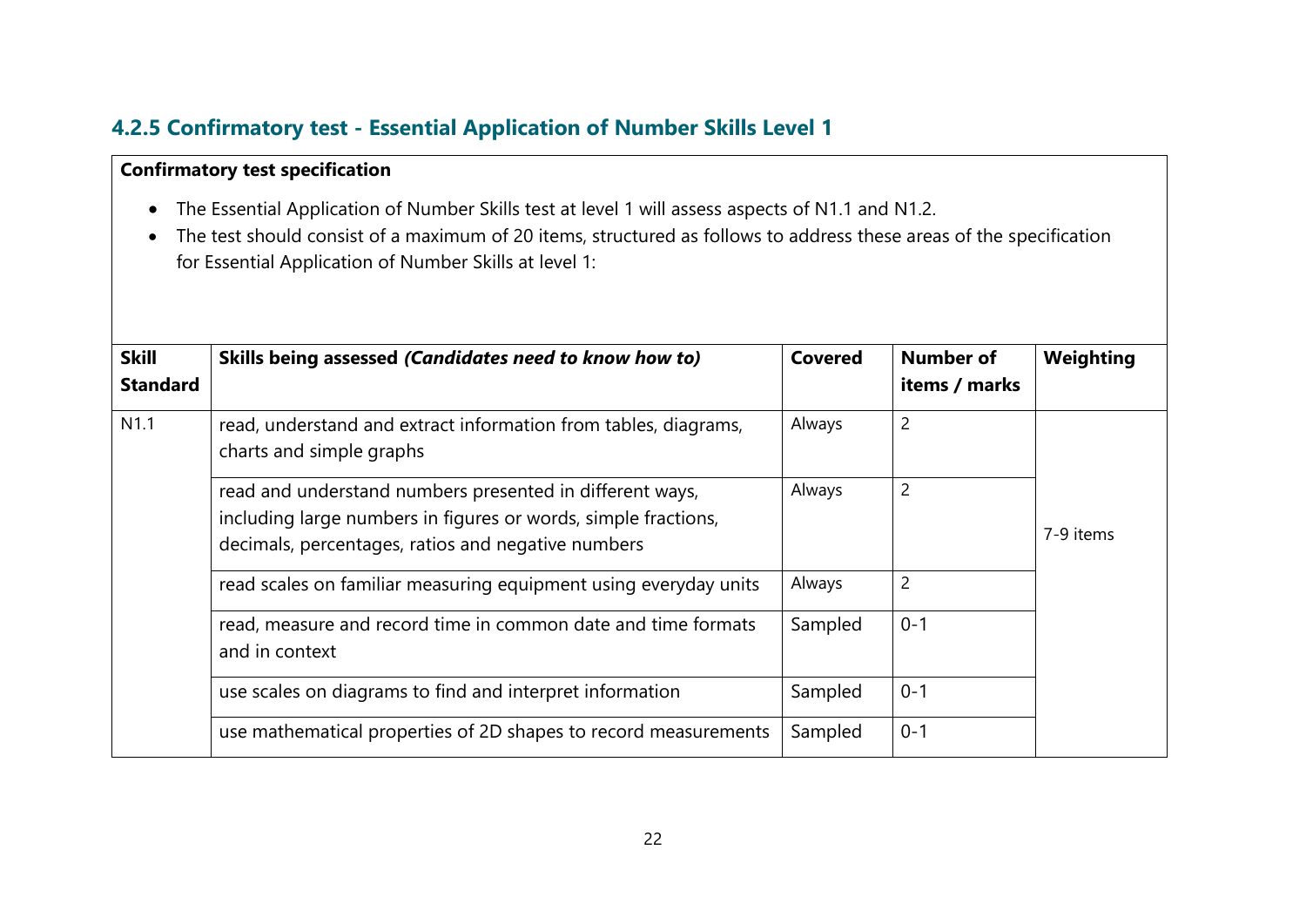### 4.2.5 Confirmatory test - Essential Application of Number Skills Level 1

**Confirmatory test specification**

- The Essential Application of Number Skills test at level 1 will assess aspects of N1.1 and N1.2.
- The test should consist of a maximum of 20 items, structured as follows to address these areas of the specification for Essential Application of Number Skills at level 1:

| Skill Standard | Skills being assessed *(Candidates need to know how to)* | Covered | Number of items / marks | Weighting |
|---|---|---|---|---|
| N1.1 | read, understand and extract information from tables, diagrams, charts and simple graphs | Always | 2 | 7-9 items |
| | read and understand numbers presented in different ways, including large numbers in figures or words, simple fractions, decimals, percentages, ratios and negative numbers | Always | 2 | |
| | read scales on familiar measuring equipment using everyday units | Always | 2 | |
| | read, measure and record time in common date and time formats and in context | Sampled | 0-1 | |
| | use scales on diagrams to find and interpret information | Sampled | 0-1 | |
| | use mathematical properties of 2D shapes to record measurements | Sampled | 0-1 | |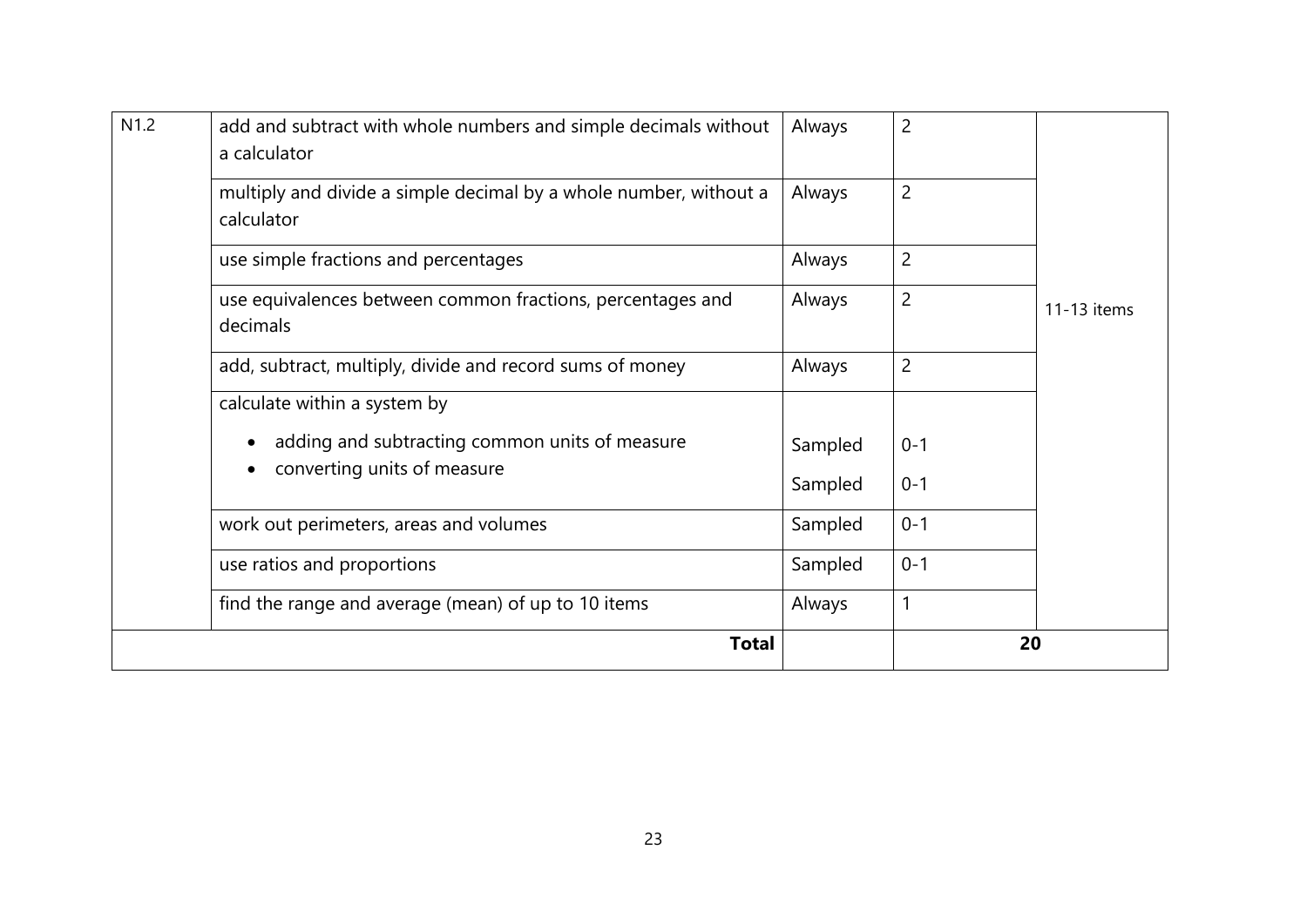| N1.2 | add and subtract with whole numbers and simple decimals without a calculator | Always | 2 | 11-13 items |
|---|---|---|---|---|
| | multiply and divide a simple decimal by a whole number, without a calculator | Always | 2 | |
| | use simple fractions and percentages | Always | 2 | |
| | use equivalences between common fractions, percentages and decimals | Always | 2 | |
| | add, subtract, multiply, divide and record sums of money | Always | 2 | |
| | calculate within a system by<br>• adding and subtracting common units of measure<br>• converting units of measure | Sampled<br>Sampled | 0-1<br>0-1 | |
| | work out perimeters, areas and volumes | Sampled | 0-1 | |
| | use ratios and proportions | Sampled | 0-1 | |
| | find the range and average (mean) of up to 10 items | Always | 1 | |
| | **Total** | | **20** | |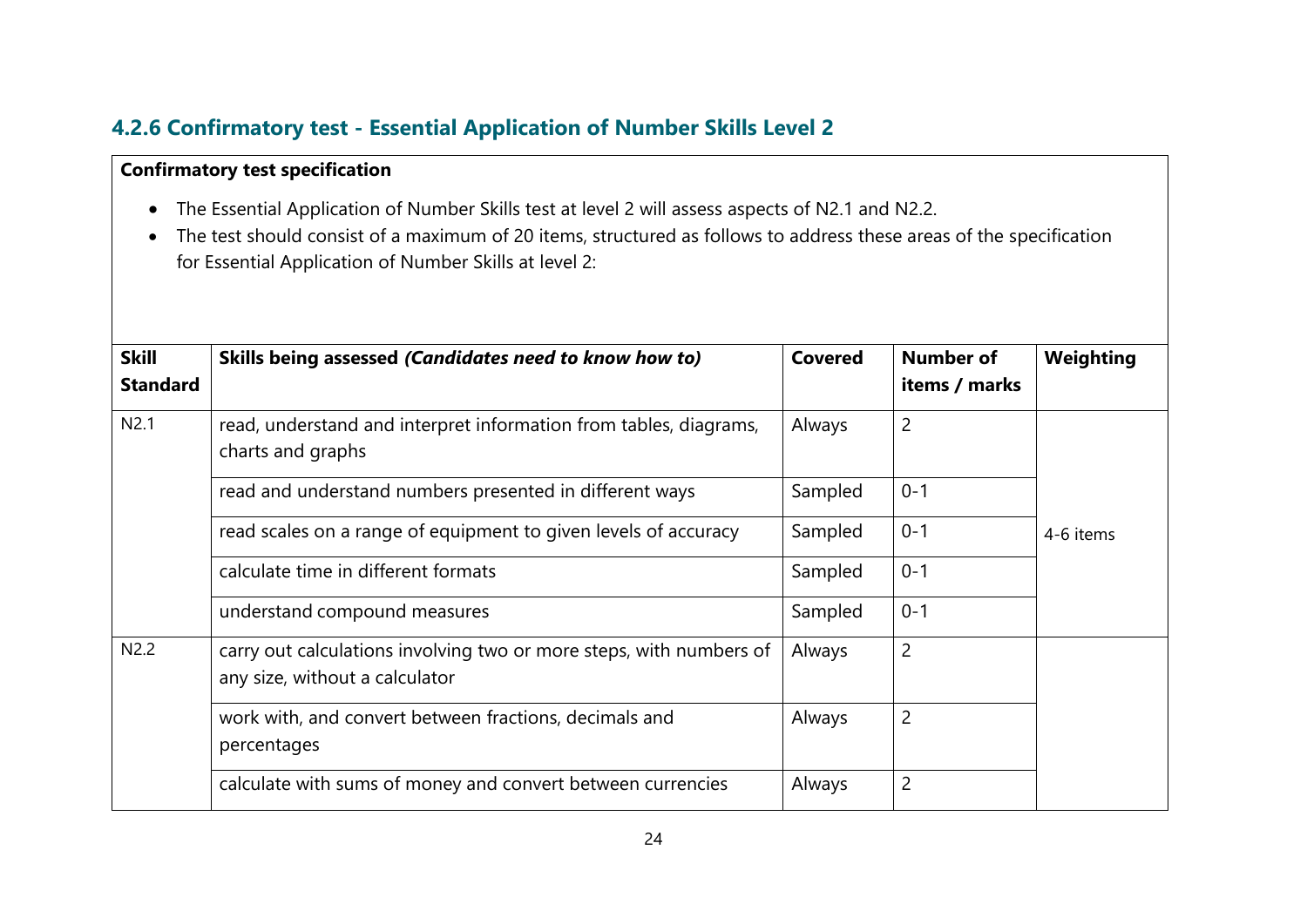### 4.2.6 Confirmatory test - Essential Application of Number Skills Level 2

**Confirmatory test specification**

- The Essential Application of Number Skills test at level 2 will assess aspects of N2.1 and N2.2.
- The test should consist of a maximum of 20 items, structured as follows to address these areas of the specification for Essential Application of Number Skills at level 2:

| Skill Standard | Skills being assessed *(Candidates need to know how to)* | Covered | Number of items / marks | Weighting |
|---|---|---|---|---|
| N2.1 | read, understand and interpret information from tables, diagrams, charts and graphs | Always | 2 | 4-6 items |
| | read and understand numbers presented in different ways | Sampled | 0-1 | |
| | read scales on a range of equipment to given levels of accuracy | Sampled | 0-1 | |
| | calculate time in different formats | Sampled | 0-1 | |
| | understand compound measures | Sampled | 0-1 | |
| N2.2 | carry out calculations involving two or more steps, with numbers of any size, without a calculator | Always | 2 | |
| | work with, and convert between fractions, decimals and percentages | Always | 2 | |
| | calculate with sums of money and convert between currencies | Always | 2 | |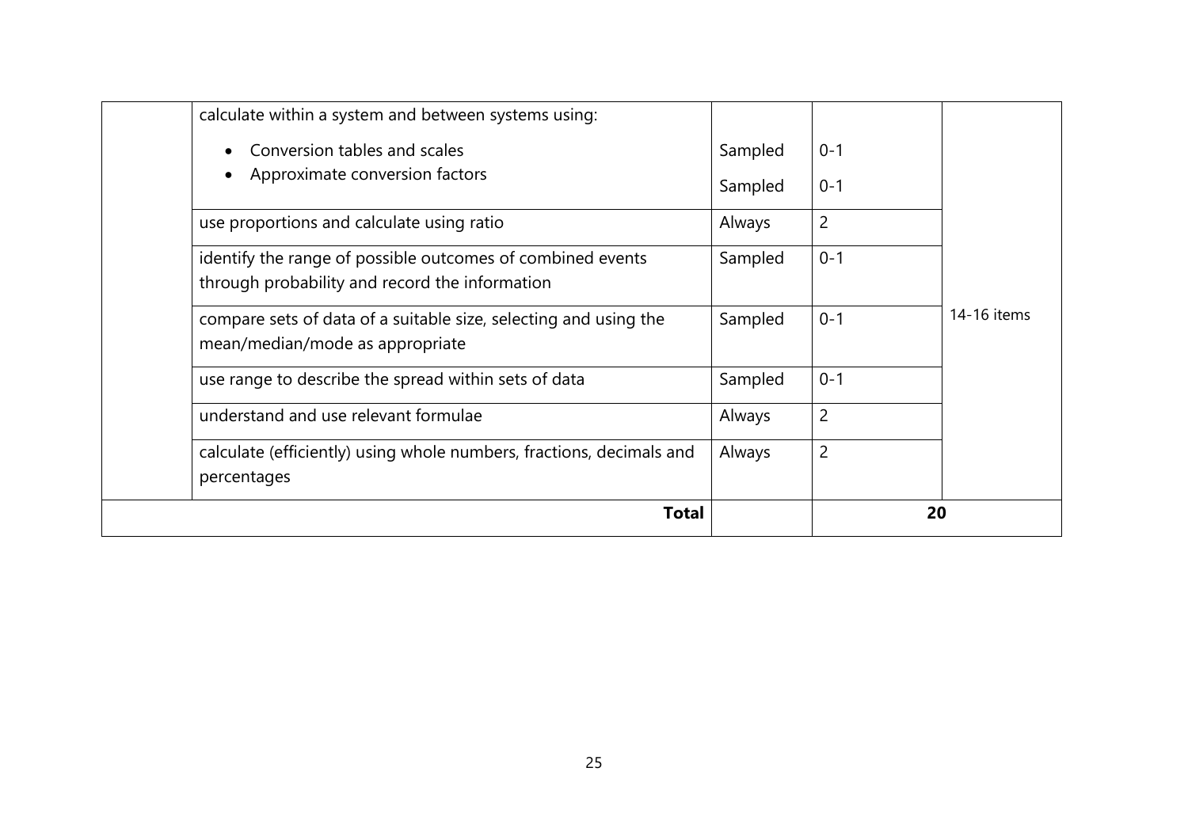| | | | | |
|---|---|---|---|---|
| | calculate within a system and between systems using:<br>• Conversion tables and scales<br>• Approximate conversion factors | Sampled<br>Sampled | 0-1<br>0-1 | 14-16 items |
| | use proportions and calculate using ratio | Always | 2 | |
| | identify the range of possible outcomes of combined events through probability and record the information | Sampled | 0-1 | |
| | compare sets of data of a suitable size, selecting and using the mean/median/mode as appropriate | Sampled | 0-1 | |
| | use range to describe the spread within sets of data | Sampled | 0-1 | |
| | understand and use relevant formulae | Always | 2 | |
| | calculate (efficiently) using whole numbers, fractions, decimals and percentages | Always | 2 | |
| | **Total** | | **20** | |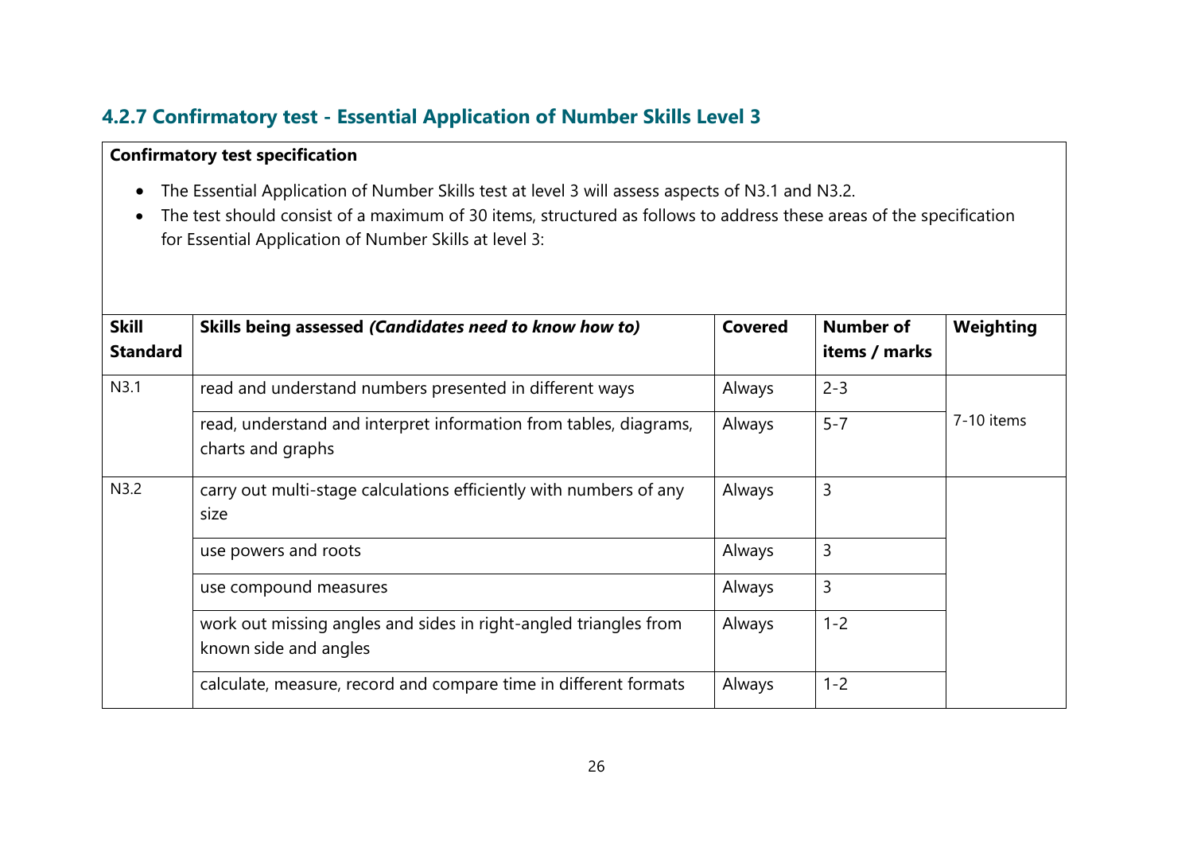### 4.2.7 Confirmatory test - Essential Application of Number Skills Level 3

**Confirmatory test specification**

- The Essential Application of Number Skills test at level 3 will assess aspects of N3.1 and N3.2.
- The test should consist of a maximum of 30 items, structured as follows to address these areas of the specification for Essential Application of Number Skills at level 3:

| Skill Standard | Skills being assessed *(Candidates need to know how to)* | Covered | Number of items / marks | Weighting |
|---|---|---|---|---|
| N3.1 | read and understand numbers presented in different ways | Always | 2-3 | 7-10 items |
| | read, understand and interpret information from tables, diagrams, charts and graphs | Always | 5-7 | |
| N3.2 | carry out multi-stage calculations efficiently with numbers of any size | Always | 3 | |
| | use powers and roots | Always | 3 | |
| | use compound measures | Always | 3 | |
| | work out missing angles and sides in right-angled triangles from known side and angles | Always | 1-2 | |
| | calculate, measure, record and compare time in different formats | Always | 1-2 | |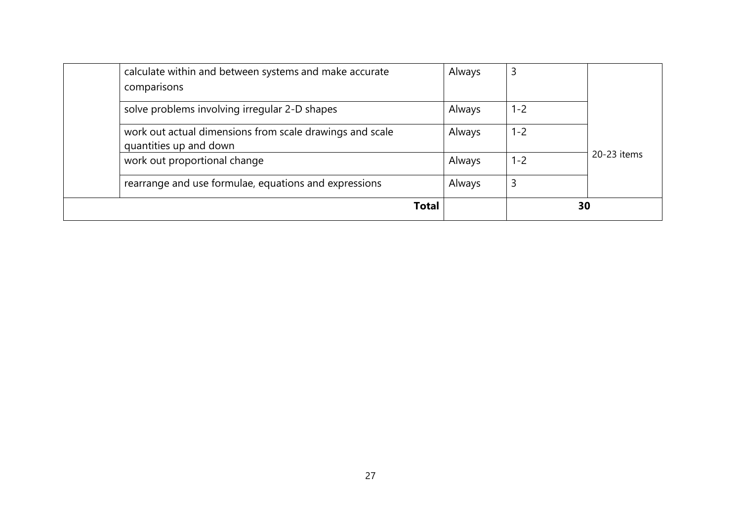| | | | | |
|---|---|---|---|---|
| | calculate within and between systems and make accurate comparisons | Always | 3 | 20-23 items |
| | solve problems involving irregular 2-D shapes | Always | 1-2 | |
| | work out actual dimensions from scale drawings and scale quantities up and down | Always | 1-2 | |
| | work out proportional change | Always | 1-2 | |
| | rearrange and use formulae, equations and expressions | Always | 3 | |
| **Total** | | | **30** | |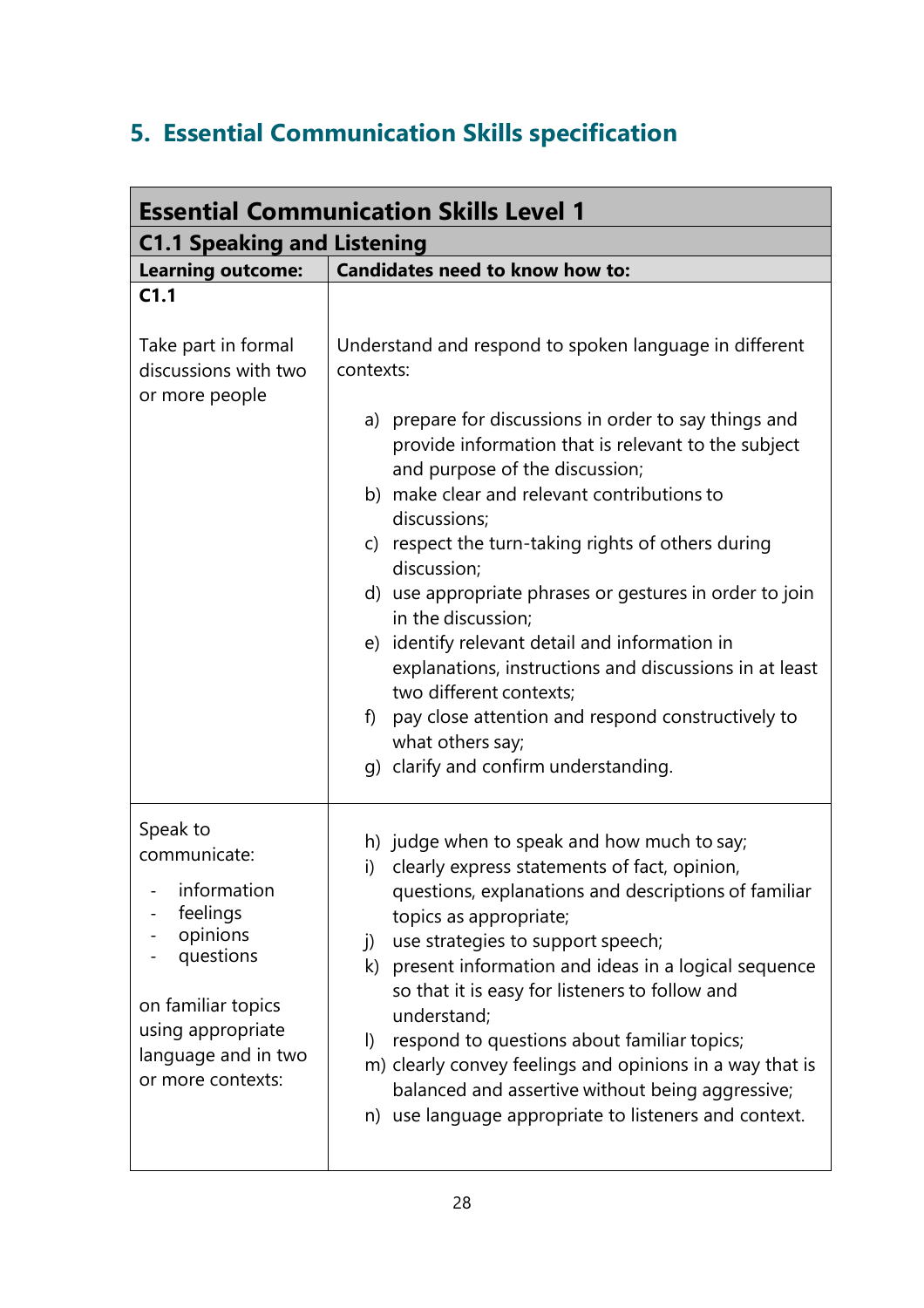## 5. Essential Communication Skills specification

| Essential Communication Skills Level 1 | |
|---|---|
| **C1.1 Speaking and Listening** | |
| **Learning outcome:** | **Candidates need to know how to:** |
| **C1.1**<br><br>Take part in formal discussions with two or more people | Understand and respond to spoken language in different contexts:<br><br>a) prepare for discussions in order to say things and provide information that is relevant to the subject and purpose of the discussion;<br>b) make clear and relevant contributions to discussions;<br>c) respect the turn-taking rights of others during discussion;<br>d) use appropriate phrases or gestures in order to join in the discussion;<br>e) identify relevant detail and information in explanations, instructions and discussions in at least two different contexts;<br>f) pay close attention and respond constructively to what others say;<br>g) clarify and confirm understanding. |
| Speak to communicate:<br><br>- information<br>- feelings<br>- opinions<br>- questions<br><br>on familiar topics using appropriate language and in two or more contexts: | h) judge when to speak and how much to say;<br>i) clearly express statements of fact, opinion, questions, explanations and descriptions of familiar topics as appropriate;<br>j) use strategies to support speech;<br>k) present information and ideas in a logical sequence so that it is easy for listeners to follow and understand;<br>l) respond to questions about familiar topics;<br>m) clearly convey feelings and opinions in a way that is balanced and assertive without being aggressive;<br>n) use language appropriate to listeners and context. |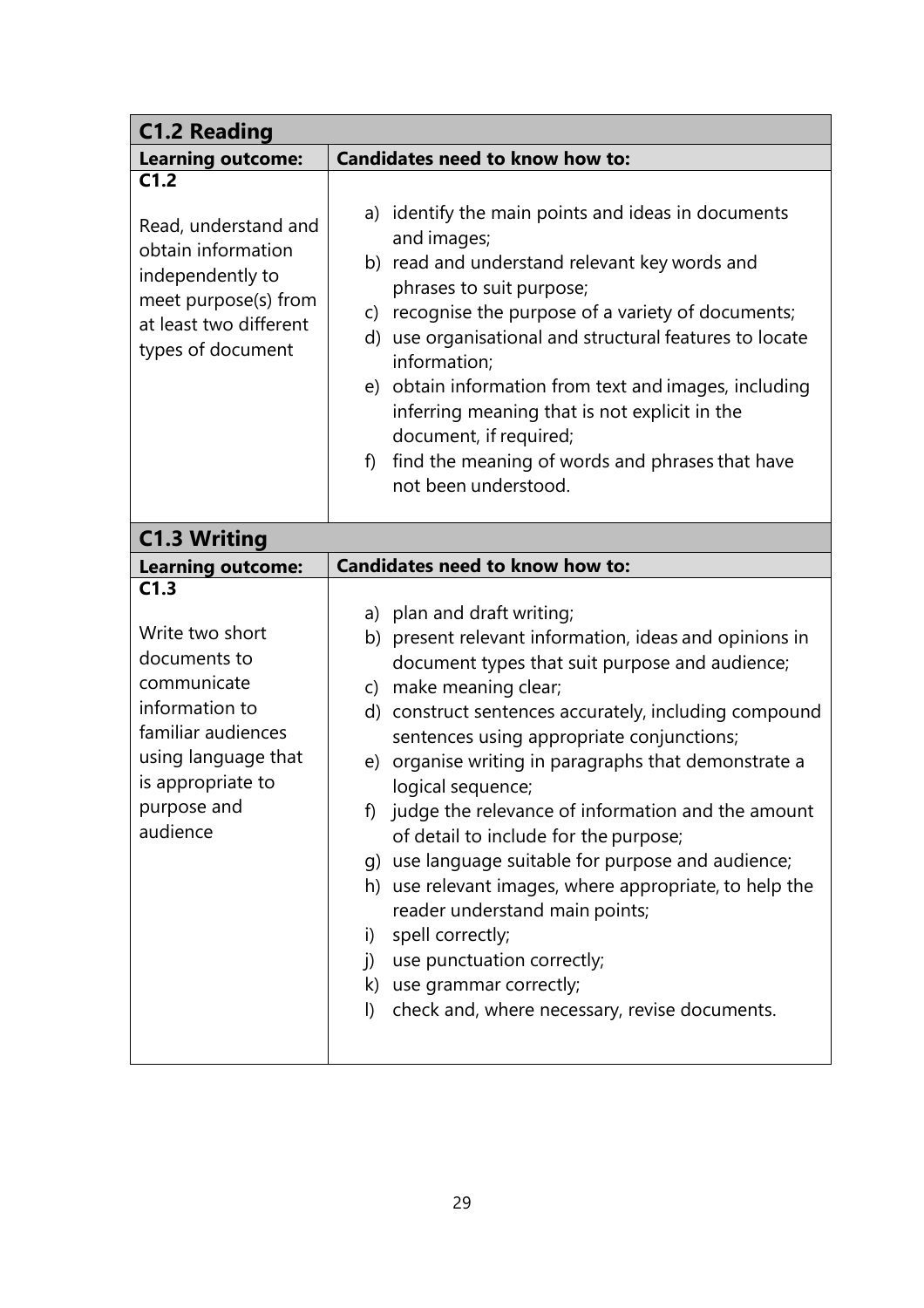| C1.2 Reading | |
|---|---|
| **Learning outcome:** | **Candidates need to know how to:** |
| **C1.2**<br><br>Read, understand and obtain information independently to meet purpose(s) from at least two different types of document | a) identify the main points and ideas in documents and images;<br>b) read and understand relevant key words and phrases to suit purpose;<br>c) recognise the purpose of a variety of documents;<br>d) use organisational and structural features to locate information;<br>e) obtain information from text and images, including inferring meaning that is not explicit in the document, if required;<br>f) find the meaning of words and phrases that have not been understood. |

| C1.3 Writing | |
|---|---|
| **Learning outcome:** | **Candidates need to know how to:** |
| **C1.3**<br><br>Write two short documents to communicate information to familiar audiences using language that is appropriate to purpose and audience | a) plan and draft writing;<br>b) present relevant information, ideas and opinions in document types that suit purpose and audience;<br>c) make meaning clear;<br>d) construct sentences accurately, including compound sentences using appropriate conjunctions;<br>e) organise writing in paragraphs that demonstrate a logical sequence;<br>f) judge the relevance of information and the amount of detail to include for the purpose;<br>g) use language suitable for purpose and audience;<br>h) use relevant images, where appropriate, to help the reader understand main points;<br>i) spell correctly;<br>j) use punctuation correctly;<br>k) use grammar correctly;<br>l) check and, where necessary, revise documents. |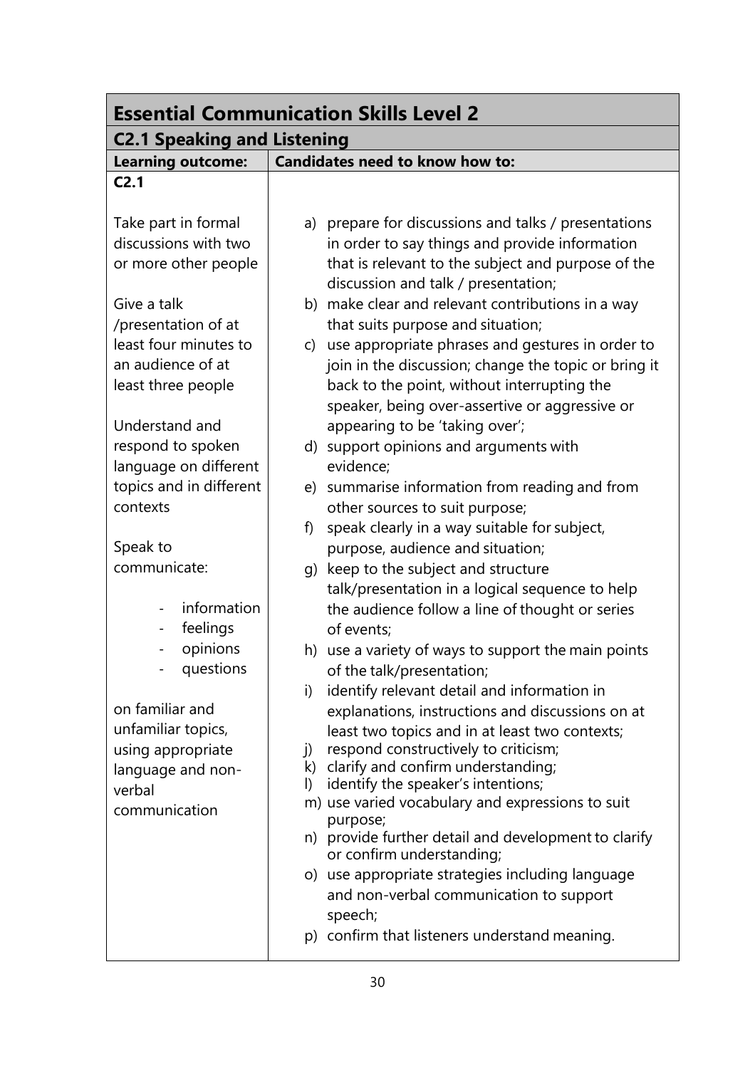| Essential Communication Skills Level 2 | |
|---|---|
| **C2.1 Speaking and Listening** | |
| **Learning outcome:** | **Candidates need to know how to:** |
| **C2.1**<br><br>Take part in formal discussions with two or more other people<br><br>Give a talk /presentation of at least four minutes to an audience of at least three people<br><br>Understand and respond to spoken language on different topics and in different contexts<br><br>Speak to communicate:<br><br>- information<br>- feelings<br>- opinions<br>- questions<br><br>on familiar and unfamiliar topics, using appropriate language and non-verbal communication | a) prepare for discussions and talks / presentations in order to say things and provide information that is relevant to the subject and purpose of the discussion and talk / presentation;<br>b) make clear and relevant contributions in a way that suits purpose and situation;<br>c) use appropriate phrases and gestures in order to join in the discussion; change the topic or bring it back to the point, without interrupting the speaker, being over-assertive or aggressive or appearing to be 'taking over';<br>d) support opinions and arguments with evidence;<br>e) summarise information from reading and from other sources to suit purpose;<br>f) speak clearly in a way suitable for subject, purpose, audience and situation;<br>g) keep to the subject and structure talk/presentation in a logical sequence to help the audience follow a line of thought or series of events;<br>h) use a variety of ways to support the main points of the talk/presentation;<br>i) identify relevant detail and information in explanations, instructions and discussions on at least two topics and in at least two contexts;<br>j) respond constructively to criticism;<br>k) clarify and confirm understanding;<br>l) identify the speaker's intentions;<br>m) use varied vocabulary and expressions to suit purpose;<br>n) provide further detail and development to clarify or confirm understanding;<br>o) use appropriate strategies including language and non-verbal communication to support speech;<br>p) confirm that listeners understand meaning. |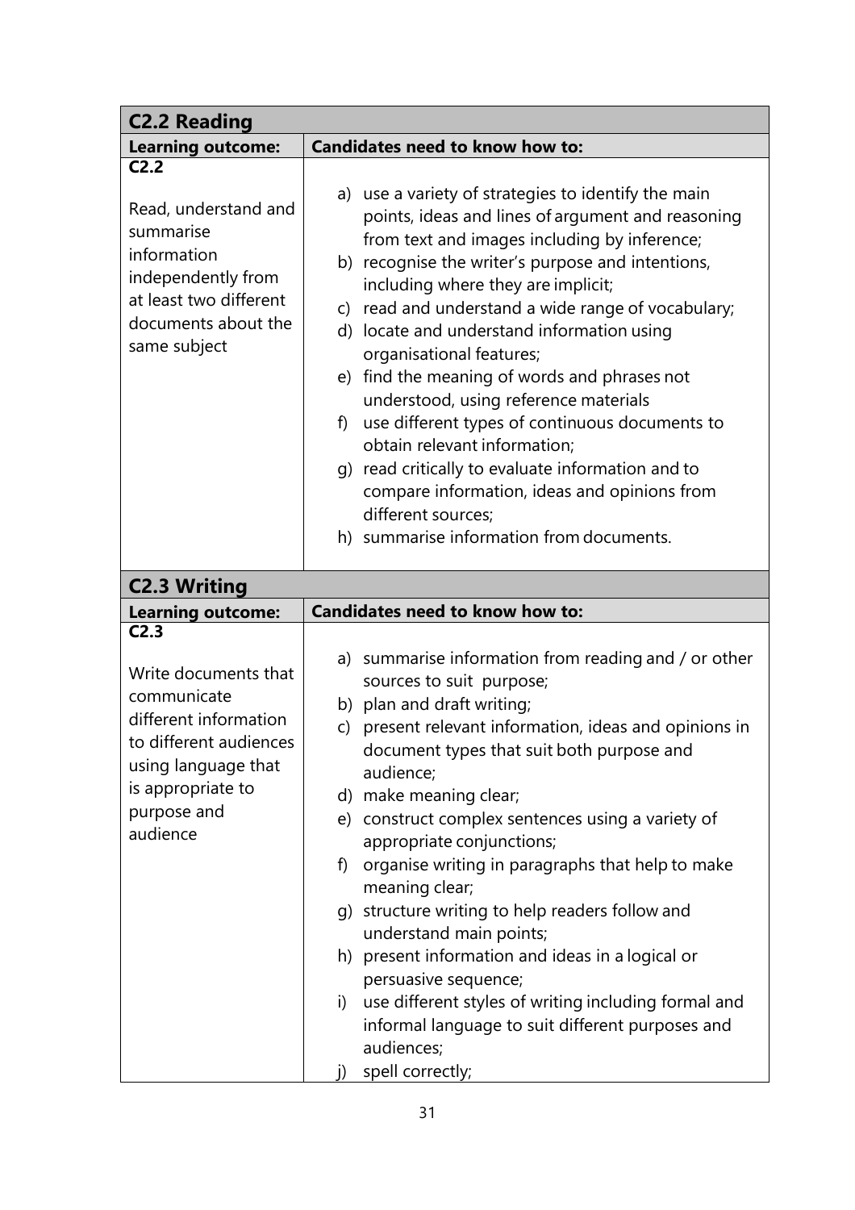## C2.2 Reading

| Learning outcome: | Candidates need to know how to: |
| --- | --- |
| **C2.2**<br><br>Read, understand and summarise information independently from at least two different documents about the same subject | a) use a variety of strategies to identify the main points, ideas and lines of argument and reasoning from text and images including by inference;<br>b) recognise the writer's purpose and intentions, including where they are implicit;<br>c) read and understand a wide range of vocabulary;<br>d) locate and understand information using organisational features;<br>e) find the meaning of words and phrases not understood, using reference materials<br>f) use different types of continuous documents to obtain relevant information;<br>g) read critically to evaluate information and to compare information, ideas and opinions from different sources;<br>h) summarise information from documents. |

## C2.3 Writing

| Learning outcome: | Candidates need to know how to: |
| --- | --- |
| **C2.3**<br><br>Write documents that communicate different information to different audiences using language that is appropriate to purpose and audience | a) summarise information from reading and / or other sources to suit purpose;<br>b) plan and draft writing;<br>c) present relevant information, ideas and opinions in document types that suit both purpose and audience;<br>d) make meaning clear;<br>e) construct complex sentences using a variety of appropriate conjunctions;<br>f) organise writing in paragraphs that help to make meaning clear;<br>g) structure writing to help readers follow and understand main points;<br>h) present information and ideas in a logical or persuasive sequence;<br>i) use different styles of writing including formal and informal language to suit different purposes and audiences;<br>j) spell correctly; |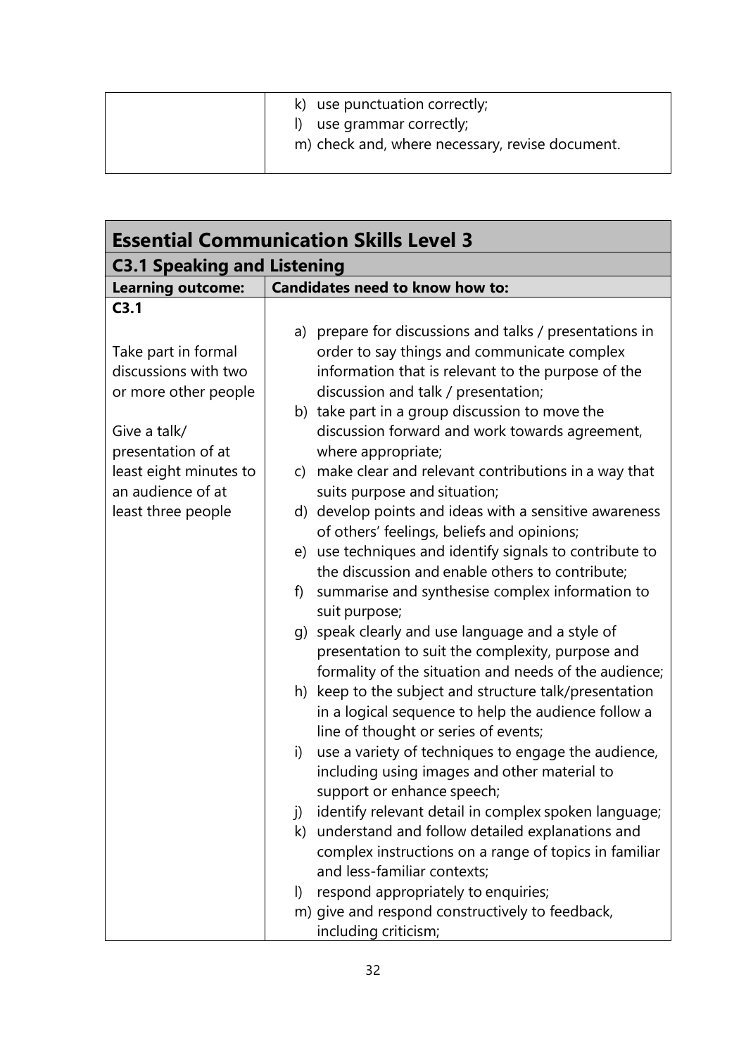| | |
|---|---|
| | k) use punctuation correctly;<br>l) use grammar correctly;<br>m) check and, where necessary, revise document. |

| **Essential Communication Skills Level 3** | |
|---|---|
| **C3.1 Speaking and Listening** | |
| **Learning outcome:** | **Candidates need to know how to:** |
| **C3.1**<br><br>Take part in formal discussions with two or more other people<br><br>Give a talk/ presentation of at least eight minutes to an audience of at least three people | a) prepare for discussions and talks / presentations in order to say things and communicate complex information that is relevant to the purpose of the discussion and talk / presentation;<br>b) take part in a group discussion to move the discussion forward and work towards agreement, where appropriate;<br>c) make clear and relevant contributions in a way that suits purpose and situation;<br>d) develop points and ideas with a sensitive awareness of others' feelings, beliefs and opinions;<br>e) use techniques and identify signals to contribute to the discussion and enable others to contribute;<br>f) summarise and synthesise complex information to suit purpose;<br>g) speak clearly and use language and a style of presentation to suit the complexity, purpose and formality of the situation and needs of the audience;<br>h) keep to the subject and structure talk/presentation in a logical sequence to help the audience follow a line of thought or series of events;<br>i) use a variety of techniques to engage the audience, including using images and other material to support or enhance speech;<br>j) identify relevant detail in complex spoken language;<br>k) understand and follow detailed explanations and complex instructions on a range of topics in familiar and less-familiar contexts;<br>l) respond appropriately to enquiries;<br>m) give and respond constructively to feedback, including criticism; |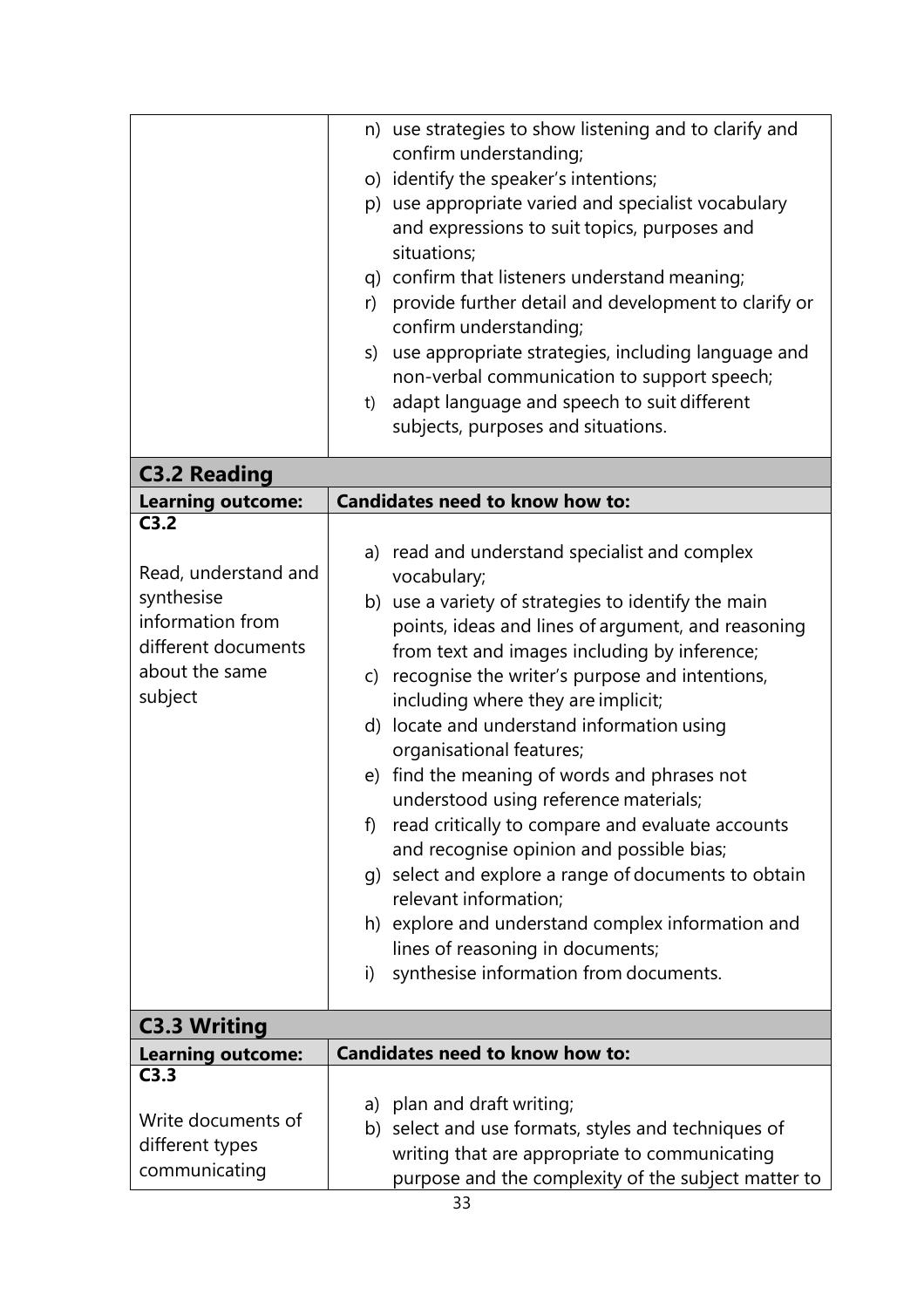| | |
|---|---|
| | n) use strategies to show listening and to clarify and confirm understanding;<br>o) identify the speaker's intentions;<br>p) use appropriate varied and specialist vocabulary and expressions to suit topics, purposes and situations;<br>q) confirm that listeners understand meaning;<br>r) provide further detail and development to clarify or confirm understanding;<br>s) use appropriate strategies, including language and non-verbal communication to support speech;<br>t) adapt language and speech to suit different subjects, purposes and situations. |

## C3.2 Reading

| Learning outcome: | Candidates need to know how to: |
|---|---|
| **C3.2**<br><br>Read, understand and synthesise information from different documents about the same subject | a) read and understand specialist and complex vocabulary;<br>b) use a variety of strategies to identify the main points, ideas and lines of argument, and reasoning from text and images including by inference;<br>c) recognise the writer's purpose and intentions, including where they are implicit;<br>d) locate and understand information using organisational features;<br>e) find the meaning of words and phrases not understood using reference materials;<br>f) read critically to compare and evaluate accounts and recognise opinion and possible bias;<br>g) select and explore a range of documents to obtain relevant information;<br>h) explore and understand complex information and lines of reasoning in documents;<br>i) synthesise information from documents. |

## C3.3 Writing

| Learning outcome: | Candidates need to know how to: |
|---|---|
| **C3.3**<br><br>Write documents of different types communicating | a) plan and draft writing;<br>b) select and use formats, styles and techniques of writing that are appropriate to communicating purpose and the complexity of the subject matter to |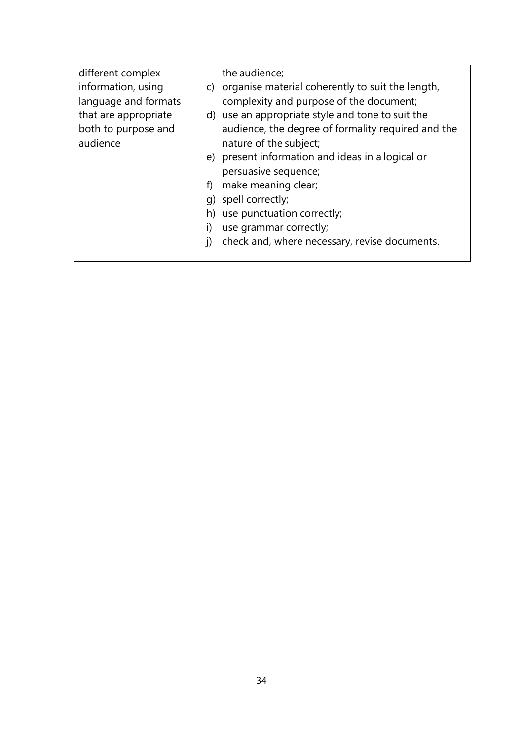| | |
|---|---|
| different complex information, using language and formats that are appropriate both to purpose and audience | the audience;<br>c) organise material coherently to suit the length, complexity and purpose of the document;<br>d) use an appropriate style and tone to suit the audience, the degree of formality required and the nature of the subject;<br>e) present information and ideas in a logical or persuasive sequence;<br>f) make meaning clear;<br>g) spell correctly;<br>h) use punctuation correctly;<br>i) use grammar correctly;<br>j) check and, where necessary, revise documents. |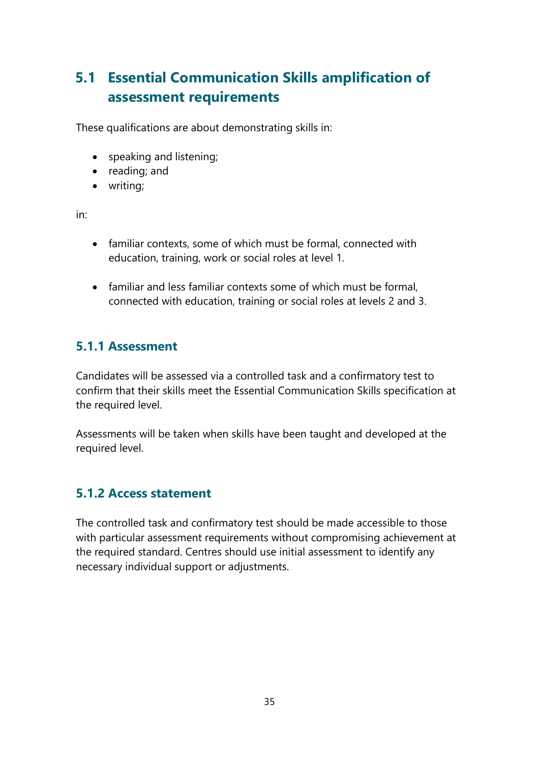## 5.1 Essential Communication Skills amplification of assessment requirements

These qualifications are about demonstrating skills in:

- speaking and listening;
- reading; and
- writing;

in:

- familiar contexts, some of which must be formal, connected with education, training, work or social roles at level 1.
- familiar and less familiar contexts some of which must be formal, connected with education, training or social roles at levels 2 and 3.

### 5.1.1 Assessment

Candidates will be assessed via a controlled task and a confirmatory test to confirm that their skills meet the Essential Communication Skills specification at the required level.

Assessments will be taken when skills have been taught and developed at the required level.

### 5.1.2 Access statement

The controlled task and confirmatory test should be made accessible to those with particular assessment requirements without compromising achievement at the required standard. Centres should use initial assessment to identify any necessary individual support or adjustments.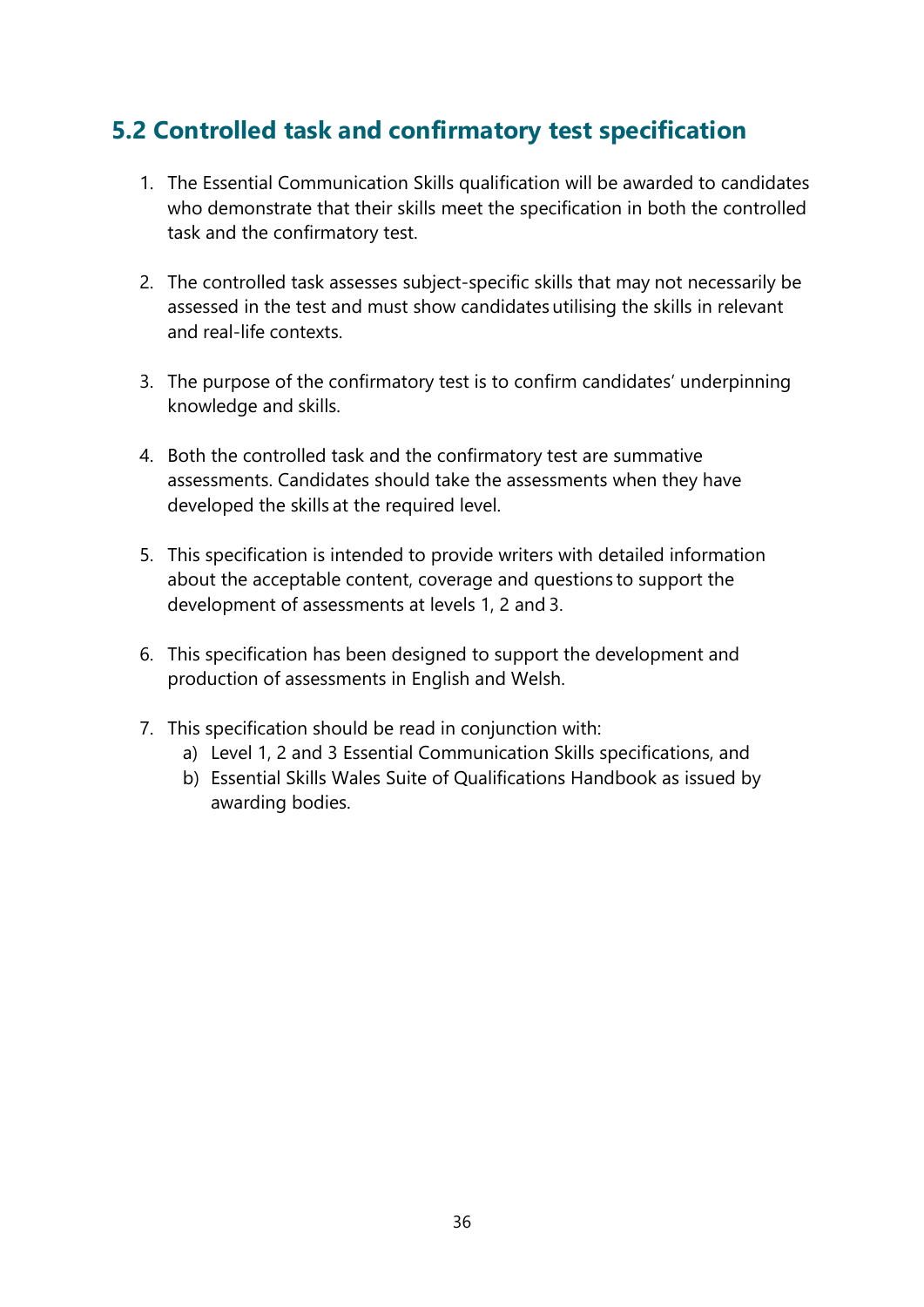## 5.2 Controlled task and confirmatory test specification

1. The Essential Communication Skills qualification will be awarded to candidates who demonstrate that their skills meet the specification in both the controlled task and the confirmatory test.

2. The controlled task assesses subject-specific skills that may not necessarily be assessed in the test and must show candidates utilising the skills in relevant and real-life contexts.

3. The purpose of the confirmatory test is to confirm candidates' underpinning knowledge and skills.

4. Both the controlled task and the confirmatory test are summative assessments. Candidates should take the assessments when they have developed the skills at the required level.

5. This specification is intended to provide writers with detailed information about the acceptable content, coverage and questions to support the development of assessments at levels 1, 2 and 3.

6. This specification has been designed to support the development and production of assessments in English and Welsh.

7. This specification should be read in conjunction with:
   a) Level 1, 2 and 3 Essential Communication Skills specifications, and
   b) Essential Skills Wales Suite of Qualifications Handbook as issued by awarding bodies.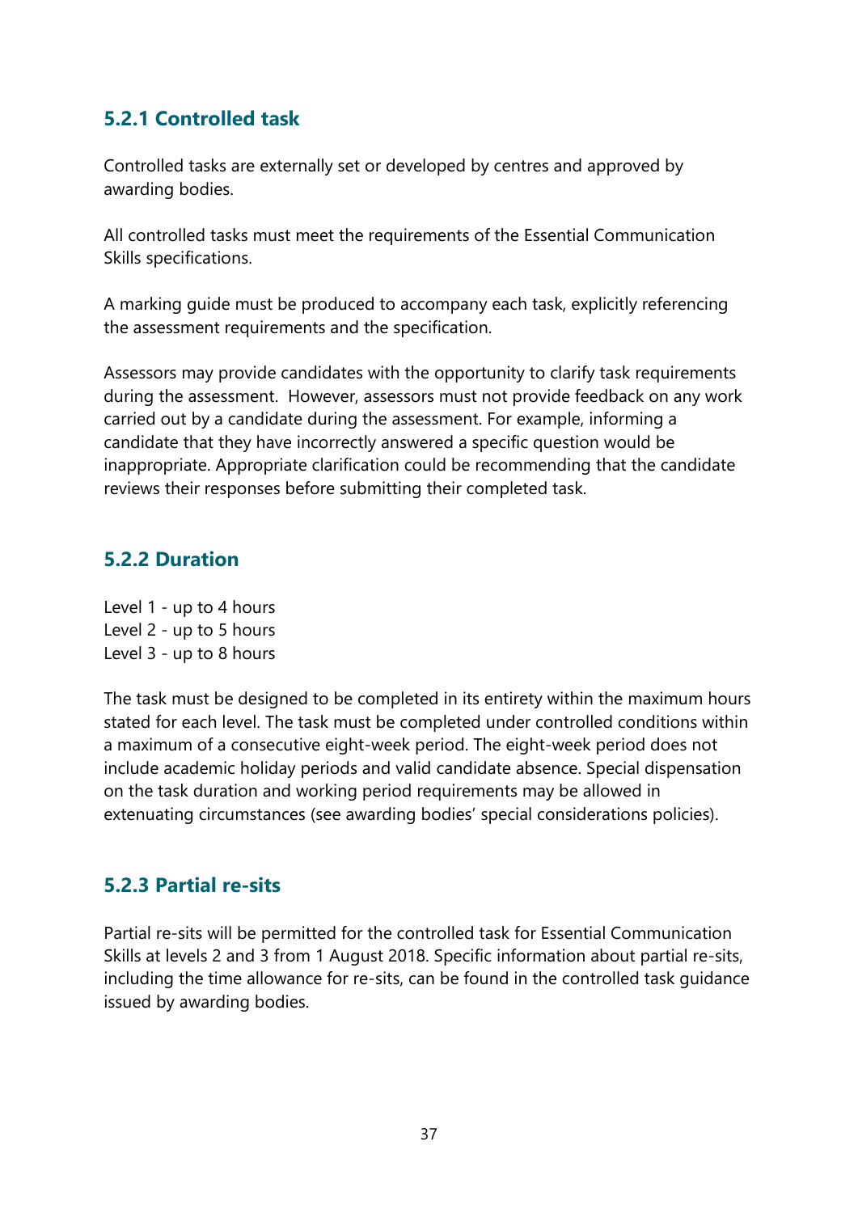### 5.2.1 Controlled task

Controlled tasks are externally set or developed by centres and approved by awarding bodies.

All controlled tasks must meet the requirements of the Essential Communication Skills specifications.

A marking guide must be produced to accompany each task, explicitly referencing the assessment requirements and the specification.

Assessors may provide candidates with the opportunity to clarify task requirements during the assessment. However, assessors must not provide feedback on any work carried out by a candidate during the assessment. For example, informing a candidate that they have incorrectly answered a specific question would be inappropriate. Appropriate clarification could be recommending that the candidate reviews their responses before submitting their completed task.

### 5.2.2 Duration

Level 1 - up to 4 hours
Level 2 - up to 5 hours
Level 3 - up to 8 hours

The task must be designed to be completed in its entirety within the maximum hours stated for each level. The task must be completed under controlled conditions within a maximum of a consecutive eight-week period. The eight-week period does not include academic holiday periods and valid candidate absence. Special dispensation on the task duration and working period requirements may be allowed in extenuating circumstances (see awarding bodies' special considerations policies).

### 5.2.3 Partial re-sits

Partial re-sits will be permitted for the controlled task for Essential Communication Skills at levels 2 and 3 from 1 August 2018. Specific information about partial re-sits, including the time allowance for re-sits, can be found in the controlled task guidance issued by awarding bodies.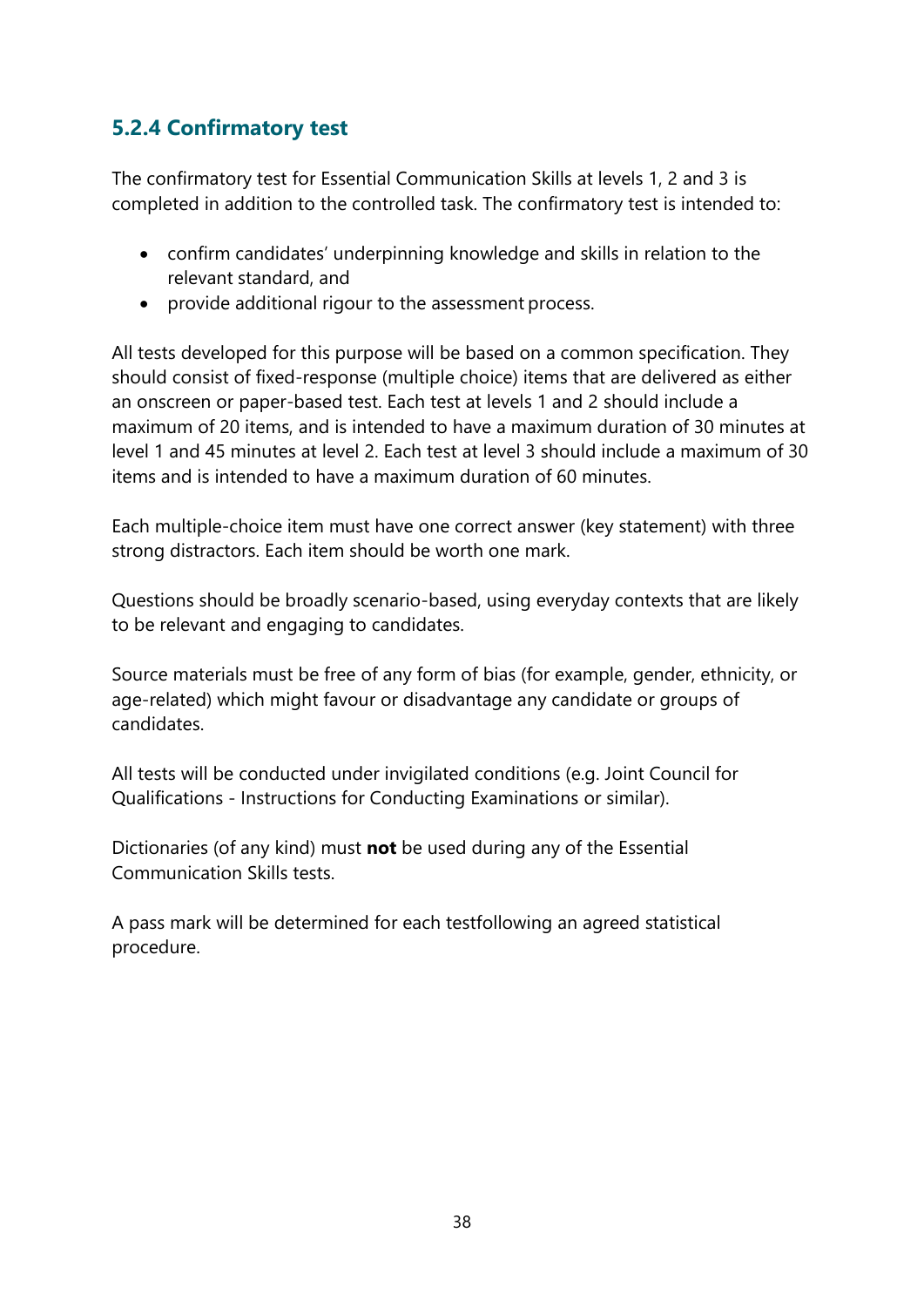### 5.2.4 Confirmatory test

The confirmatory test for Essential Communication Skills at levels 1, 2 and 3 is completed in addition to the controlled task. The confirmatory test is intended to:

- confirm candidates' underpinning knowledge and skills in relation to the relevant standard, and
- provide additional rigour to the assessment process.

All tests developed for this purpose will be based on a common specification. They should consist of fixed-response (multiple choice) items that are delivered as either an onscreen or paper-based test. Each test at levels 1 and 2 should include a maximum of 20 items, and is intended to have a maximum duration of 30 minutes at level 1 and 45 minutes at level 2. Each test at level 3 should include a maximum of 30 items and is intended to have a maximum duration of 60 minutes.

Each multiple-choice item must have one correct answer (key statement) with three strong distractors. Each item should be worth one mark.

Questions should be broadly scenario-based, using everyday contexts that are likely to be relevant and engaging to candidates.

Source materials must be free of any form of bias (for example, gender, ethnicity, or age-related) which might favour or disadvantage any candidate or groups of candidates.

All tests will be conducted under invigilated conditions (e.g. Joint Council for Qualifications - Instructions for Conducting Examinations or similar).

Dictionaries (of any kind) must **not** be used during any of the Essential Communication Skills tests.

A pass mark will be determined for each testfollowing an agreed statistical procedure.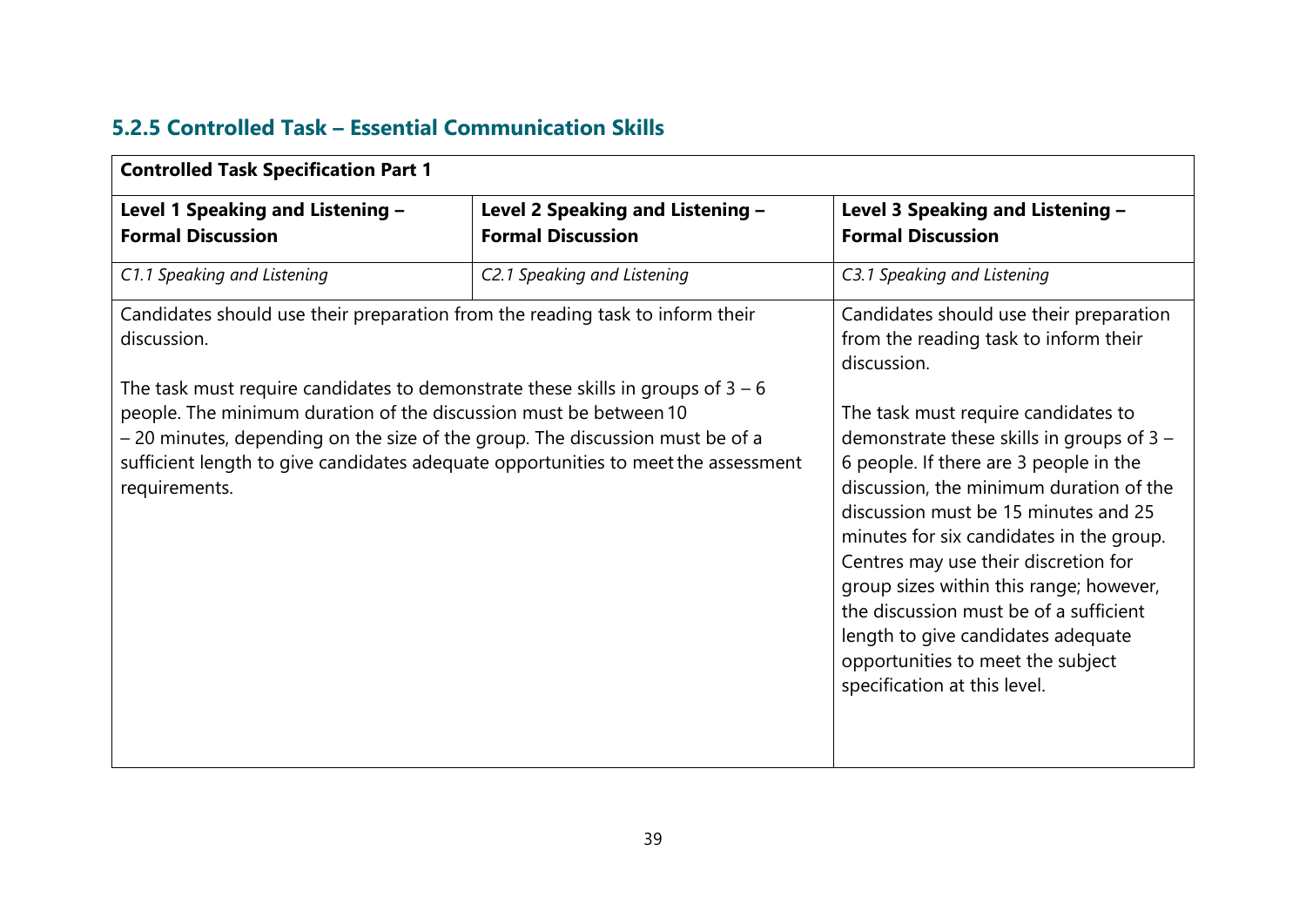### 5.2.5 Controlled Task – Essential Communication Skills

| Controlled Task Specification Part 1 | | |
|---|---|---|
| **Level 1 Speaking and Listening – Formal Discussion** | **Level 2 Speaking and Listening – Formal Discussion** | **Level 3 Speaking and Listening – Formal Discussion** |
| *C1.1 Speaking and Listening* | *C2.1 Speaking and Listening* | *C3.1 Speaking and Listening* |
| Candidates should use their preparation from the reading task to inform their discussion.<br><br>The task must require candidates to demonstrate these skills in groups of 3 – 6 people. The minimum duration of the discussion must be between 10 – 20 minutes, depending on the size of the group. The discussion must be of a sufficient length to give candidates adequate opportunities to meet the assessment requirements. | | Candidates should use their preparation from the reading task to inform their discussion.<br><br>The task must require candidates to demonstrate these skills in groups of 3 – 6 people. If there are 3 people in the discussion, the minimum duration of the discussion must be 15 minutes and 25 minutes for six candidates in the group. Centres may use their discretion for group sizes within this range; however, the discussion must be of a sufficient length to give candidates adequate opportunities to meet the subject specification at this level. |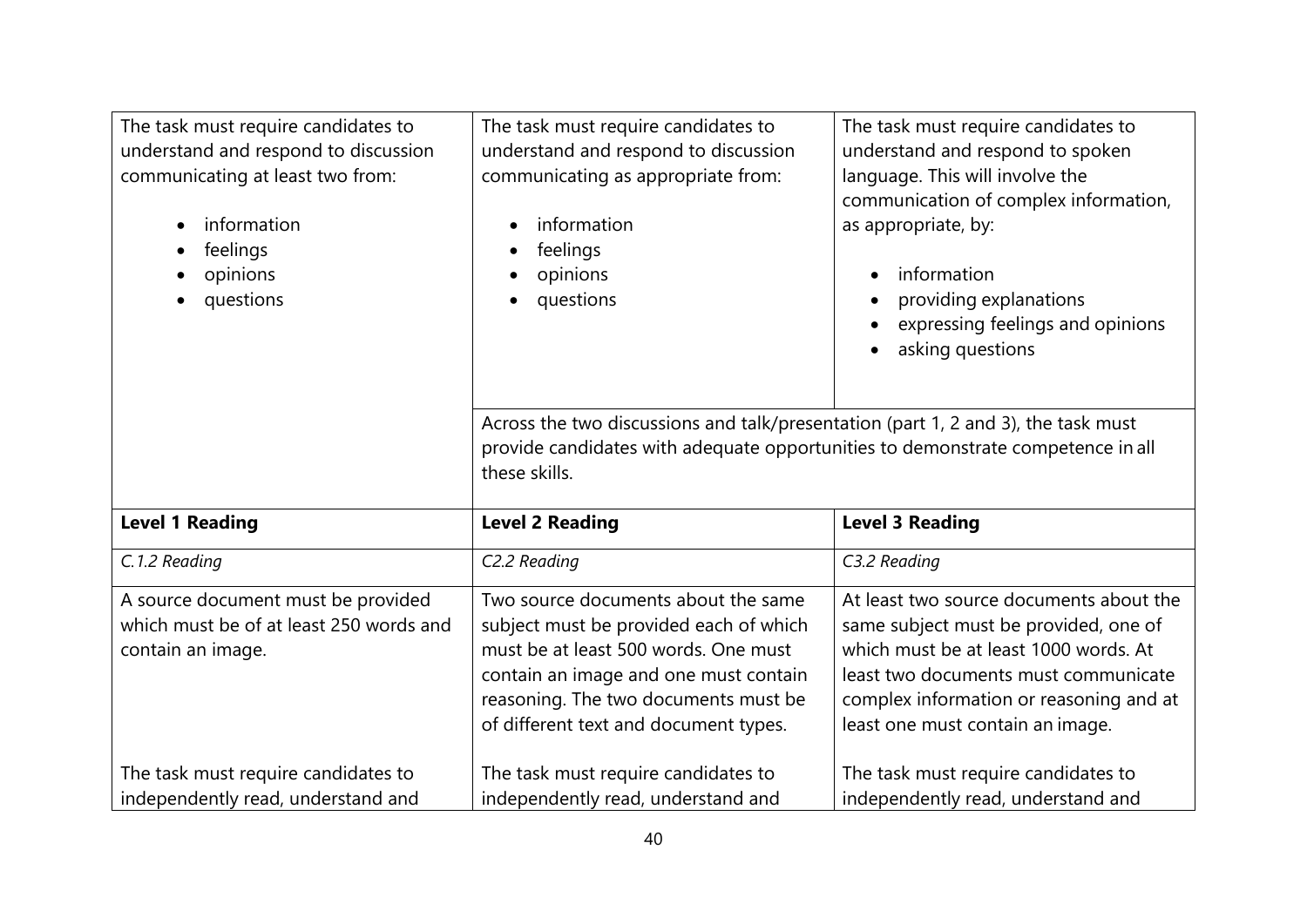| | | |
|---|---|---|
| The task must require candidates to understand and respond to discussion communicating at least two from:<br><br>• information<br>• feelings<br>• opinions<br>• questions | The task must require candidates to understand and respond to discussion communicating as appropriate from:<br><br>• information<br>• feelings<br>• opinions<br>• questions | The task must require candidates to understand and respond to spoken language. This will involve the communication of complex information, as appropriate, by:<br><br>• information<br>• providing explanations<br>• expressing feelings and opinions<br>• asking questions |
| | Across the two discussions and talk/presentation (part 1, 2 and 3), the task must provide candidates with adequate opportunities to demonstrate competence in all these skills. | |
| **Level 1 Reading** | **Level 2 Reading** | **Level 3 Reading** |
| *C.1.2 Reading* | *C2.2 Reading* | *C3.2 Reading* |
| A source document must be provided which must be of at least 250 words and contain an image.<br><br>The task must require candidates to independently read, understand and | Two source documents about the same subject must be provided each of which must be at least 500 words. One must contain an image and one must contain reasoning. The two documents must be of different text and document types.<br><br>The task must require candidates to independently read, understand and | At least two source documents about the same subject must be provided, one of which must be at least 1000 words. At least two documents must communicate complex information or reasoning and at least one must contain an image.<br><br>The task must require candidates to independently read, understand and |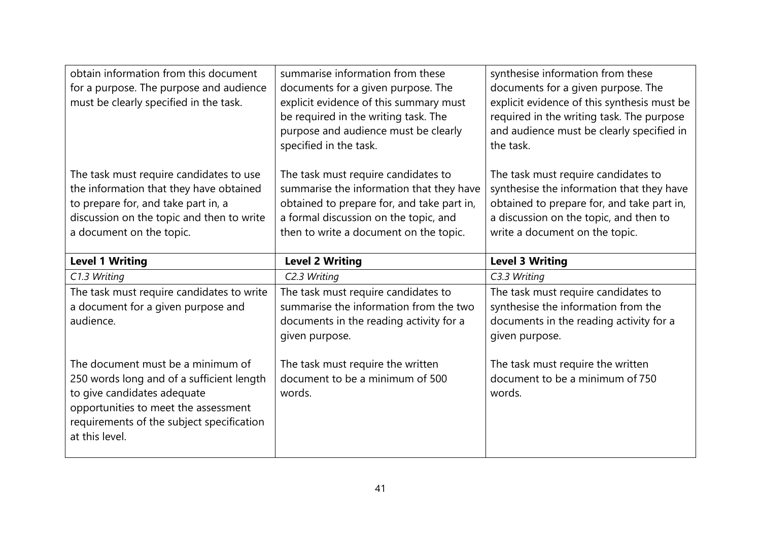| obtain information from this document for a purpose. The purpose and audience must be clearly specified in the task.<br><br>The task must require candidates to use the information that they have obtained to prepare for, and take part in, a discussion on the topic and then to write a document on the topic. | summarise information from these documents for a given purpose. The explicit evidence of this summary must be required in the writing task. The purpose and audience must be clearly specified in the task.<br><br>The task must require candidates to summarise the information that they have obtained to prepare for, and take part in, a formal discussion on the topic, and then to write a document on the topic. | synthesise information from these documents for a given purpose. The explicit evidence of this synthesis must be required in the writing task. The purpose and audience must be clearly specified in the task.<br><br>The task must require candidates to synthesise the information that they have obtained to prepare for, and take part in, a discussion on the topic, and then to write a document on the topic. |
|---|---|---|
| **Level 1 Writing** | **Level 2 Writing** | **Level 3 Writing** |
| *C1.3 Writing* | *C2.3 Writing* | *C3.3 Writing* |
| The task must require candidates to write a document for a given purpose and audience.<br><br>The document must be a minimum of 250 words long and of a sufficient length to give candidates adequate opportunities to meet the assessment requirements of the subject specification at this level. | The task must require candidates to summarise the information from the two documents in the reading activity for a given purpose.<br><br>The task must require the written document to be a minimum of 500 words. | The task must require candidates to synthesise the information from the documents in the reading activity for a given purpose.<br><br>The task must require the written document to be a minimum of 750 words. |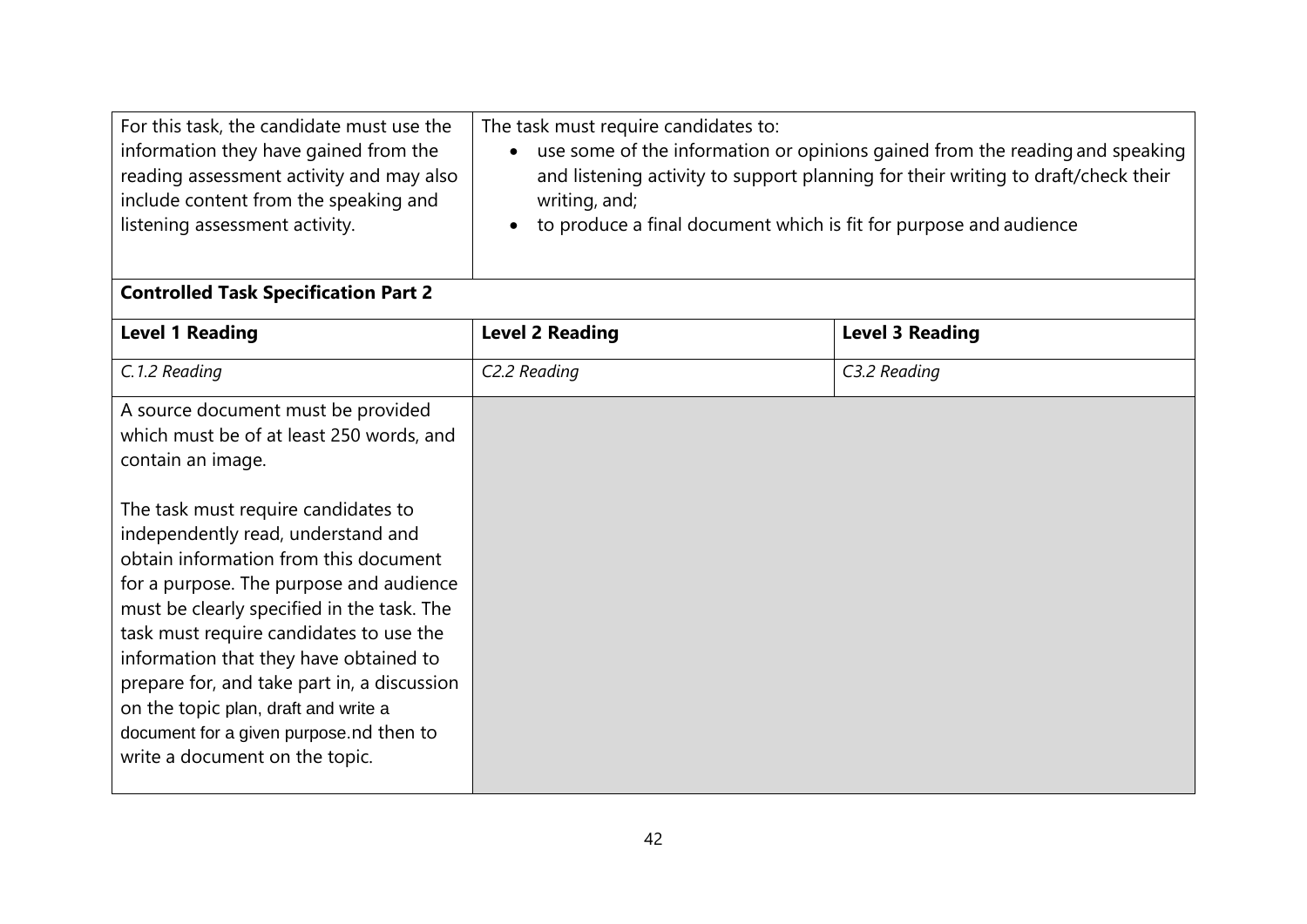| For this task, the candidate must use the information they have gained from the reading assessment activity and may also include content from the speaking and listening assessment activity. | The task must require candidates to:<br>• use some of the information or opinions gained from the reading and speaking and listening activity to support planning for their writing to draft/check their writing, and;<br>• to produce a final document which is fit for purpose and audience | |
|---|---|---|
| **Controlled Task Specification Part 2** | | |
| **Level 1 Reading** | **Level 2 Reading** | **Level 3 Reading** |
| *C.1.2 Reading* | *C2.2 Reading* | *C3.2 Reading* |
| A source document must be provided which must be of at least 250 words, and contain an image.<br><br>The task must require candidates to independently read, understand and obtain information from this document for a purpose. The purpose and audience must be clearly specified in the task. The task must require candidates to use the information that they have obtained to prepare for, and take part in, a discussion on the topic plan, draft and write a document for a given purpose.nd then to write a document on the topic. | | |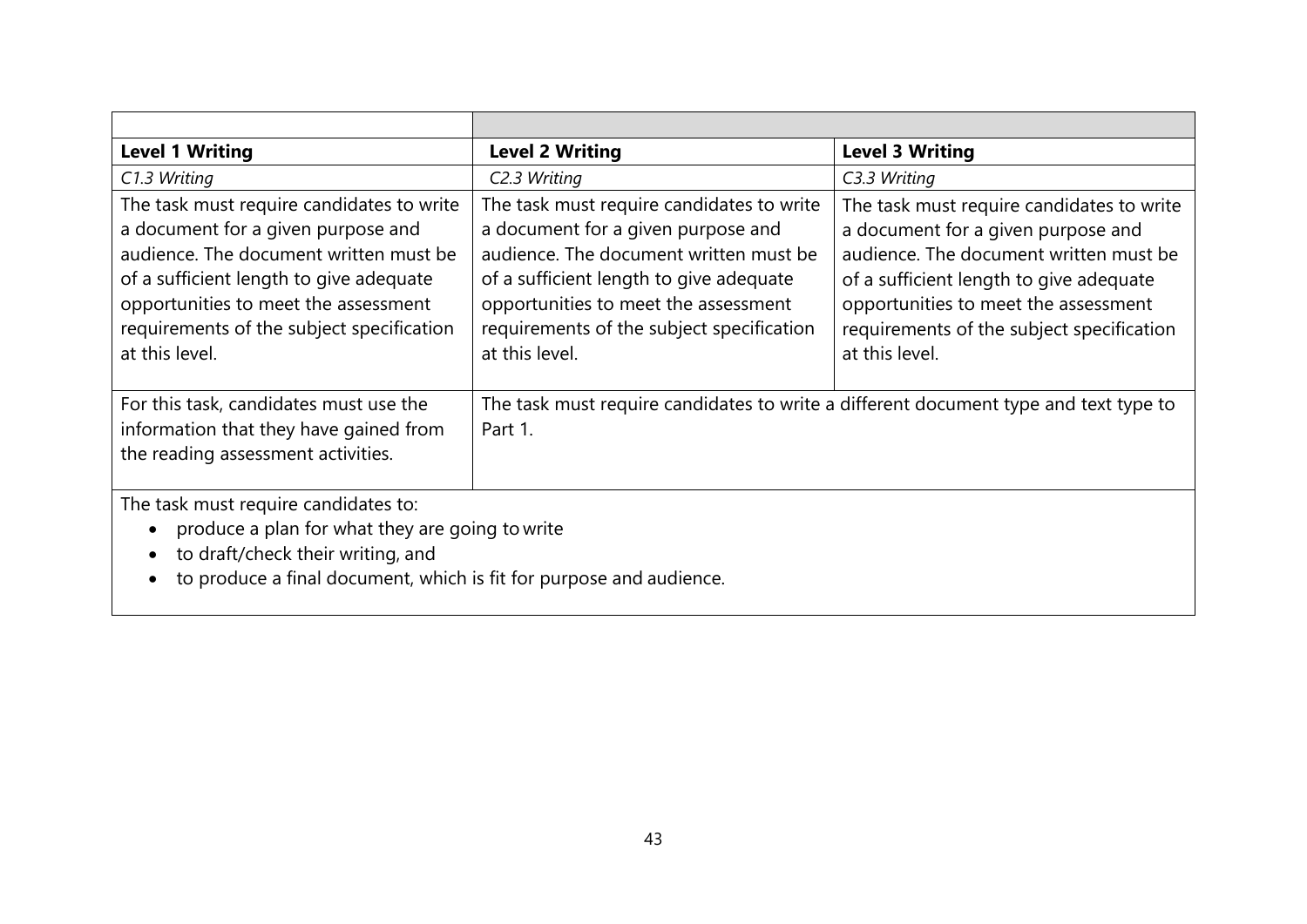| | | |
|---|---|---|
| **Level 1 Writing** | **Level 2 Writing** | **Level 3 Writing** |
| *C1.3 Writing* | *C2.3 Writing* | *C3.3 Writing* |
| The task must require candidates to write a document for a given purpose and audience. The document written must be of a sufficient length to give adequate opportunities to meet the assessment requirements of the subject specification at this level. | The task must require candidates to write a document for a given purpose and audience. The document written must be of a sufficient length to give adequate opportunities to meet the assessment requirements of the subject specification at this level. | The task must require candidates to write a document for a given purpose and audience. The document written must be of a sufficient length to give adequate opportunities to meet the assessment requirements of the subject specification at this level. |
| For this task, candidates must use the information that they have gained from the reading assessment activities. | The task must require candidates to write a different document type and text type to Part 1. | |
| The task must require candidates to:<br>• produce a plan for what they are going to write<br>• to draft/check their writing, and<br>• to produce a final document, which is fit for purpose and audience. | | |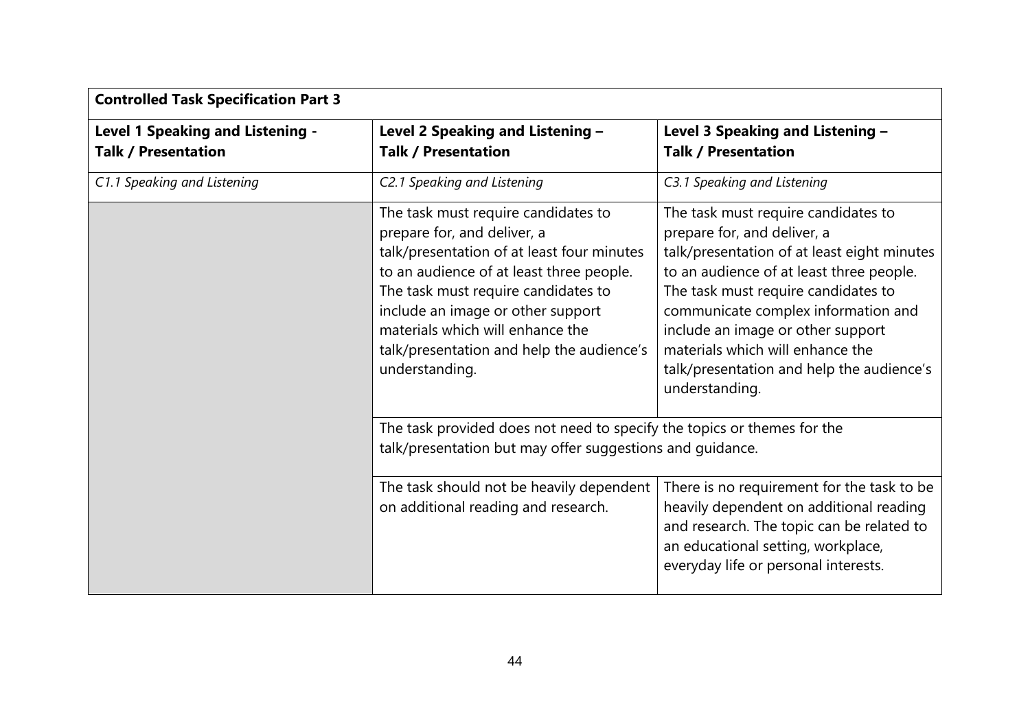| **Controlled Task Specification Part 3** | | |
|---|---|---|
| **Level 1 Speaking and Listening - Talk / Presentation** | **Level 2 Speaking and Listening – Talk / Presentation** | **Level 3 Speaking and Listening – Talk / Presentation** |
| *C1.1 Speaking and Listening* | *C2.1 Speaking and Listening* | *C3.1 Speaking and Listening* |
| | The task must require candidates to prepare for, and deliver, a talk/presentation of at least four minutes to an audience of at least three people. The task must require candidates to include an image or other support materials which will enhance the talk/presentation and help the audience's understanding. | The task must require candidates to prepare for, and deliver, a talk/presentation of at least eight minutes to an audience of at least three people. The task must require candidates to communicate complex information and include an image or other support materials which will enhance the talk/presentation and help the audience's understanding. |
| | The task provided does not need to specify the topics or themes for the talk/presentation but may offer suggestions and guidance. | |
| | The task should not be heavily dependent on additional reading and research. | There is no requirement for the task to be heavily dependent on additional reading and research. The topic can be related to an educational setting, workplace, everyday life or personal interests. |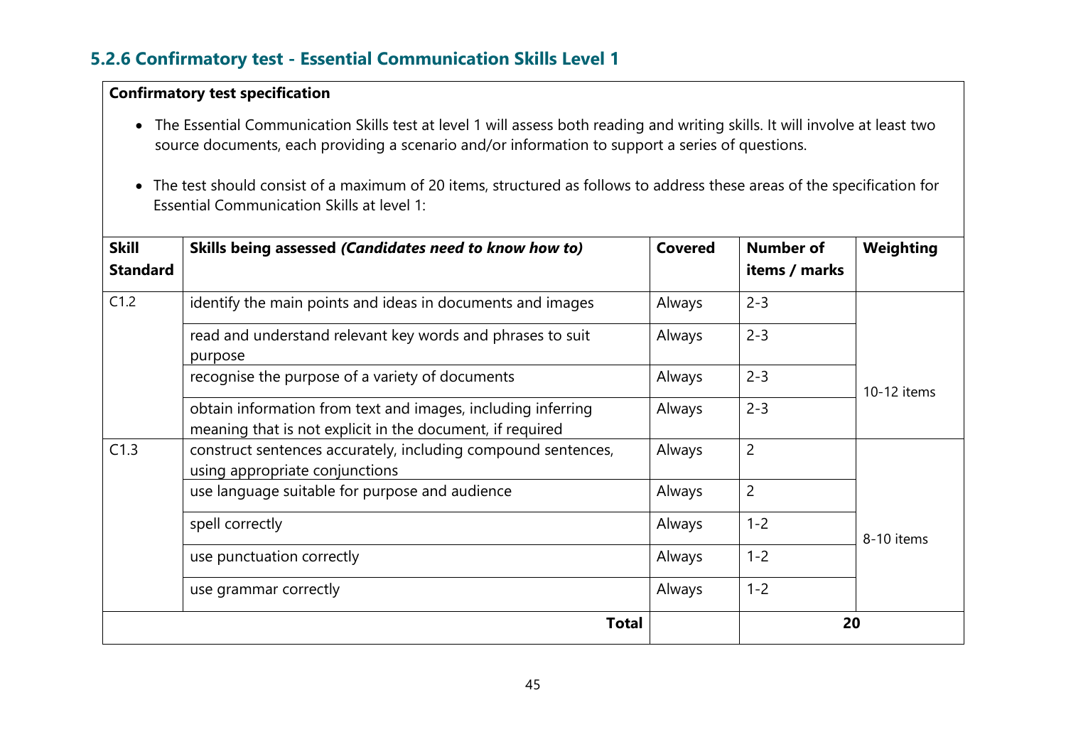### 5.2.6 Confirmatory test - Essential Communication Skills Level 1

**Confirmatory test specification**

- The Essential Communication Skills test at level 1 will assess both reading and writing skills. It will involve at least two source documents, each providing a scenario and/or information to support a series of questions.
- The test should consist of a maximum of 20 items, structured as follows to address these areas of the specification for Essential Communication Skills at level 1:

| Skill Standard | Skills being assessed *(Candidates need to know how to)* | Covered | Number of items / marks | Weighting |
|---|---|---|---|---|
| C1.2 | identify the main points and ideas in documents and images | Always | 2-3 | 10-12 items |
| | read and understand relevant key words and phrases to suit purpose | Always | 2-3 | |
| | recognise the purpose of a variety of documents | Always | 2-3 | |
| | obtain information from text and images, including inferring meaning that is not explicit in the document, if required | Always | 2-3 | |
| C1.3 | construct sentences accurately, including compound sentences, using appropriate conjunctions | Always | 2 | 8-10 items |
| | use language suitable for purpose and audience | Always | 2 | |
| | spell correctly | Always | 1-2 | |
| | use punctuation correctly | Always | 1-2 | |
| | use grammar correctly | Always | 1-2 | |
| | **Total** | | **20** | |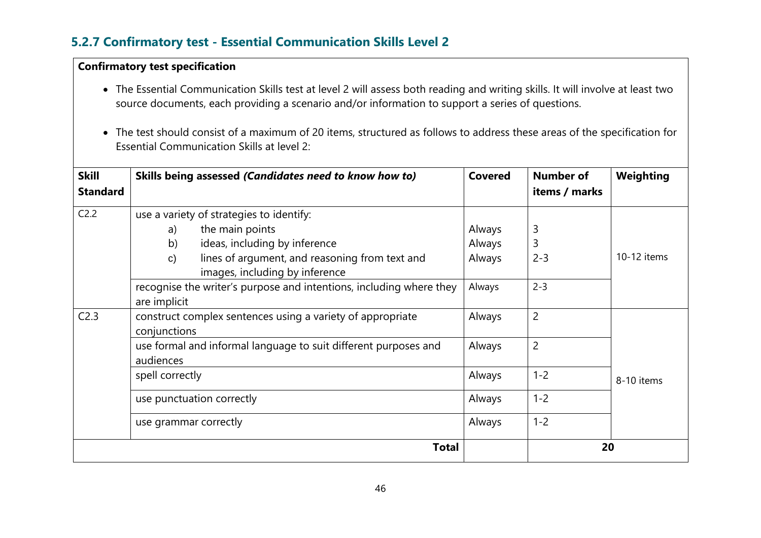### 5.2.7 Confirmatory test - Essential Communication Skills Level 2

**Confirmatory test specification**

- The Essential Communication Skills test at level 2 will assess both reading and writing skills. It will involve at least two source documents, each providing a scenario and/or information to support a series of questions.
- The test should consist of a maximum of 20 items, structured as follows to address these areas of the specification for Essential Communication Skills at level 2:

| Skill Standard | Skills being assessed *(Candidates need to know how to)* | Covered | Number of items / marks | Weighting |
|---|---|---|---|---|
| C2.2 | use a variety of strategies to identify: | | | 10-12 items |
| | a) the main points | Always | 3 | |
| | b) ideas, including by inference | Always | 3 | |
| | c) lines of argument, and reasoning from text and images, including by inference | Always | 2-3 | |
| | recognise the writer's purpose and intentions, including where they are implicit | Always | 2-3 | |
| C2.3 | construct complex sentences using a variety of appropriate conjunctions | Always | 2 | 8-10 items |
| | use formal and informal language to suit different purposes and audiences | Always | 2 | |
| | spell correctly | Always | 1-2 | |
| | use punctuation correctly | Always | 1-2 | |
| | use grammar correctly | Always | 1-2 | |
| | **Total** | | **20** | |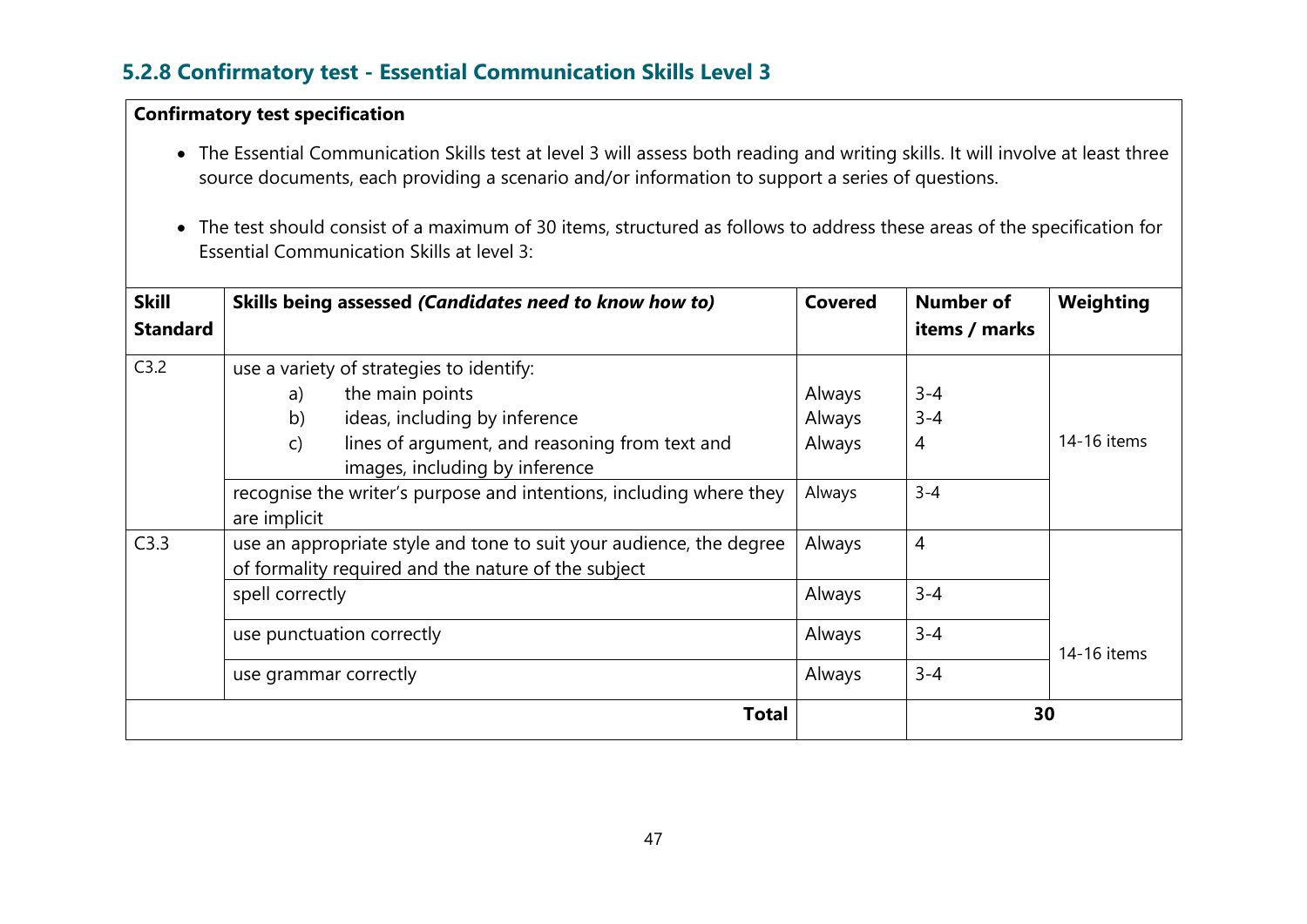### 5.2.8 Confirmatory test - Essential Communication Skills Level 3

**Confirmatory test specification**

- The Essential Communication Skills test at level 3 will assess both reading and writing skills. It will involve at least three source documents, each providing a scenario and/or information to support a series of questions.
- The test should consist of a maximum of 30 items, structured as follows to address these areas of the specification for Essential Communication Skills at level 3:

| Skill Standard | Skills being assessed *(Candidates need to know how to)* | Covered | Number of items / marks | Weighting |
|---|---|---|---|---|
| C3.2 | use a variety of strategies to identify: | | | 14-16 items |
| | a) the main points | Always | 3-4 | |
| | b) ideas, including by inference | Always | 3-4 | |
| | c) lines of argument, and reasoning from text and images, including by inference | Always | 4 | |
| | recognise the writer's purpose and intentions, including where they are implicit | Always | 3-4 | |
| C3.3 | use an appropriate style and tone to suit your audience, the degree of formality required and the nature of the subject | Always | 4 | 14-16 items |
| | spell correctly | Always | 3-4 | |
| | use punctuation correctly | Always | 3-4 | |
| | use grammar correctly | Always | 3-4 | |
| | **Total** | | **30** | |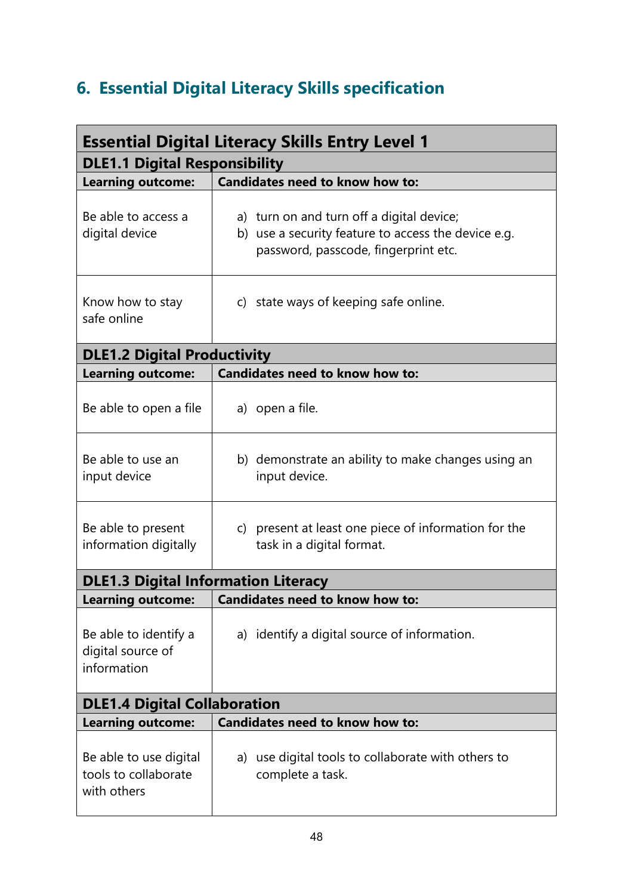## 6. Essential Digital Literacy Skills specification

| Essential Digital Literacy Skills Entry Level 1 | |
|---|---|
| **DLE1.1 Digital Responsibility** | |
| **Learning outcome:** | **Candidates need to know how to:** |
| Be able to access a digital device | a) turn on and turn off a digital device;<br>b) use a security feature to access the device e.g. password, passcode, fingerprint etc. |
| Know how to stay safe online | c) state ways of keeping safe online. |
| **DLE1.2 Digital Productivity** | |
| **Learning outcome:** | **Candidates need to know how to:** |
| Be able to open a file | a) open a file. |
| Be able to use an input device | b) demonstrate an ability to make changes using an input device. |
| Be able to present information digitally | c) present at least one piece of information for the task in a digital format. |
| **DLE1.3 Digital Information Literacy** | |
| **Learning outcome:** | **Candidates need to know how to:** |
| Be able to identify a digital source of information | a) identify a digital source of information. |
| **DLE1.4 Digital Collaboration** | |
| **Learning outcome:** | **Candidates need to know how to:** |
| Be able to use digital tools to collaborate with others | a) use digital tools to collaborate with others to complete a task. |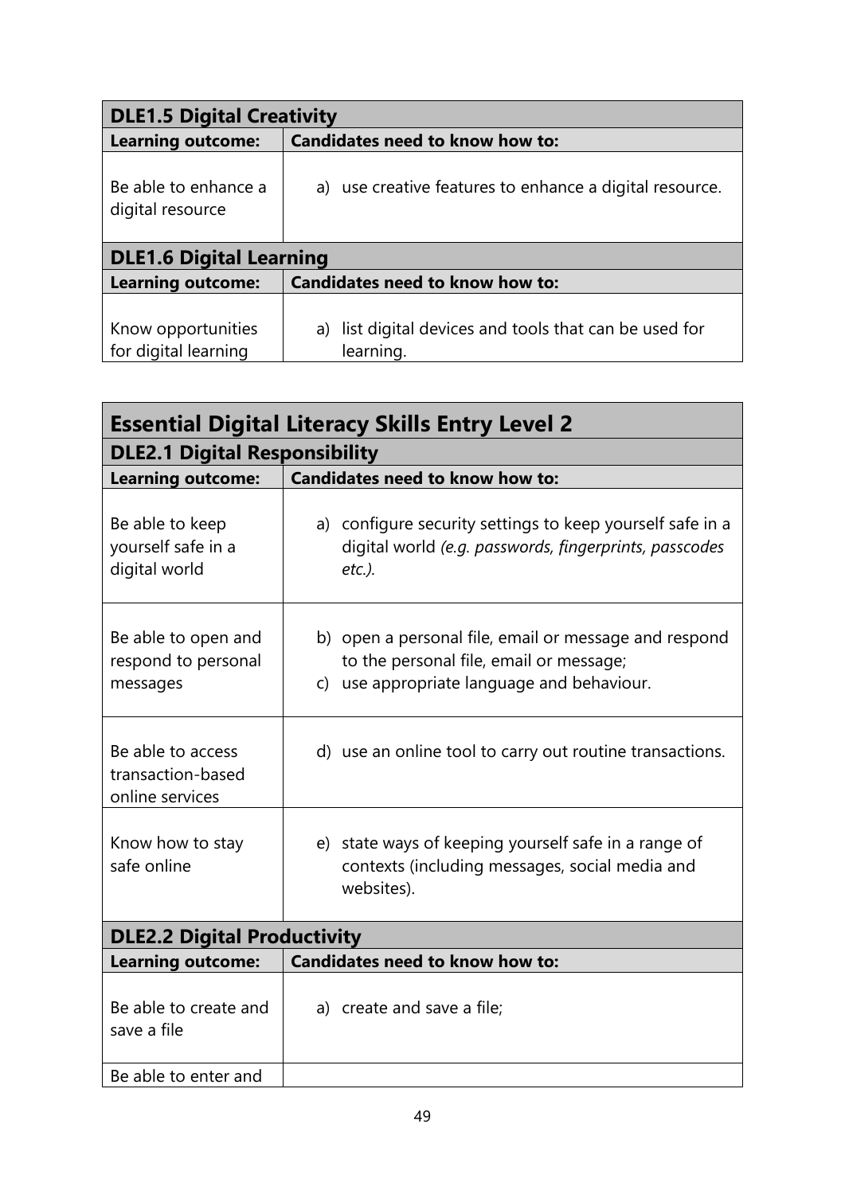| DLE1.5 Digital Creativity | |
|---|---|
| **Learning outcome:** | **Candidates need to know how to:** |
| Be able to enhance a digital resource | a) use creative features to enhance a digital resource. |

| DLE1.6 Digital Learning | |
|---|---|
| **Learning outcome:** | **Candidates need to know how to:** |
| Know opportunities for digital learning | a) list digital devices and tools that can be used for learning. |

| Essential Digital Literacy Skills Entry Level 2 | |
|---|---|
| **DLE2.1 Digital Responsibility** | |
| **Learning outcome:** | **Candidates need to know how to:** |
| Be able to keep yourself safe in a digital world | a) configure security settings to keep yourself safe in a digital world *(e.g. passwords, fingerprints, passcodes etc.)*. |
| Be able to open and respond to personal messages | b) open a personal file, email or message and respond to the personal file, email or message;<br>c) use appropriate language and behaviour. |
| Be able to access transaction-based online services | d) use an online tool to carry out routine transactions. |
| Know how to stay safe online | e) state ways of keeping yourself safe in a range of contexts (including messages, social media and websites). |
| **DLE2.2 Digital Productivity** | |
| **Learning outcome:** | **Candidates need to know how to:** |
| Be able to create and save a file | a) create and save a file; |
| Be able to enter and | |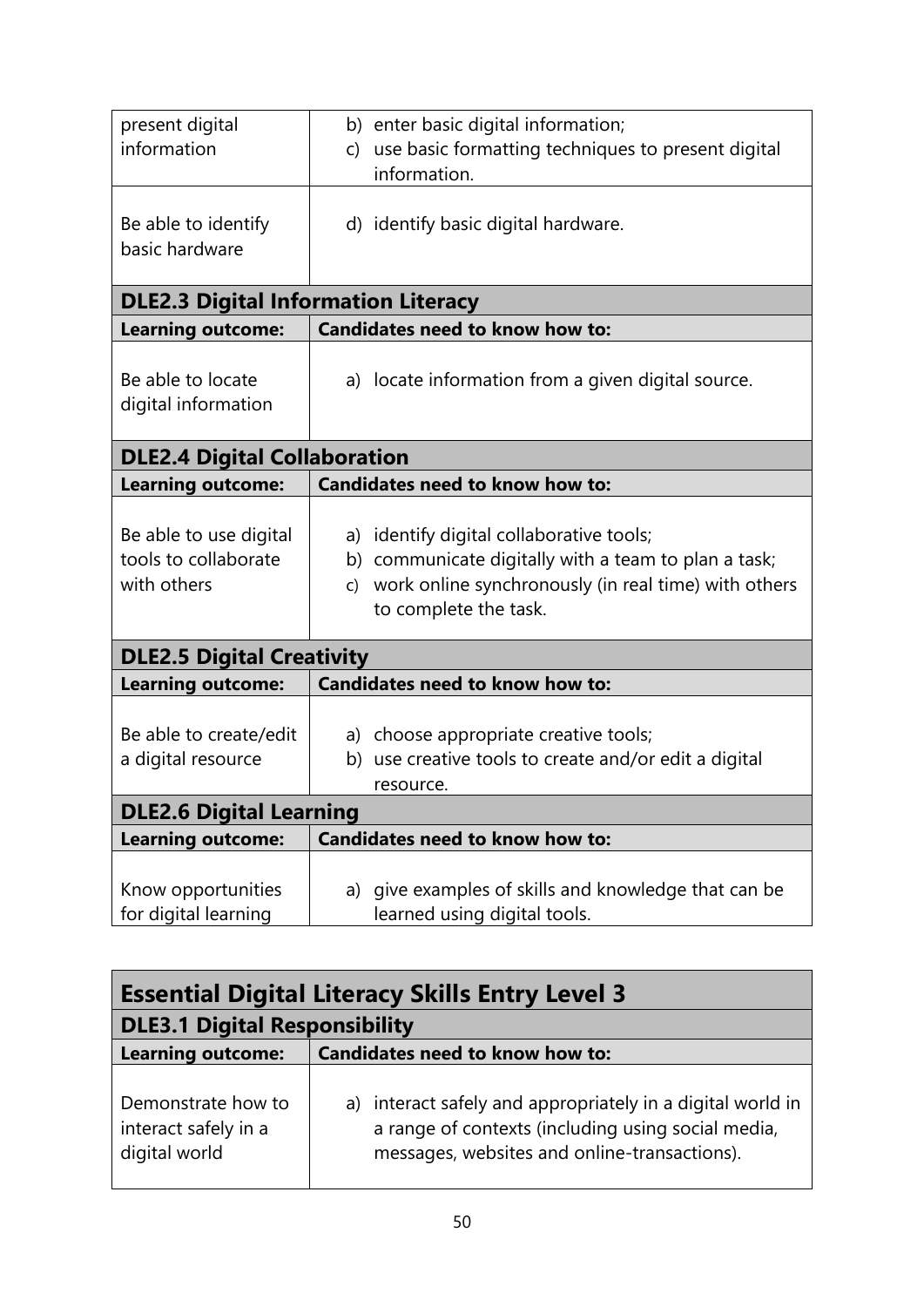| | |
|---|---|
| present digital information | b) enter basic digital information;<br>c) use basic formatting techniques to present digital information. |
| Be able to identify basic hardware | d) identify basic digital hardware. |

### DLE2.3 Digital Information Literacy

| Learning outcome: | Candidates need to know how to: |
|---|---|
| Be able to locate digital information | a) locate information from a given digital source. |

### DLE2.4 Digital Collaboration

| Learning outcome: | Candidates need to know how to: |
|---|---|
| Be able to use digital tools to collaborate with others | a) identify digital collaborative tools;<br>b) communicate digitally with a team to plan a task;<br>c) work online synchronously (in real time) with others to complete the task. |

### DLE2.5 Digital Creativity

| Learning outcome: | Candidates need to know how to: |
|---|---|
| Be able to create/edit a digital resource | a) choose appropriate creative tools;<br>b) use creative tools to create and/or edit a digital resource. |

### DLE2.6 Digital Learning

| Learning outcome: | Candidates need to know how to: |
|---|---|
| Know opportunities for digital learning | a) give examples of skills and knowledge that can be learned using digital tools. |

## Essential Digital Literacy Skills Entry Level 3

### DLE3.1 Digital Responsibility

| Learning outcome: | Candidates need to know how to: |
|---|---|
| Demonstrate how to interact safely in a digital world | a) interact safely and appropriately in a digital world in a range of contexts (including using social media, messages, websites and online-transactions). |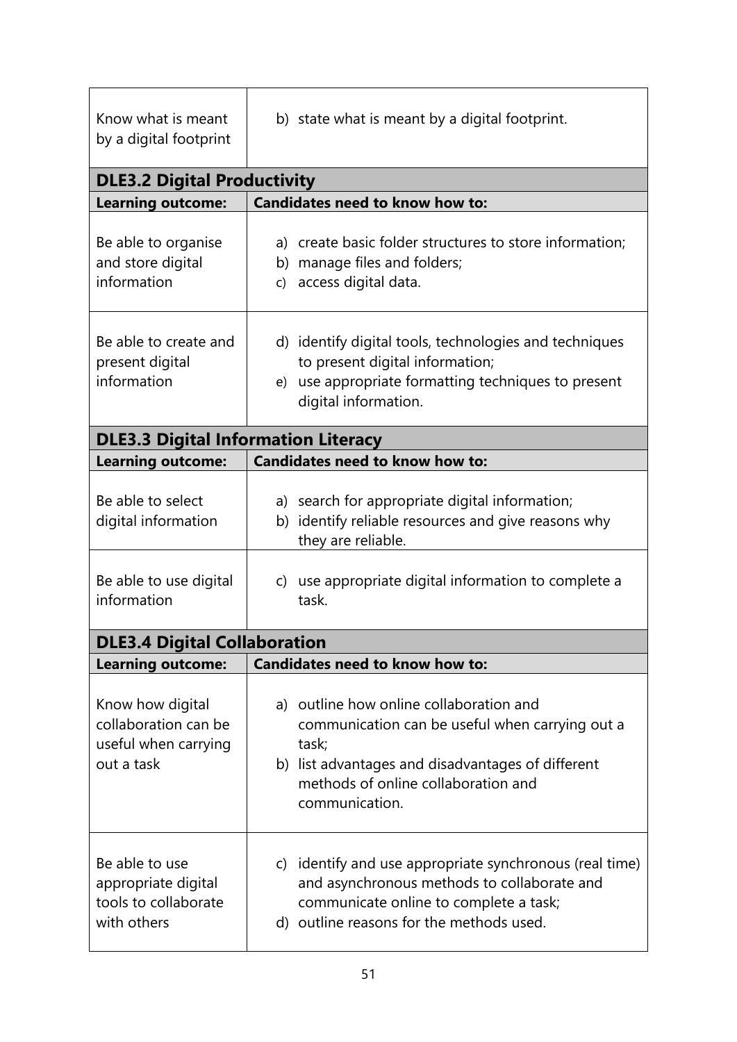| | |
|---|---|
| Know what is meant by a digital footprint | b) state what is meant by a digital footprint. |

**DLE3.2 Digital Productivity**

| Learning outcome: | Candidates need to know how to: |
|---|---|
| Be able to organise and store digital information | a) create basic folder structures to store information;<br>b) manage files and folders;<br>c) access digital data. |
| Be able to create and present digital information | d) identify digital tools, technologies and techniques to present digital information;<br>e) use appropriate formatting techniques to present digital information. |

**DLE3.3 Digital Information Literacy**

| Learning outcome: | Candidates need to know how to: |
|---|---|
| Be able to select digital information | a) search for appropriate digital information;<br>b) identify reliable resources and give reasons why they are reliable. |
| Be able to use digital information | c) use appropriate digital information to complete a task. |

**DLE3.4 Digital Collaboration**

| Learning outcome: | Candidates need to know how to: |
|---|---|
| Know how digital collaboration can be useful when carrying out a task | a) outline how online collaboration and communication can be useful when carrying out a task;<br>b) list advantages and disadvantages of different methods of online collaboration and communication. |
| Be able to use appropriate digital tools to collaborate with others | c) identify and use appropriate synchronous (real time) and asynchronous methods to collaborate and communicate online to complete a task;<br>d) outline reasons for the methods used. |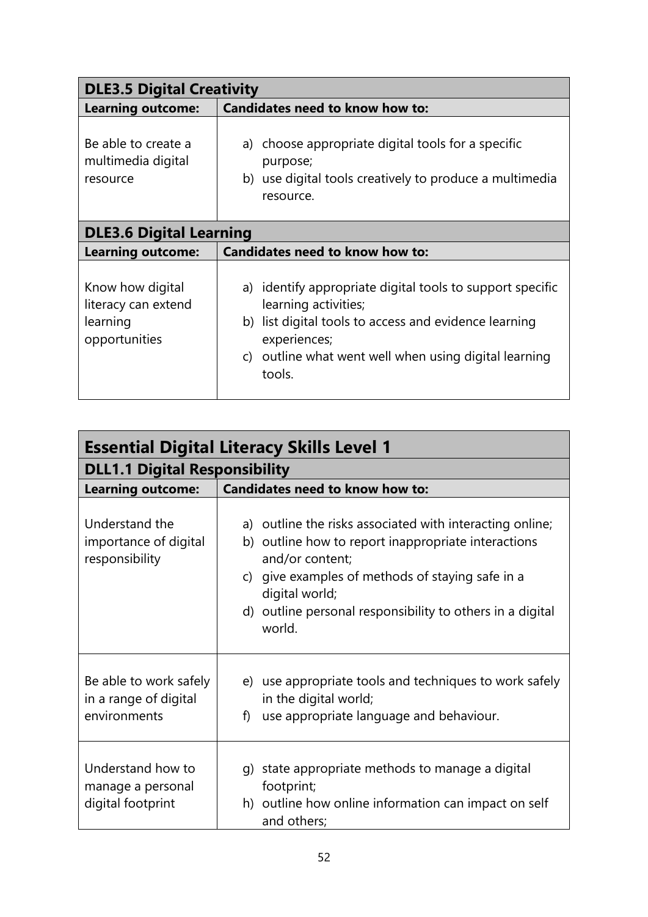## DLE3.5 Digital Creativity

| Learning outcome: | Candidates need to know how to: |
|---|---|
| Be able to create a multimedia digital resource | a) choose appropriate digital tools for a specific purpose;<br>b) use digital tools creatively to produce a multimedia resource. |

## DLE3.6 Digital Learning

| Learning outcome: | Candidates need to know how to: |
|---|---|
| Know how digital literacy can extend learning opportunities | a) identify appropriate digital tools to support specific learning activities;<br>b) list digital tools to access and evidence learning experiences;<br>c) outline what went well when using digital learning tools. |

# Essential Digital Literacy Skills Level 1

## DLL1.1 Digital Responsibility

| Learning outcome: | Candidates need to know how to: |
|---|---|
| Understand the importance of digital responsibility | a) outline the risks associated with interacting online;<br>b) outline how to report inappropriate interactions and/or content;<br>c) give examples of methods of staying safe in a digital world;<br>d) outline personal responsibility to others in a digital world. |
| Be able to work safely in a range of digital environments | e) use appropriate tools and techniques to work safely in the digital world;<br>f) use appropriate language and behaviour. |
| Understand how to manage a personal digital footprint | g) state appropriate methods to manage a digital footprint;<br>h) outline how online information can impact on self and others; |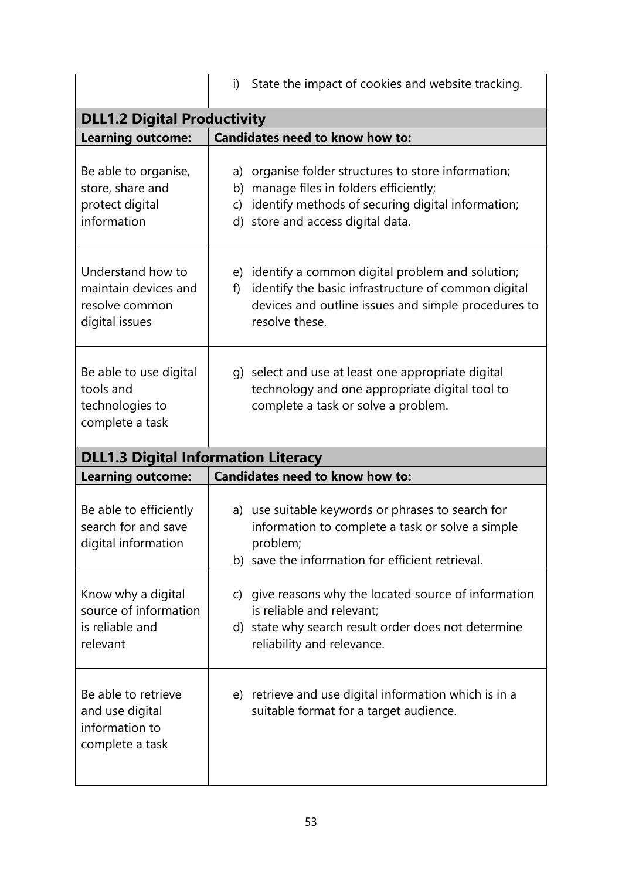| | i) State the impact of cookies and website tracking. |
|---|---|

**DLL1.2 Digital Productivity**

| Learning outcome: | Candidates need to know how to: |
|---|---|
| Be able to organise, store, share and protect digital information | a) organise folder structures to store information;<br>b) manage files in folders efficiently;<br>c) identify methods of securing digital information;<br>d) store and access digital data. |
| Understand how to maintain devices and resolve common digital issues | e) identify a common digital problem and solution;<br>f) identify the basic infrastructure of common digital devices and outline issues and simple procedures to resolve these. |
| Be able to use digital tools and technologies to complete a task | g) select and use at least one appropriate digital technology and one appropriate digital tool to complete a task or solve a problem. |

**DLL1.3 Digital Information Literacy**

| Learning outcome: | Candidates need to know how to: |
|---|---|
| Be able to efficiently search for and save digital information | a) use suitable keywords or phrases to search for information to complete a task or solve a simple problem;<br>b) save the information for efficient retrieval. |
| Know why a digital source of information is reliable and relevant | c) give reasons why the located source of information is reliable and relevant;<br>d) state why search result order does not determine reliability and relevance. |
| Be able to retrieve and use digital information to complete a task | e) retrieve and use digital information which is in a suitable format for a target audience. |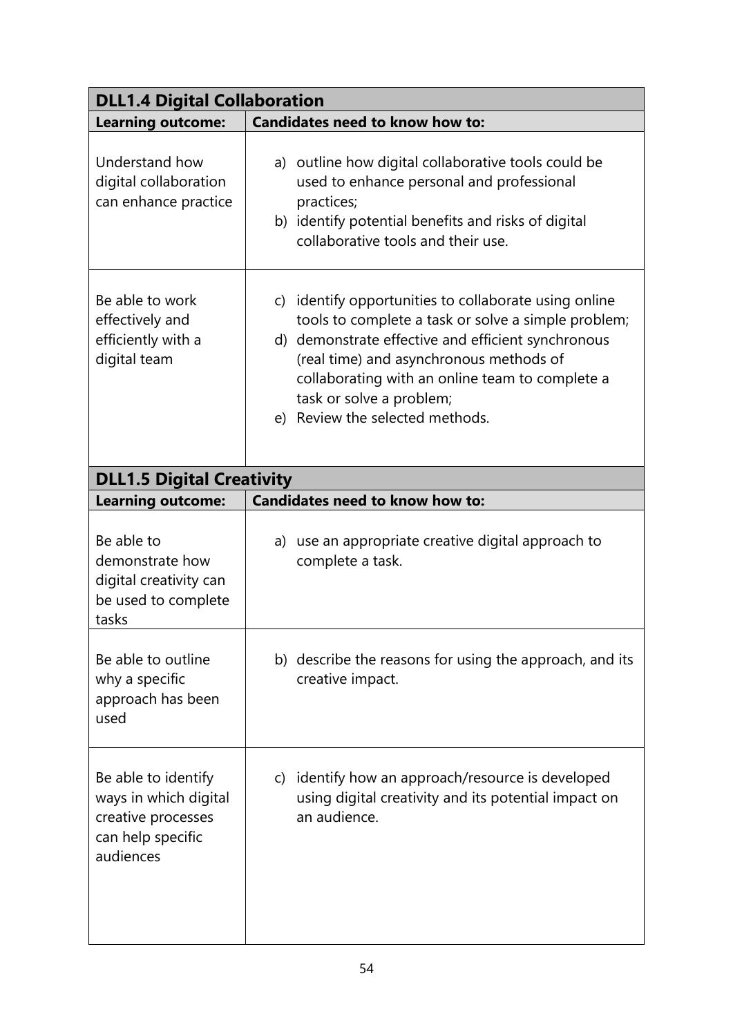| DLL1.4 Digital Collaboration | |
|---|---|
| **Learning outcome:** | **Candidates need to know how to:** |
| Understand how digital collaboration can enhance practice | a) outline how digital collaborative tools could be used to enhance personal and professional practices;<br>b) identify potential benefits and risks of digital collaborative tools and their use. |
| Be able to work effectively and efficiently with a digital team | c) identify opportunities to collaborate using online tools to complete a task or solve a simple problem;<br>d) demonstrate effective and efficient synchronous (real time) and asynchronous methods of collaborating with an online team to complete a task or solve a problem;<br>e) Review the selected methods. |

| DLL1.5 Digital Creativity | |
|---|---|
| **Learning outcome:** | **Candidates need to know how to:** |
| Be able to demonstrate how digital creativity can be used to complete tasks | a) use an appropriate creative digital approach to complete a task. |
| Be able to outline why a specific approach has been used | b) describe the reasons for using the approach, and its creative impact. |
| Be able to identify ways in which digital creative processes can help specific audiences | c) identify how an approach/resource is developed using digital creativity and its potential impact on an audience. |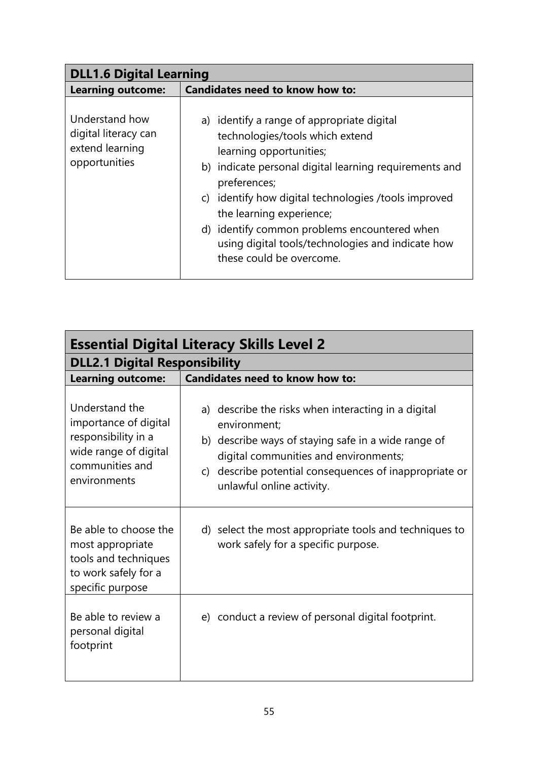| DLL1.6 Digital Learning | |
|---|---|
| **Learning outcome:** | **Candidates need to know how to:** |
| Understand how digital literacy can extend learning opportunities | a) identify a range of appropriate digital technologies/tools which extend learning opportunities;<br>b) indicate personal digital learning requirements and preferences;<br>c) identify how digital technologies /tools improved the learning experience;<br>d) identify common problems encountered when using digital tools/technologies and indicate how these could be overcome. |

## Essential Digital Literacy Skills Level 2

| DLL2.1 Digital Responsibility | |
|---|---|
| **Learning outcome:** | **Candidates need to know how to:** |
| Understand the importance of digital responsibility in a wide range of digital communities and environments | a) describe the risks when interacting in a digital environment;<br>b) describe ways of staying safe in a wide range of digital communities and environments;<br>c) describe potential consequences of inappropriate or unlawful online activity. |
| Be able to choose the most appropriate tools and techniques to work safely for a specific purpose | d) select the most appropriate tools and techniques to work safely for a specific purpose. |
| Be able to review a personal digital footprint | e) conduct a review of personal digital footprint. |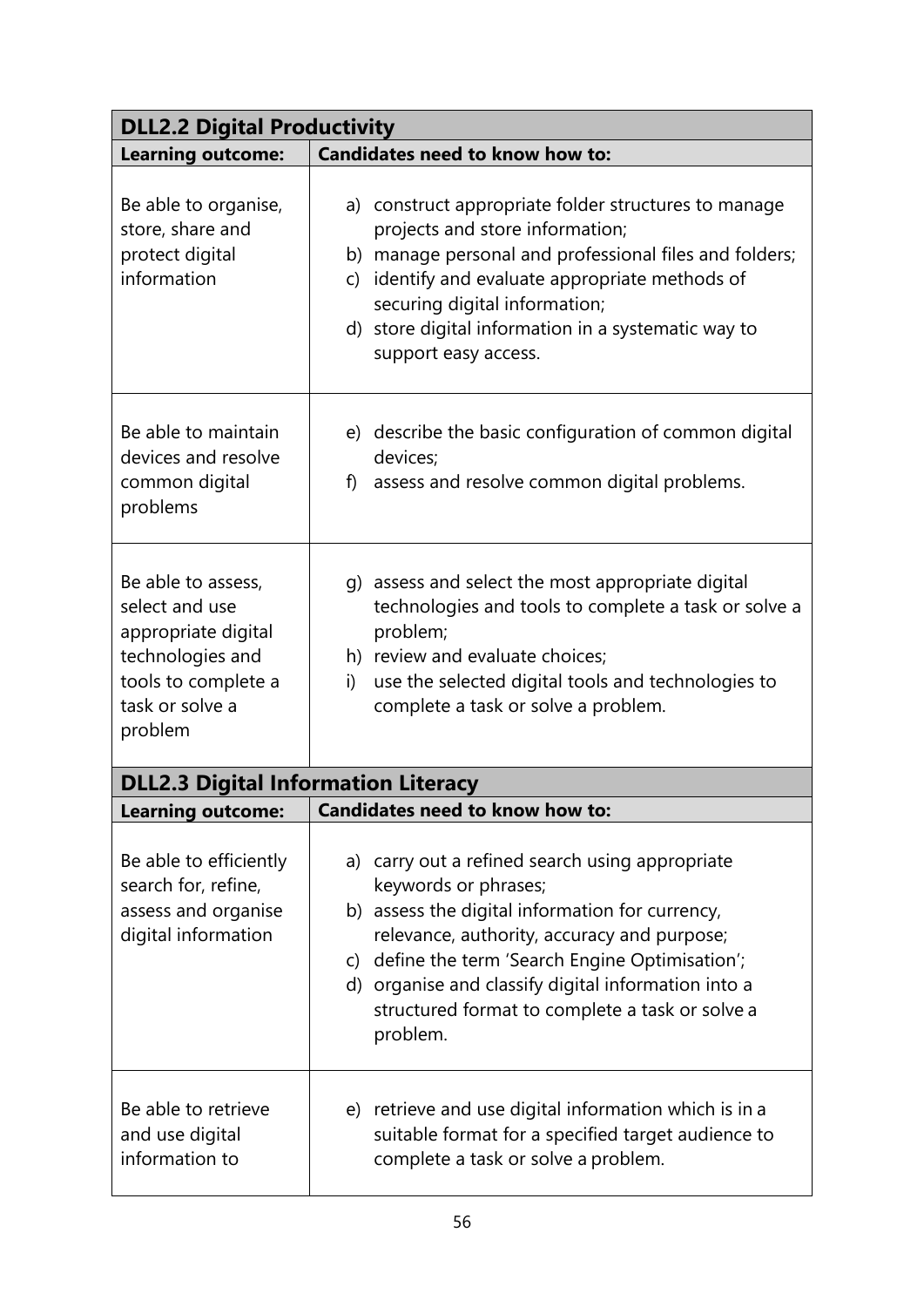| DLL2.2 Digital Productivity | |
|---|---|
| **Learning outcome:** | **Candidates need to know how to:** |
| Be able to organise, store, share and protect digital information | a) construct appropriate folder structures to manage projects and store information;<br>b) manage personal and professional files and folders;<br>c) identify and evaluate appropriate methods of securing digital information;<br>d) store digital information in a systematic way to support easy access. |
| Be able to maintain devices and resolve common digital problems | e) describe the basic configuration of common digital devices;<br>f) assess and resolve common digital problems. |
| Be able to assess, select and use appropriate digital technologies and tools to complete a task or solve a problem | g) assess and select the most appropriate digital technologies and tools to complete a task or solve a problem;<br>h) review and evaluate choices;<br>i) use the selected digital tools and technologies to complete a task or solve a problem. |

| DLL2.3 Digital Information Literacy | |
|---|---|
| **Learning outcome:** | **Candidates need to know how to:** |
| Be able to efficiently search for, refine, assess and organise digital information | a) carry out a refined search using appropriate keywords or phrases;<br>b) assess the digital information for currency, relevance, authority, accuracy and purpose;<br>c) define the term 'Search Engine Optimisation';<br>d) organise and classify digital information into a structured format to complete a task or solve a problem. |
| Be able to retrieve and use digital information to | e) retrieve and use digital information which is in a suitable format for a specified target audience to complete a task or solve a problem. |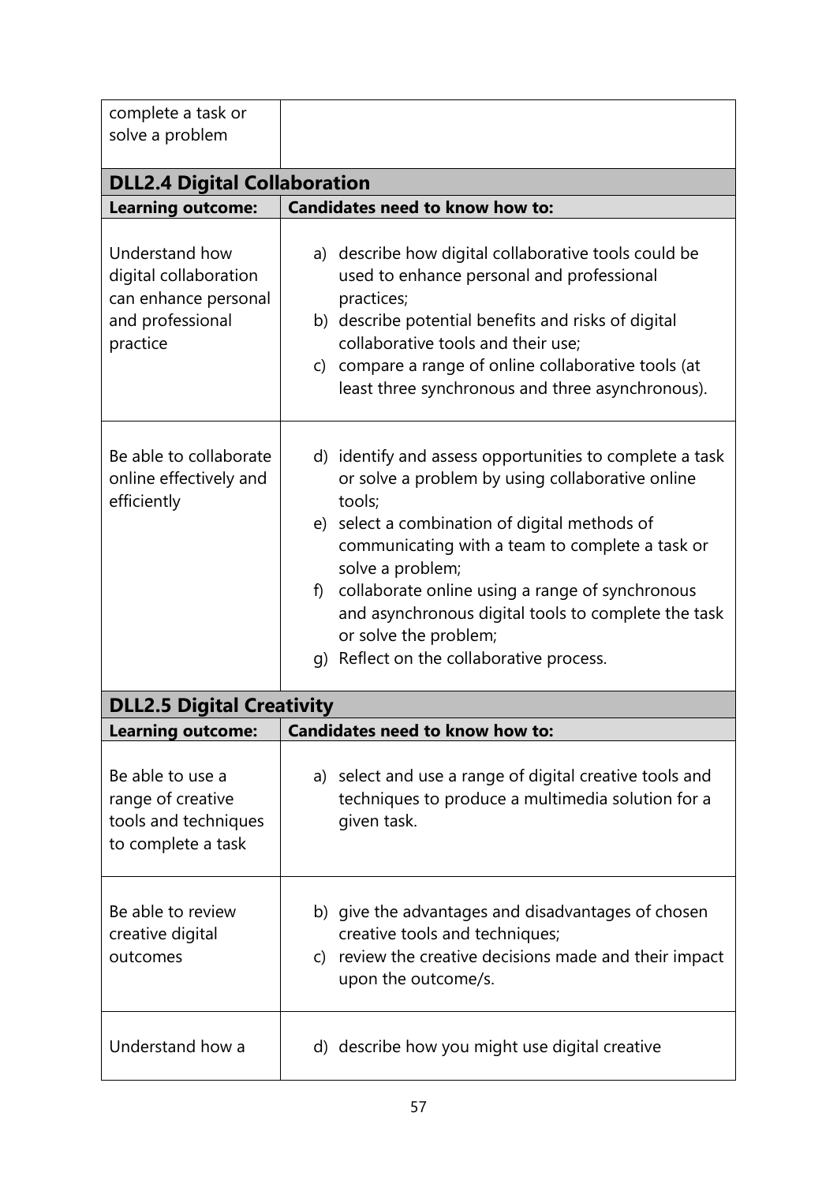| | |
|---|---|
| complete a task or solve a problem | |

## DLL2.4 Digital Collaboration

| Learning outcome: | Candidates need to know how to: |
|---|---|
| Understand how digital collaboration can enhance personal and professional practice | a) describe how digital collaborative tools could be used to enhance personal and professional practices;<br>b) describe potential benefits and risks of digital collaborative tools and their use;<br>c) compare a range of online collaborative tools (at least three synchronous and three asynchronous). |
| Be able to collaborate online effectively and efficiently | d) identify and assess opportunities to complete a task or solve a problem by using collaborative online tools;<br>e) select a combination of digital methods of communicating with a team to complete a task or solve a problem;<br>f) collaborate online using a range of synchronous and asynchronous digital tools to complete the task or solve the problem;<br>g) Reflect on the collaborative process. |

## DLL2.5 Digital Creativity

| Learning outcome: | Candidates need to know how to: |
|---|---|
| Be able to use a range of creative tools and techniques to complete a task | a) select and use a range of digital creative tools and techniques to produce a multimedia solution for a given task. |
| Be able to review creative digital outcomes | b) give the advantages and disadvantages of chosen creative tools and techniques;<br>c) review the creative decisions made and their impact upon the outcome/s. |
| Understand how a | d) describe how you might use digital creative |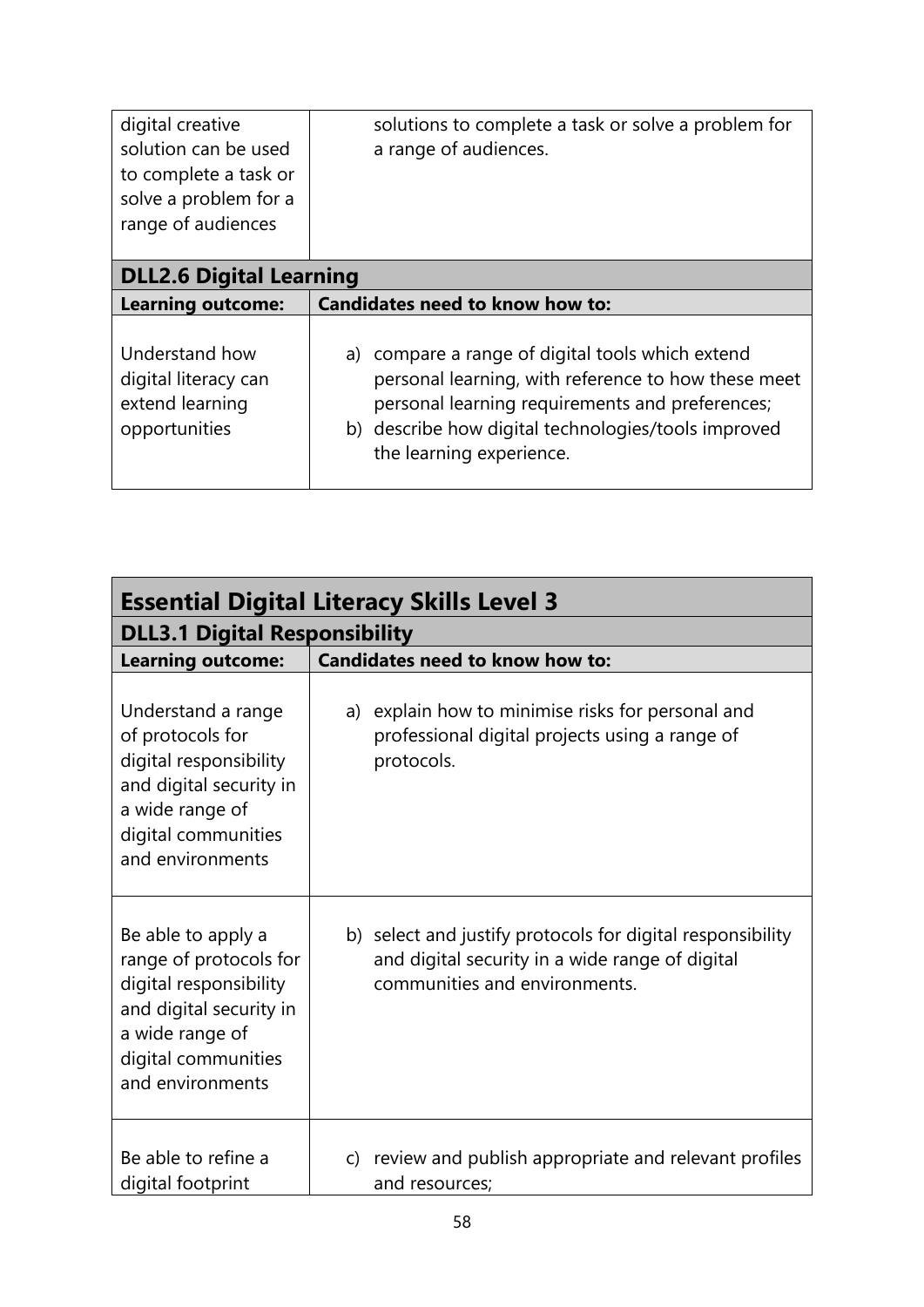| | |
|---|---|
| digital creative solution can be used to complete a task or solve a problem for a range of audiences | solutions to complete a task or solve a problem for a range of audiences. |
| **DLL2.6 Digital Learning** | |
| **Learning outcome:** | **Candidates need to know how to:** |
| Understand how digital literacy can extend learning opportunities | a) compare a range of digital tools which extend personal learning, with reference to how these meet personal learning requirements and preferences;<br>b) describe how digital technologies/tools improved the learning experience. |

| **Essential Digital Literacy Skills Level 3** | |
|---|---|
| **DLL3.1 Digital Responsibility** | |
| **Learning outcome:** | **Candidates need to know how to:** |
| Understand a range of protocols for digital responsibility and digital security in a wide range of digital communities and environments | a) explain how to minimise risks for personal and professional digital projects using a range of protocols. |
| Be able to apply a range of protocols for digital responsibility and digital security in a wide range of digital communities and environments | b) select and justify protocols for digital responsibility and digital security in a wide range of digital communities and environments. |
| Be able to refine a digital footprint | c) review and publish appropriate and relevant profiles and resources; |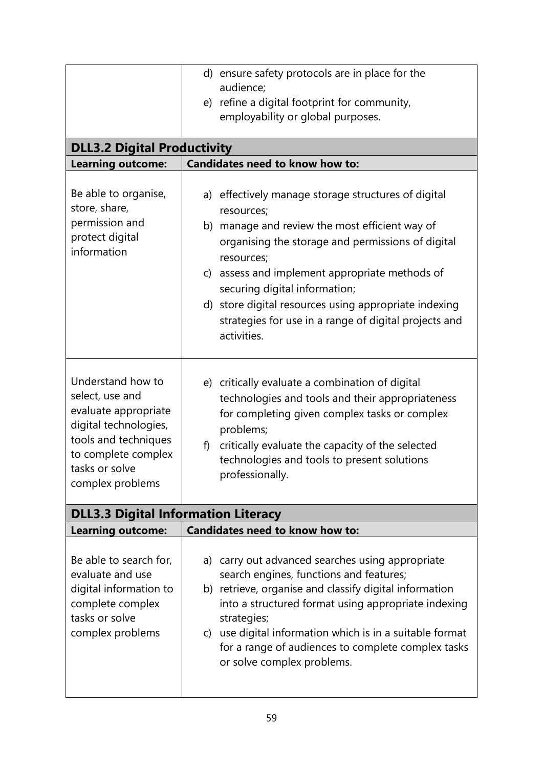| | |
|---|---|
| | d) ensure safety protocols are in place for the audience;<br>e) refine a digital footprint for community, employability or global purposes. |

| **DLL3.2 Digital Productivity** | |
|---|---|
| **Learning outcome:** | **Candidates need to know how to:** |
| Be able to organise, store, share, permission and protect digital information | a) effectively manage storage structures of digital resources;<br>b) manage and review the most efficient way of organising the storage and permissions of digital resources;<br>c) assess and implement appropriate methods of securing digital information;<br>d) store digital resources using appropriate indexing strategies for use in a range of digital projects and activities. |
| Understand how to select, use and evaluate appropriate digital technologies, tools and techniques to complete complex tasks or solve complex problems | e) critically evaluate a combination of digital technologies and tools and their appropriateness for completing given complex tasks or complex problems;<br>f) critically evaluate the capacity of the selected technologies and tools to present solutions professionally. |

| **DLL3.3 Digital Information Literacy** | |
|---|---|
| **Learning outcome:** | **Candidates need to know how to:** |
| Be able to search for, evaluate and use digital information to complete complex tasks or solve complex problems | a) carry out advanced searches using appropriate search engines, functions and features;<br>b) retrieve, organise and classify digital information into a structured format using appropriate indexing strategies;<br>c) use digital information which is in a suitable format for a range of audiences to complete complex tasks or solve complex problems. |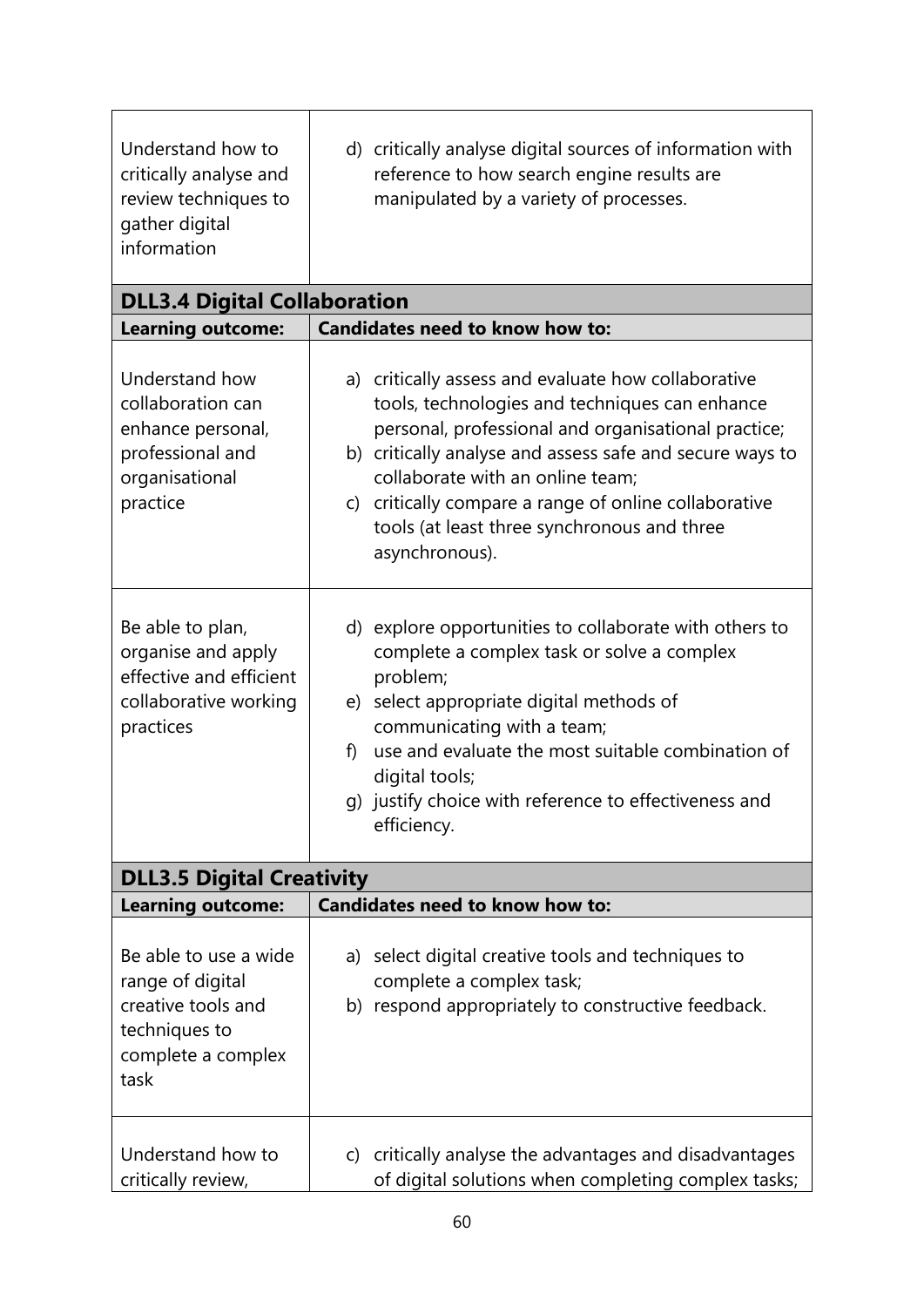| | |
|---|---|
| Understand how to critically analyse and review techniques to gather digital information | d) critically analyse digital sources of information with reference to how search engine results are manipulated by a variety of processes. |

**DLL3.4 Digital Collaboration**

| Learning outcome: | Candidates need to know how to: |
|---|---|
| Understand how collaboration can enhance personal, professional and organisational practice | a) critically assess and evaluate how collaborative tools, technologies and techniques can enhance personal, professional and organisational practice;<br>b) critically analyse and assess safe and secure ways to collaborate with an online team;<br>c) critically compare a range of online collaborative tools (at least three synchronous and three asynchronous). |
| Be able to plan, organise and apply effective and efficient collaborative working practices | d) explore opportunities to collaborate with others to complete a complex task or solve a complex problem;<br>e) select appropriate digital methods of communicating with a team;<br>f) use and evaluate the most suitable combination of digital tools;<br>g) justify choice with reference to effectiveness and efficiency. |

**DLL3.5 Digital Creativity**

| Learning outcome: | Candidates need to know how to: |
|---|---|
| Be able to use a wide range of digital creative tools and techniques to complete a complex task | a) select digital creative tools and techniques to complete a complex task;<br>b) respond appropriately to constructive feedback. |
| Understand how to critically review, | c) critically analyse the advantages and disadvantages of digital solutions when completing complex tasks; |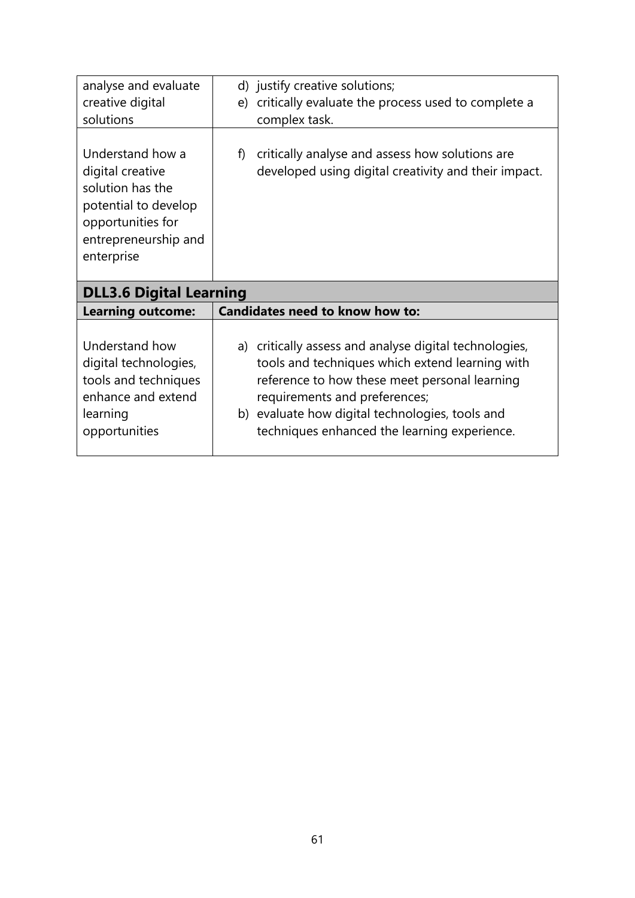| | |
|---|---|
| analyse and evaluate creative digital solutions | d) justify creative solutions;<br>e) critically evaluate the process used to complete a complex task. |
| Understand how a digital creative solution has the potential to develop opportunities for entrepreneurship and enterprise | f) critically analyse and assess how solutions are developed using digital creativity and their impact. |

## DLL3.6 Digital Learning

| Learning outcome: | Candidates need to know how to: |
|---|---|
| Understand how digital technologies, tools and techniques enhance and extend learning opportunities | a) critically assess and analyse digital technologies, tools and techniques which extend learning with reference to how these meet personal learning requirements and preferences;<br>b) evaluate how digital technologies, tools and techniques enhanced the learning experience. |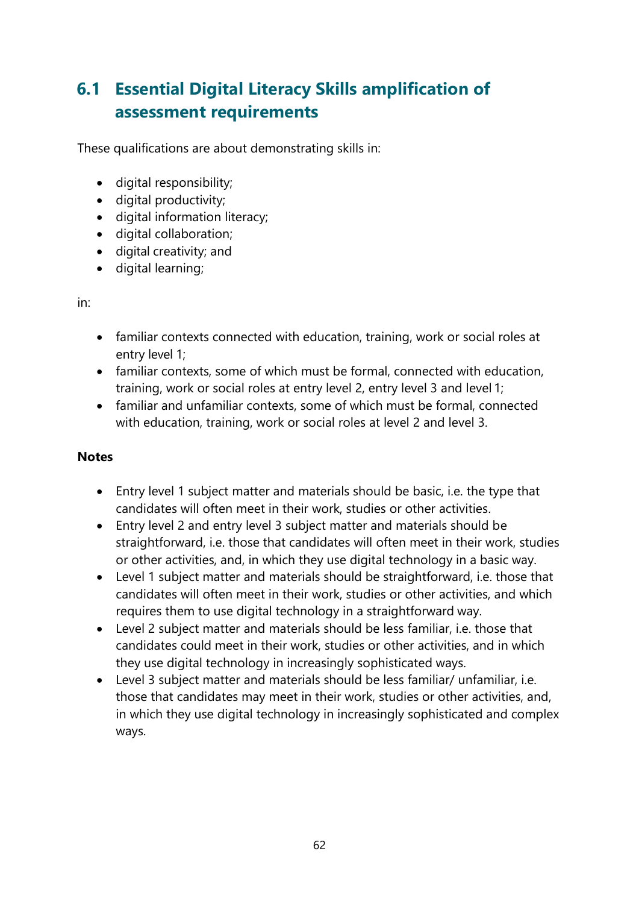## 6.1 Essential Digital Literacy Skills amplification of assessment requirements

These qualifications are about demonstrating skills in:

- digital responsibility;
- digital productivity;
- digital information literacy;
- digital collaboration;
- digital creativity; and
- digital learning;

in:

- familiar contexts connected with education, training, work or social roles at entry level 1;
- familiar contexts, some of which must be formal, connected with education, training, work or social roles at entry level 2, entry level 3 and level 1;
- familiar and unfamiliar contexts, some of which must be formal, connected with education, training, work or social roles at level 2 and level 3.

**Notes**

- Entry level 1 subject matter and materials should be basic, i.e. the type that candidates will often meet in their work, studies or other activities.
- Entry level 2 and entry level 3 subject matter and materials should be straightforward, i.e. those that candidates will often meet in their work, studies or other activities, and, in which they use digital technology in a basic way.
- Level 1 subject matter and materials should be straightforward, i.e. those that candidates will often meet in their work, studies or other activities, and which requires them to use digital technology in a straightforward way.
- Level 2 subject matter and materials should be less familiar, i.e. those that candidates could meet in their work, studies or other activities, and in which they use digital technology in increasingly sophisticated ways.
- Level 3 subject matter and materials should be less familiar/ unfamiliar, i.e. those that candidates may meet in their work, studies or other activities, and, in which they use digital technology in increasingly sophisticated and complex ways.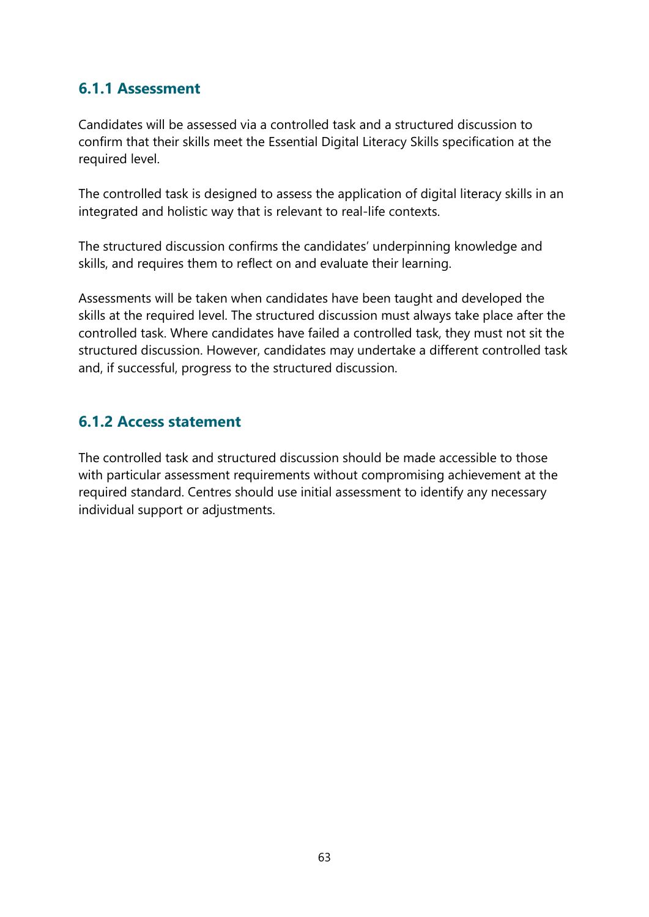### 6.1.1 Assessment

Candidates will be assessed via a controlled task and a structured discussion to confirm that their skills meet the Essential Digital Literacy Skills specification at the required level.

The controlled task is designed to assess the application of digital literacy skills in an integrated and holistic way that is relevant to real-life contexts.

The structured discussion confirms the candidates' underpinning knowledge and skills, and requires them to reflect on and evaluate their learning.

Assessments will be taken when candidates have been taught and developed the skills at the required level. The structured discussion must always take place after the controlled task. Where candidates have failed a controlled task, they must not sit the structured discussion. However, candidates may undertake a different controlled task and, if successful, progress to the structured discussion.

### 6.1.2 Access statement

The controlled task and structured discussion should be made accessible to those with particular assessment requirements without compromising achievement at the required standard. Centres should use initial assessment to identify any necessary individual support or adjustments.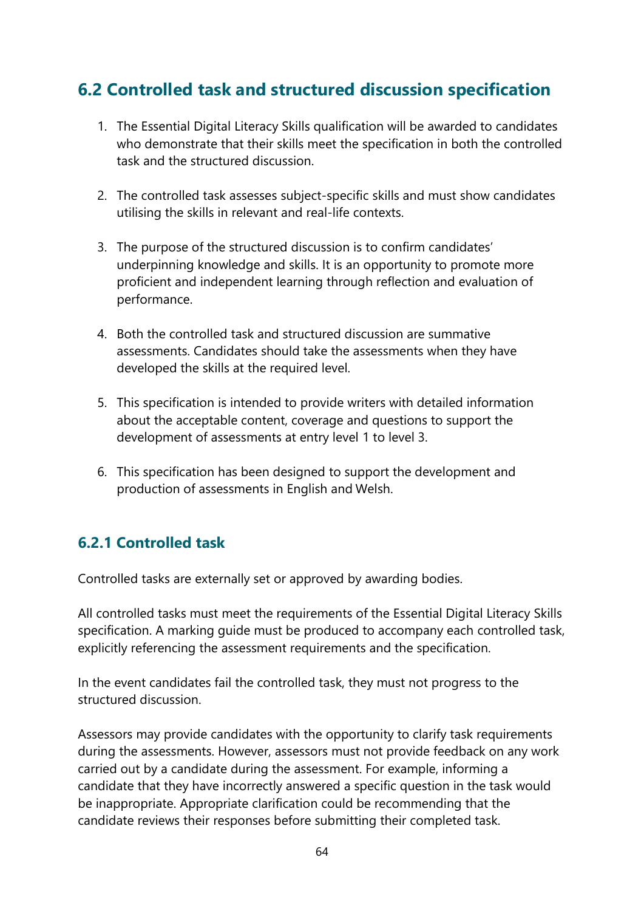## 6.2 Controlled task and structured discussion specification

1. The Essential Digital Literacy Skills qualification will be awarded to candidates who demonstrate that their skills meet the specification in both the controlled task and the structured discussion.

2. The controlled task assesses subject-specific skills and must show candidates utilising the skills in relevant and real-life contexts.

3. The purpose of the structured discussion is to confirm candidates' underpinning knowledge and skills. It is an opportunity to promote more proficient and independent learning through reflection and evaluation of performance.

4. Both the controlled task and structured discussion are summative assessments. Candidates should take the assessments when they have developed the skills at the required level.

5. This specification is intended to provide writers with detailed information about the acceptable content, coverage and questions to support the development of assessments at entry level 1 to level 3.

6. This specification has been designed to support the development and production of assessments in English and Welsh.

### 6.2.1 Controlled task

Controlled tasks are externally set or approved by awarding bodies.

All controlled tasks must meet the requirements of the Essential Digital Literacy Skills specification. A marking guide must be produced to accompany each controlled task, explicitly referencing the assessment requirements and the specification.

In the event candidates fail the controlled task, they must not progress to the structured discussion.

Assessors may provide candidates with the opportunity to clarify task requirements during the assessments. However, assessors must not provide feedback on any work carried out by a candidate during the assessment. For example, informing a candidate that they have incorrectly answered a specific question in the task would be inappropriate. Appropriate clarification could be recommending that the candidate reviews their responses before submitting their completed task.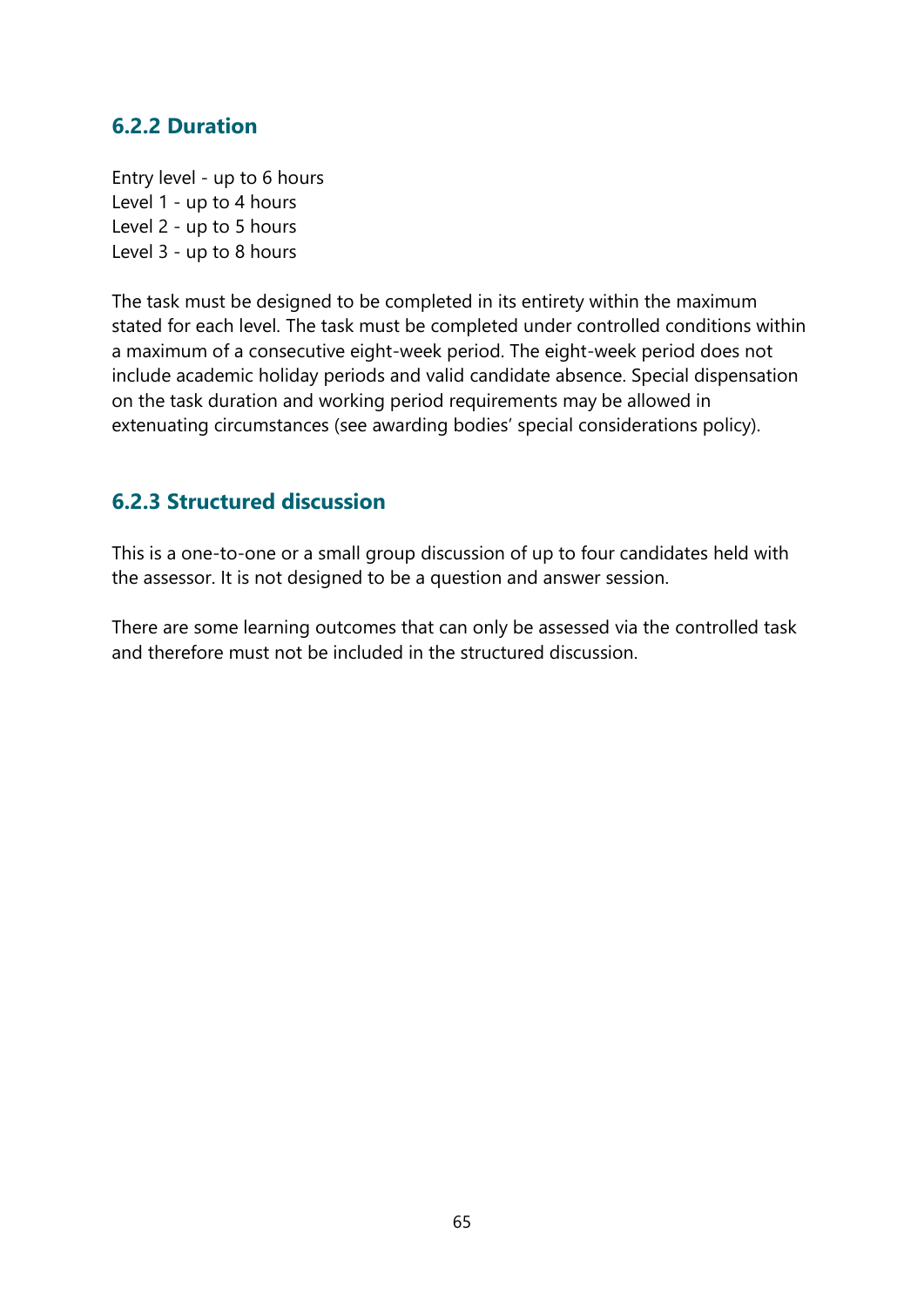### 6.2.2 Duration

Entry level - up to 6 hours
Level 1 - up to 4 hours
Level 2 - up to 5 hours
Level 3 - up to 8 hours

The task must be designed to be completed in its entirety within the maximum stated for each level. The task must be completed under controlled conditions within a maximum of a consecutive eight-week period. The eight-week period does not include academic holiday periods and valid candidate absence. Special dispensation on the task duration and working period requirements may be allowed in extenuating circumstances (see awarding bodies' special considerations policy).

### 6.2.3 Structured discussion

This is a one-to-one or a small group discussion of up to four candidates held with the assessor. It is not designed to be a question and answer session.

There are some learning outcomes that can only be assessed via the controlled task and therefore must not be included in the structured discussion.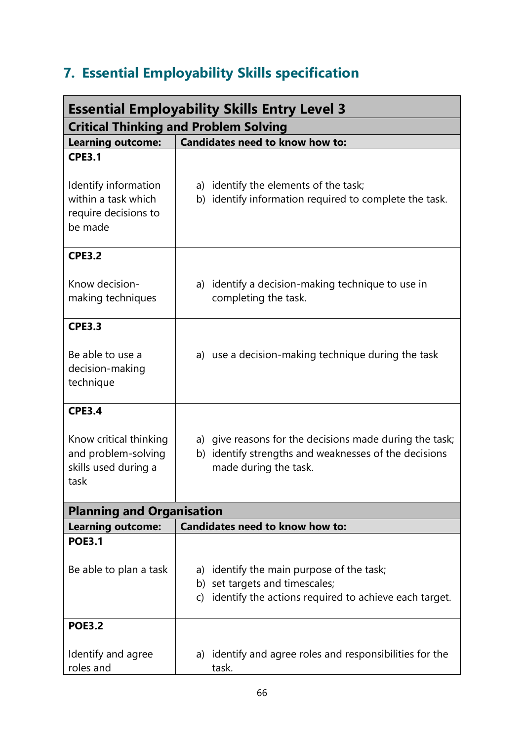## 7. Essential Employability Skills specification

| Essential Employability Skills Entry Level 3 | |
|---|---|
| **Critical Thinking and Problem Solving** | |
| **Learning outcome:** | **Candidates need to know how to:** |
| **CPE3.1**<br><br>Identify information within a task which require decisions to be made | a) identify the elements of the task;<br>b) identify information required to complete the task. |
| **CPE3.2**<br><br>Know decision-making techniques | a) identify a decision-making technique to use in completing the task. |
| **CPE3.3**<br><br>Be able to use a decision-making technique | a) use a decision-making technique during the task |
| **CPE3.4**<br><br>Know critical thinking and problem-solving skills used during a task | a) give reasons for the decisions made during the task;<br>b) identify strengths and weaknesses of the decisions made during the task. |
| **Planning and Organisation** | |
| **Learning outcome:** | **Candidates need to know how to:** |
| **POE3.1**<br><br>Be able to plan a task | a) identify the main purpose of the task;<br>b) set targets and timescales;<br>c) identify the actions required to achieve each target. |
| **POE3.2**<br><br>Identify and agree roles and | a) identify and agree roles and responsibilities for the task. |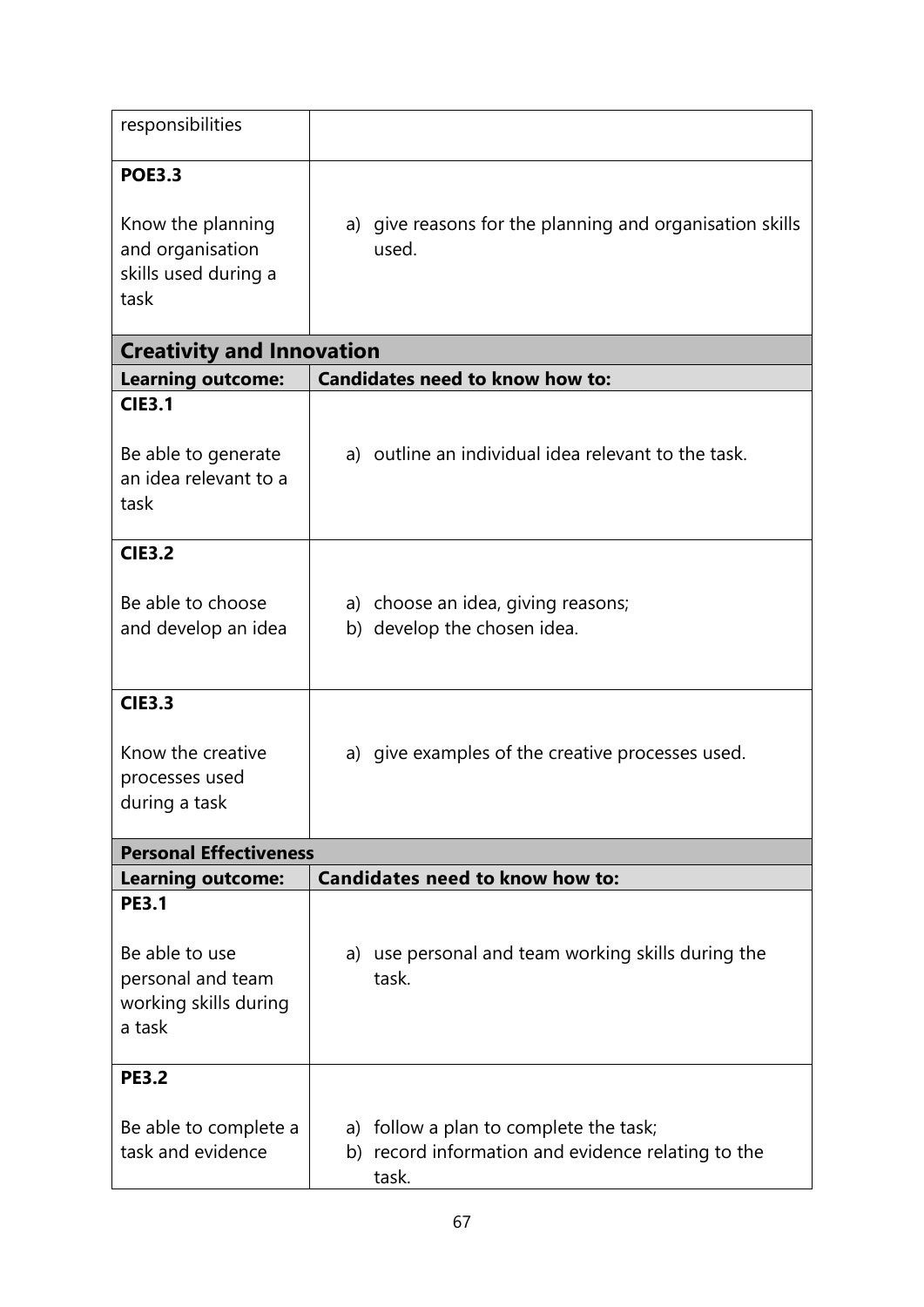| | |
|---|---|
| responsibilities | |
| **POE3.3**<br><br>Know the planning and organisation skills used during a task | a) give reasons for the planning and organisation skills used. |

## Creativity and Innovation

| **Learning outcome:** | **Candidates need to know how to:** |
|---|---|
| **CIE3.1**<br><br>Be able to generate an idea relevant to a task | a) outline an individual idea relevant to the task. |
| **CIE3.2**<br><br>Be able to choose and develop an idea | a) choose an idea, giving reasons;<br>b) develop the chosen idea. |
| **CIE3.3**<br><br>Know the creative processes used during a task | a) give examples of the creative processes used. |

## Personal Effectiveness

| **Learning outcome:** | **Candidates need to know how to:** |
|---|---|
| **PE3.1**<br><br>Be able to use personal and team working skills during a task | a) use personal and team working skills during the task. |
| **PE3.2**<br><br>Be able to complete a task and evidence | a) follow a plan to complete the task;<br>b) record information and evidence relating to the task. |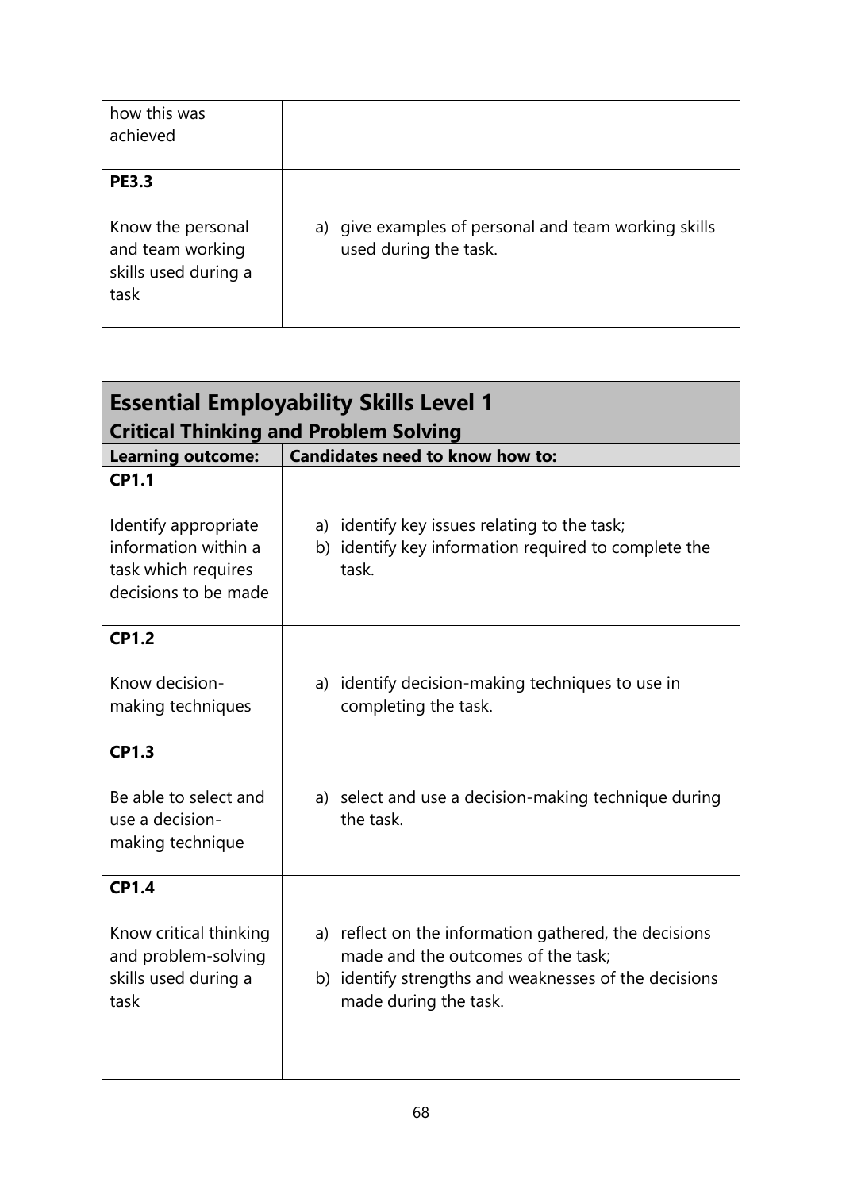| | |
|---|---|
| how this was achieved | |
| **PE3.3**<br><br>Know the personal and team working skills used during a task | a) give examples of personal and team working skills used during the task. |

| **Essential Employability Skills Level 1** | |
|---|---|
| **Critical Thinking and Problem Solving** | |
| **Learning outcome:** | **Candidates need to know how to:** |
| **CP1.1**<br><br>Identify appropriate information within a task which requires decisions to be made | a) identify key issues relating to the task;<br>b) identify key information required to complete the task. |
| **CP1.2**<br><br>Know decision-making techniques | a) identify decision-making techniques to use in completing the task. |
| **CP1.3**<br><br>Be able to select and use a decision-making technique | a) select and use a decision-making technique during the task. |
| **CP1.4**<br><br>Know critical thinking and problem-solving skills used during a task | a) reflect on the information gathered, the decisions made and the outcomes of the task;<br>b) identify strengths and weaknesses of the decisions made during the task. |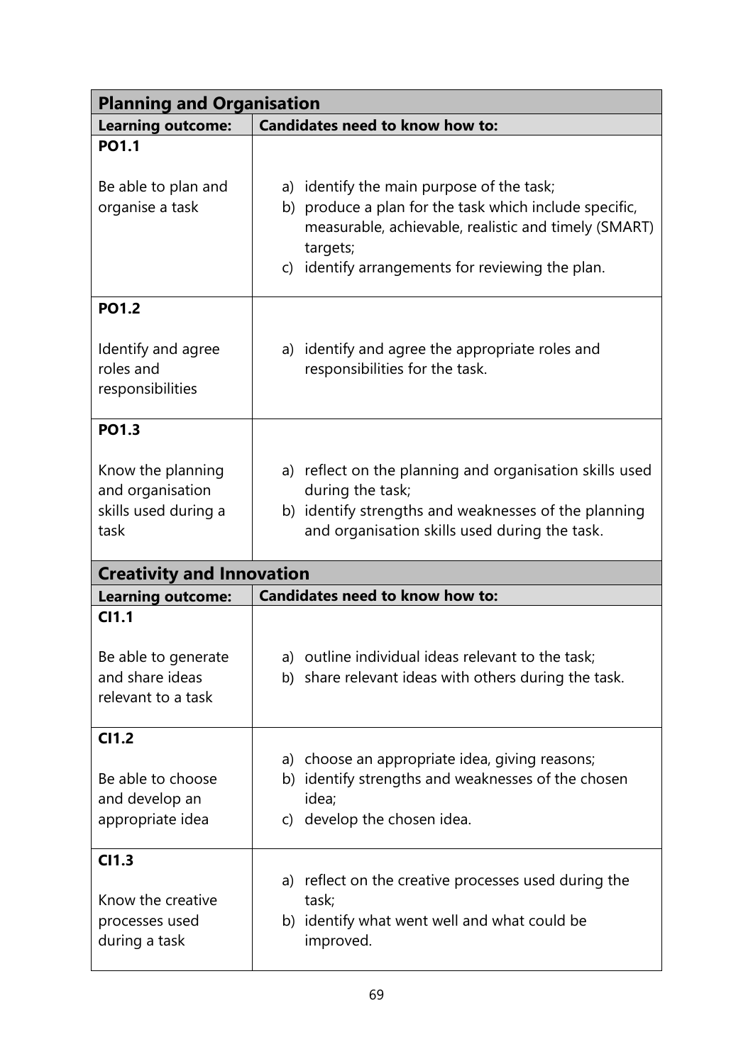| Planning and Organisation | |
|---|---|
| **Learning outcome:** | **Candidates need to know how to:** |
| **PO1.1**<br><br>Be able to plan and organise a task | a) identify the main purpose of the task;<br>b) produce a plan for the task which include specific, measurable, achievable, realistic and timely (SMART) targets;<br>c) identify arrangements for reviewing the plan. |
| **PO1.2**<br><br>Identify and agree roles and responsibilities | a) identify and agree the appropriate roles and responsibilities for the task. |
| **PO1.3**<br><br>Know the planning and organisation skills used during a task | a) reflect on the planning and organisation skills used during the task;<br>b) identify strengths and weaknesses of the planning and organisation skills used during the task. |

| Creativity and Innovation | |
|---|---|
| **Learning outcome:** | **Candidates need to know how to:** |
| **CI1.1**<br><br>Be able to generate and share ideas relevant to a task | a) outline individual ideas relevant to the task;<br>b) share relevant ideas with others during the task. |
| **CI1.2**<br><br>Be able to choose and develop an appropriate idea | a) choose an appropriate idea, giving reasons;<br>b) identify strengths and weaknesses of the chosen idea;<br>c) develop the chosen idea. |
| **CI1.3**<br><br>Know the creative processes used during a task | a) reflect on the creative processes used during the task;<br>b) identify what went well and what could be improved. |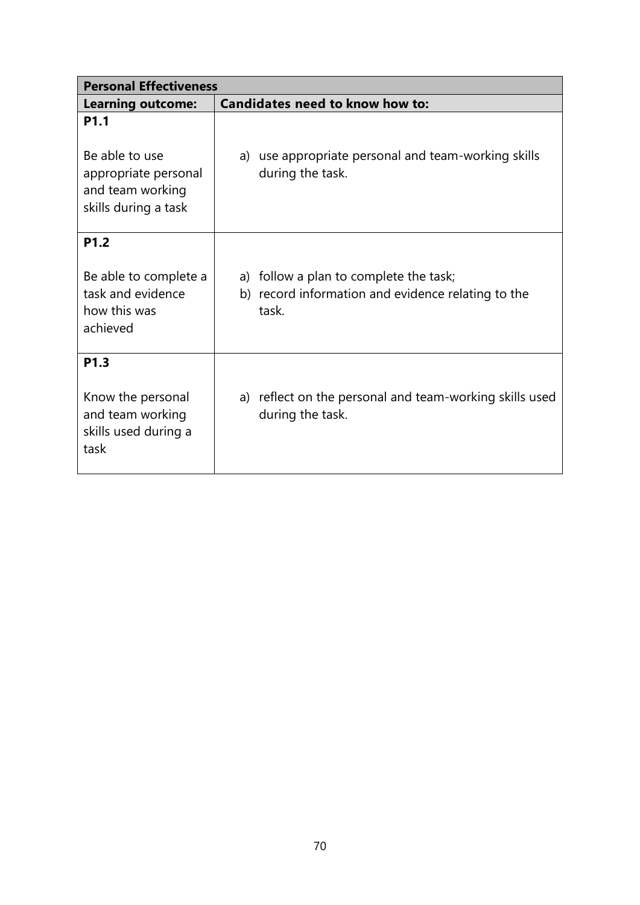| **Personal Effectiveness** | |
|---|---|
| **Learning outcome:** | **Candidates need to know how to:** |
| **P1.1**<br><br>Be able to use appropriate personal and team working skills during a task | a) use appropriate personal and team-working skills during the task. |
| **P1.2**<br><br>Be able to complete a task and evidence how this was achieved | a) follow a plan to complete the task;<br>b) record information and evidence relating to the task. |
| **P1.3**<br><br>Know the personal and team working skills used during a task | a) reflect on the personal and team-working skills used during the task. |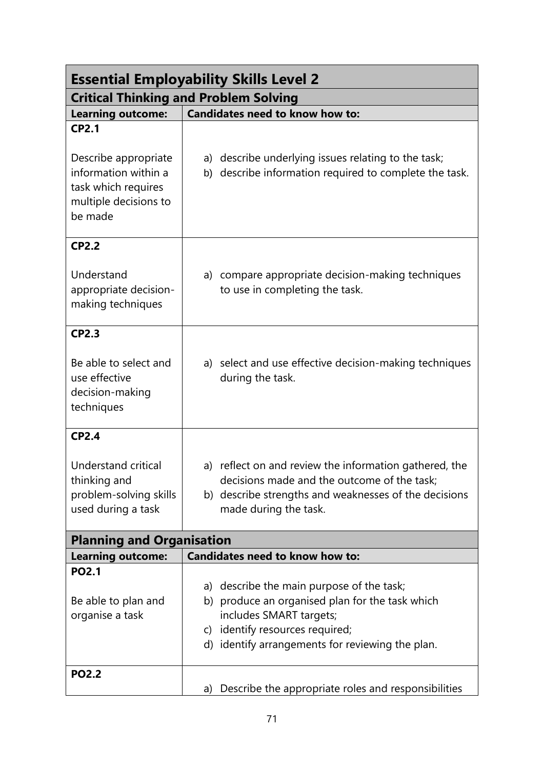## Essential Employability Skills Level 2

### Critical Thinking and Problem Solving

| Learning outcome: | Candidates need to know how to: |
|---|---|
| **CP2.1**<br><br>Describe appropriate information within a task which requires multiple decisions to be made | a) describe underlying issues relating to the task;<br>b) describe information required to complete the task. |
| **CP2.2**<br><br>Understand appropriate decision-making techniques | a) compare appropriate decision-making techniques to use in completing the task. |
| **CP2.3**<br><br>Be able to select and use effective decision-making techniques | a) select and use effective decision-making techniques during the task. |
| **CP2.4**<br><br>Understand critical thinking and problem-solving skills used during a task | a) reflect on and review the information gathered, the decisions made and the outcome of the task;<br>b) describe strengths and weaknesses of the decisions made during the task. |

### Planning and Organisation

| Learning outcome: | Candidates need to know how to: |
|---|---|
| **PO2.1**<br><br>Be able to plan and organise a task | a) describe the main purpose of the task;<br>b) produce an organised plan for the task which includes SMART targets;<br>c) identify resources required;<br>d) identify arrangements for reviewing the plan. |
| **PO2.2** | a) Describe the appropriate roles and responsibilities |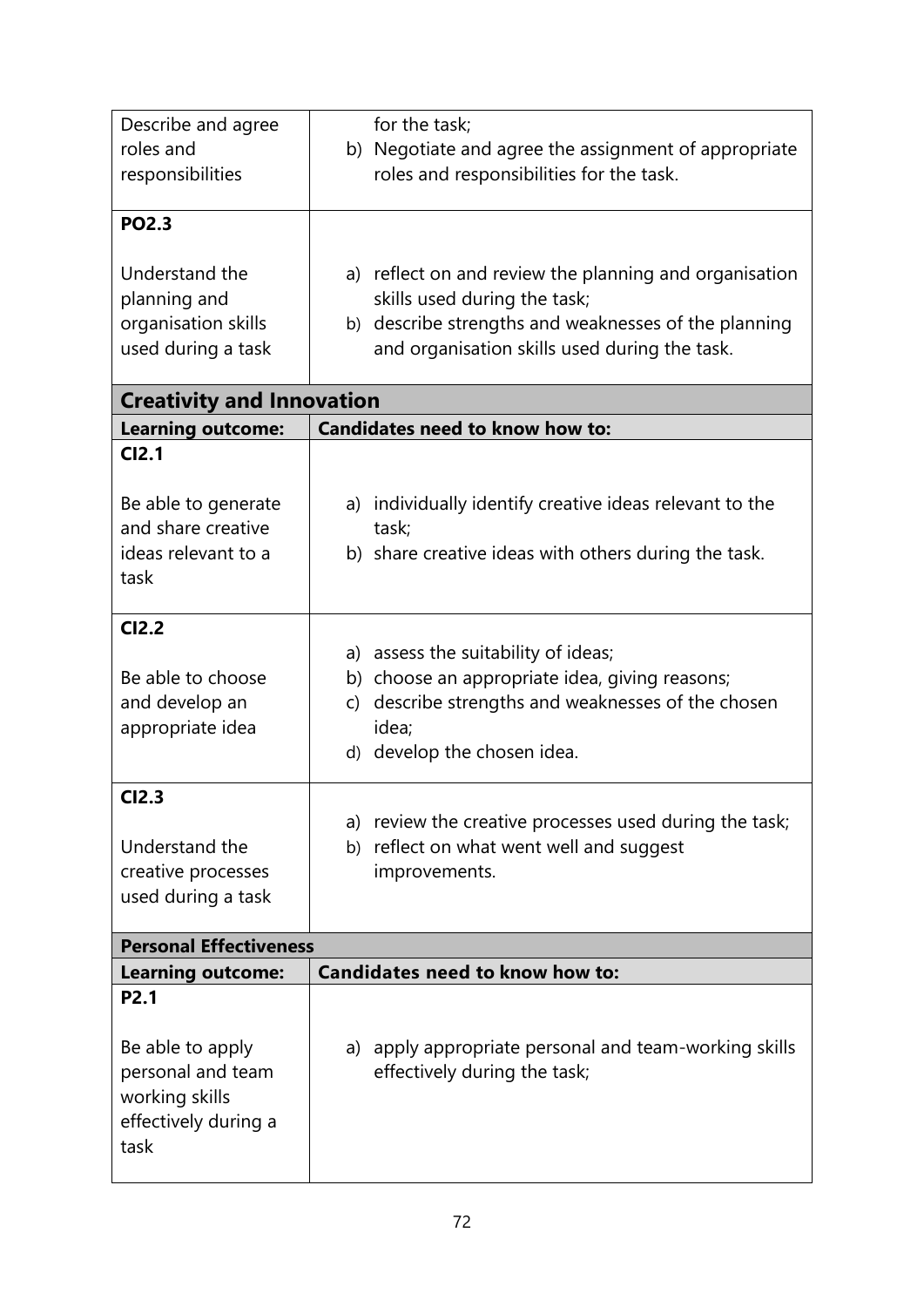| | |
|---|---|
| Describe and agree roles and responsibilities | for the task;<br>b) Negotiate and agree the assignment of appropriate roles and responsibilities for the task. |
| **PO2.3**<br><br>Understand the planning and organisation skills used during a task | a) reflect on and review the planning and organisation skills used during the task;<br>b) describe strengths and weaknesses of the planning and organisation skills used during the task. |

| **Creativity and Innovation** | |
|---|---|
| **Learning outcome:** | **Candidates need to know how to:** |
| **CI2.1**<br><br>Be able to generate and share creative ideas relevant to a task | a) individually identify creative ideas relevant to the task;<br>b) share creative ideas with others during the task. |
| **CI2.2**<br><br>Be able to choose and develop an appropriate idea | a) assess the suitability of ideas;<br>b) choose an appropriate idea, giving reasons;<br>c) describe strengths and weaknesses of the chosen idea;<br>d) develop the chosen idea. |
| **CI2.3**<br><br>Understand the creative processes used during a task | a) review the creative processes used during the task;<br>b) reflect on what went well and suggest improvements. |

| **Personal Effectiveness** | |
|---|---|
| **Learning outcome:** | **Candidates need to know how to:** |
| **P2.1**<br><br>Be able to apply personal and team working skills effectively during a task | a) apply appropriate personal and team-working skills effectively during the task; |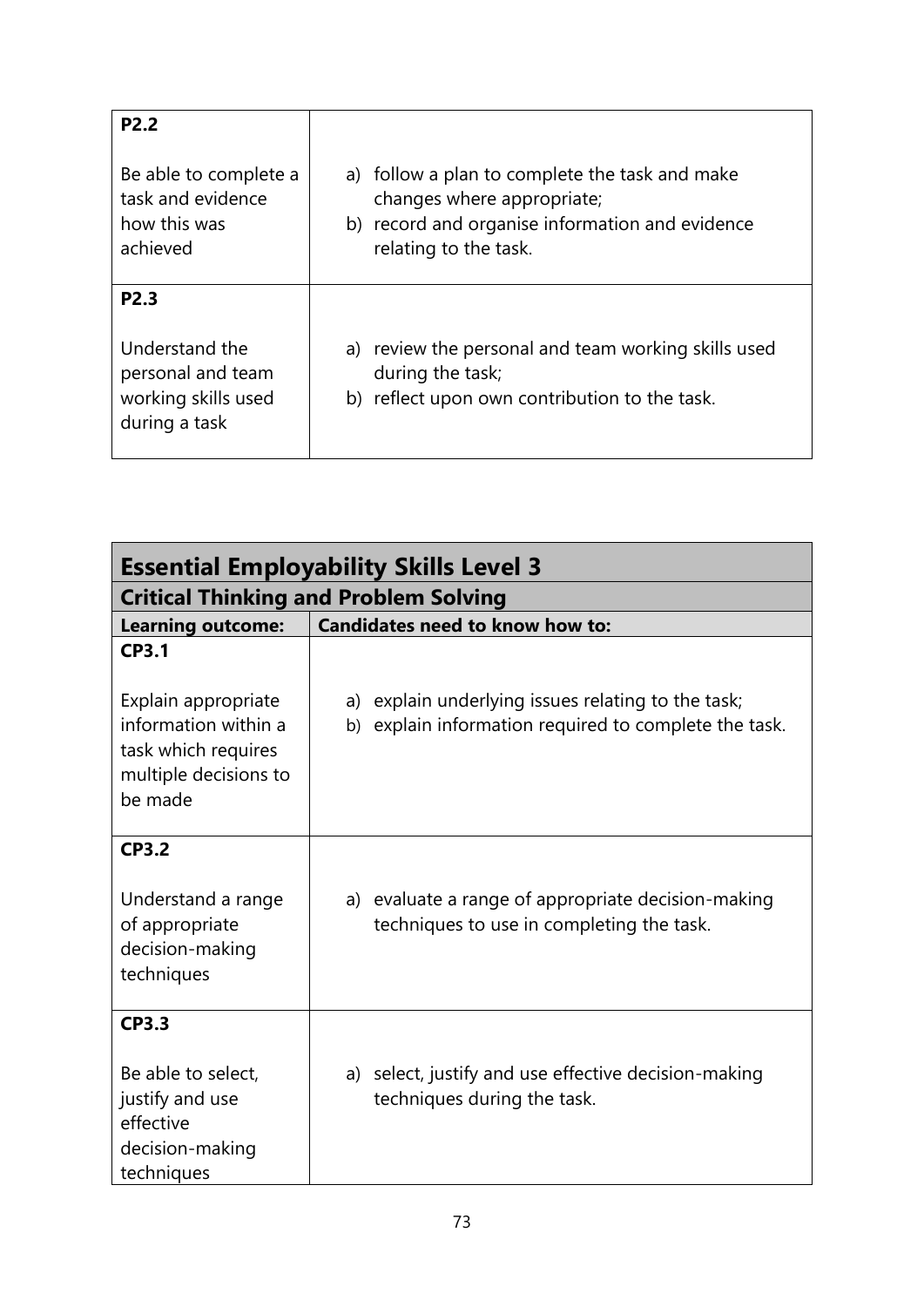| | |
|---|---|
| **P2.2**<br><br>Be able to complete a task and evidence how this was achieved | a) follow a plan to complete the task and make changes where appropriate;<br>b) record and organise information and evidence relating to the task. |
| **P2.3**<br><br>Understand the personal and team working skills used during a task | a) review the personal and team working skills used during the task;<br>b) reflect upon own contribution to the task. |

## Essential Employability Skills Level 3

### Critical Thinking and Problem Solving

| Learning outcome: | Candidates need to know how to: |
|---|---|
| **CP3.1**<br><br>Explain appropriate information within a task which requires multiple decisions to be made | a) explain underlying issues relating to the task;<br>b) explain information required to complete the task. |
| **CP3.2**<br><br>Understand a range of appropriate decision-making techniques | a) evaluate a range of appropriate decision-making techniques to use in completing the task. |
| **CP3.3**<br><br>Be able to select, justify and use effective decision-making techniques | a) select, justify and use effective decision-making techniques during the task. |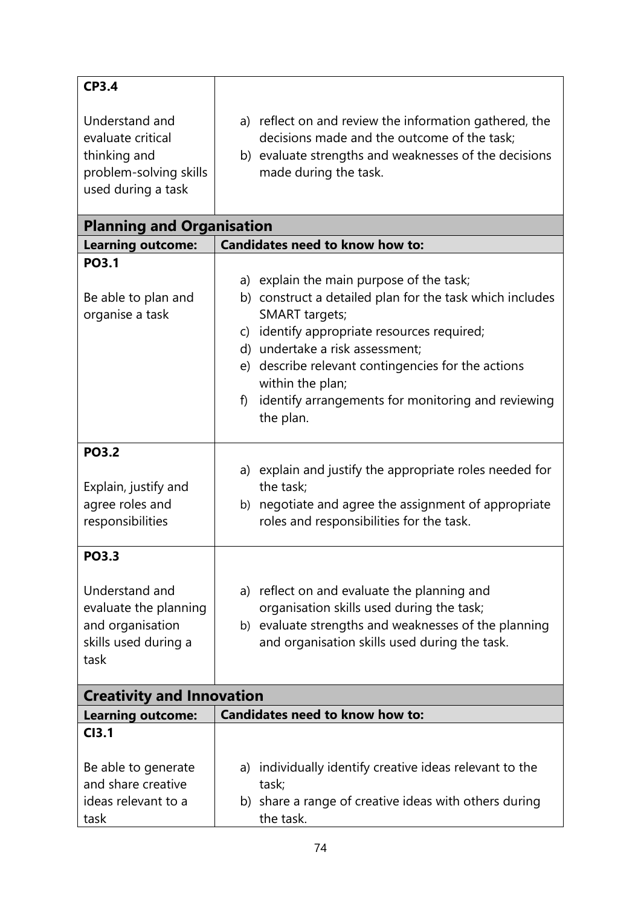| | |
|---|---|
| **CP3.4**<br><br>Understand and evaluate critical thinking and problem-solving skills used during a task | a) reflect on and review the information gathered, the decisions made and the outcome of the task;<br>b) evaluate strengths and weaknesses of the decisions made during the task. |

## Planning and Organisation

| Learning outcome: | Candidates need to know how to: |
|---|---|
| **PO3.1**<br><br>Be able to plan and organise a task | a) explain the main purpose of the task;<br>b) construct a detailed plan for the task which includes SMART targets;<br>c) identify appropriate resources required;<br>d) undertake a risk assessment;<br>e) describe relevant contingencies for the actions within the plan;<br>f) identify arrangements for monitoring and reviewing the plan. |
| **PO3.2**<br><br>Explain, justify and agree roles and responsibilities | a) explain and justify the appropriate roles needed for the task;<br>b) negotiate and agree the assignment of appropriate roles and responsibilities for the task. |
| **PO3.3**<br><br>Understand and evaluate the planning and organisation skills used during a task | a) reflect on and evaluate the planning and organisation skills used during the task;<br>b) evaluate strengths and weaknesses of the planning and organisation skills used during the task. |

## Creativity and Innovation

| Learning outcome: | Candidates need to know how to: |
|---|---|
| **CI3.1**<br><br>Be able to generate and share creative ideas relevant to a task | a) individually identify creative ideas relevant to the task;<br>b) share a range of creative ideas with others during the task. |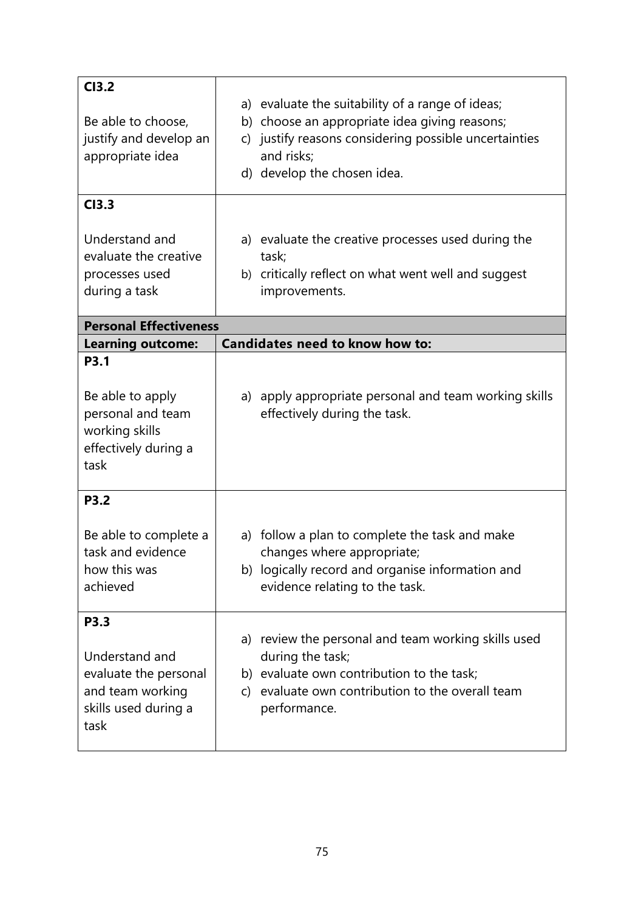| | |
|---|---|
| **CI3.2**<br><br>Be able to choose, justify and develop an appropriate idea | a) evaluate the suitability of a range of ideas;<br>b) choose an appropriate idea giving reasons;<br>c) justify reasons considering possible uncertainties and risks;<br>d) develop the chosen idea. |
| **CI3.3**<br><br>Understand and evaluate the creative processes used during a task | a) evaluate the creative processes used during the task;<br>b) critically reflect on what went well and suggest improvements. |

| **Personal Effectiveness** | |
|---|---|
| **Learning outcome:** | **Candidates need to know how to:** |
| **P3.1**<br><br>Be able to apply personal and team working skills effectively during a task | a) apply appropriate personal and team working skills effectively during the task. |
| **P3.2**<br><br>Be able to complete a task and evidence how this was achieved | a) follow a plan to complete the task and make changes where appropriate;<br>b) logically record and organise information and evidence relating to the task. |
| **P3.3**<br><br>Understand and evaluate the personal and team working skills used during a task | a) review the personal and team working skills used during the task;<br>b) evaluate own contribution to the task;<br>c) evaluate own contribution to the overall team performance. |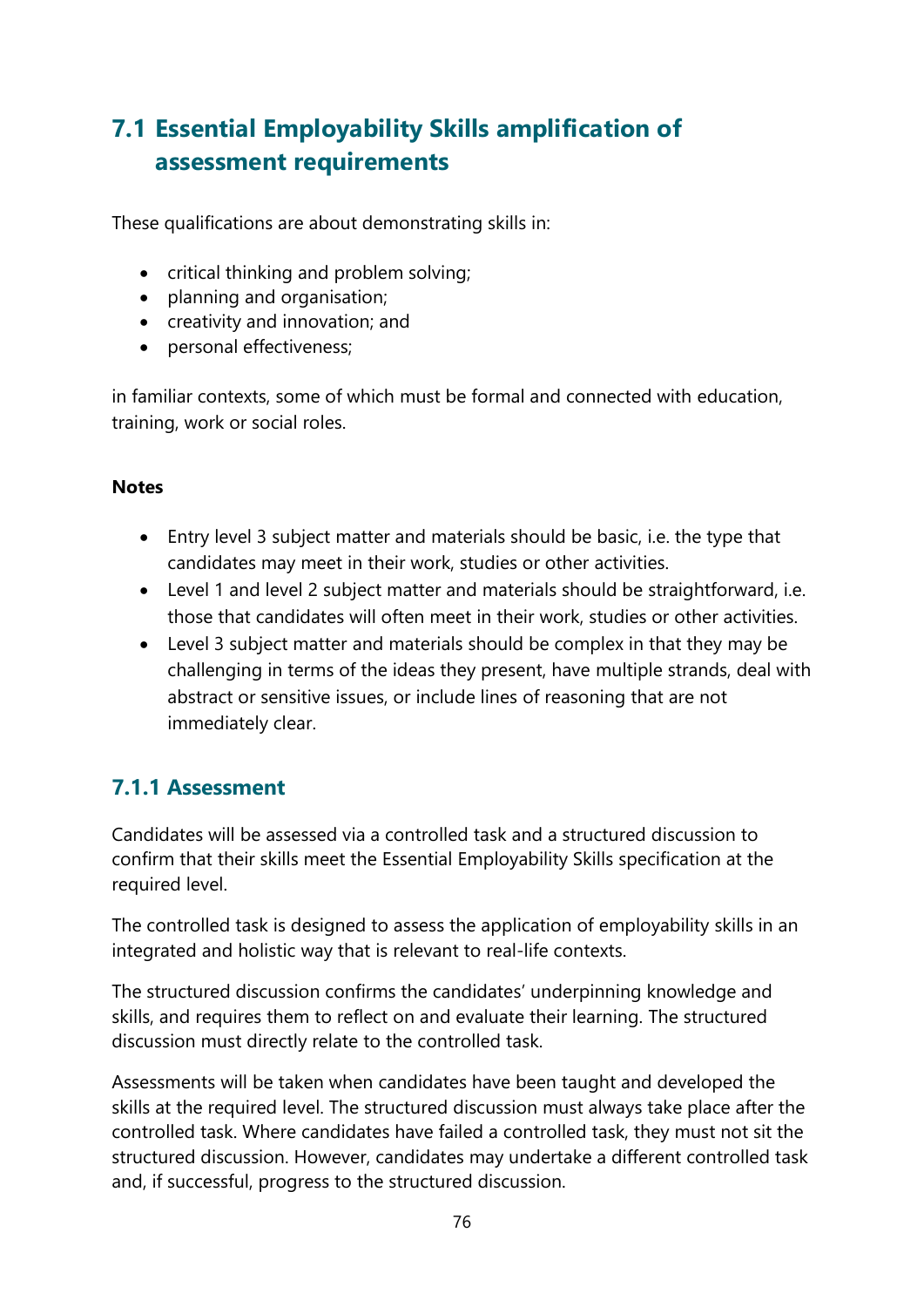## 7.1 Essential Employability Skills amplification of assessment requirements

These qualifications are about demonstrating skills in:

- critical thinking and problem solving;
- planning and organisation;
- creativity and innovation; and
- personal effectiveness;

in familiar contexts, some of which must be formal and connected with education, training, work or social roles.

**Notes**

- Entry level 3 subject matter and materials should be basic, i.e. the type that candidates may meet in their work, studies or other activities.
- Level 1 and level 2 subject matter and materials should be straightforward, i.e. those that candidates will often meet in their work, studies or other activities.
- Level 3 subject matter and materials should be complex in that they may be challenging in terms of the ideas they present, have multiple strands, deal with abstract or sensitive issues, or include lines of reasoning that are not immediately clear.

### 7.1.1 Assessment

Candidates will be assessed via a controlled task and a structured discussion to confirm that their skills meet the Essential Employability Skills specification at the required level.

The controlled task is designed to assess the application of employability skills in an integrated and holistic way that is relevant to real-life contexts.

The structured discussion confirms the candidates' underpinning knowledge and skills, and requires them to reflect on and evaluate their learning. The structured discussion must directly relate to the controlled task.

Assessments will be taken when candidates have been taught and developed the skills at the required level. The structured discussion must always take place after the controlled task. Where candidates have failed a controlled task, they must not sit the structured discussion. However, candidates may undertake a different controlled task and, if successful, progress to the structured discussion.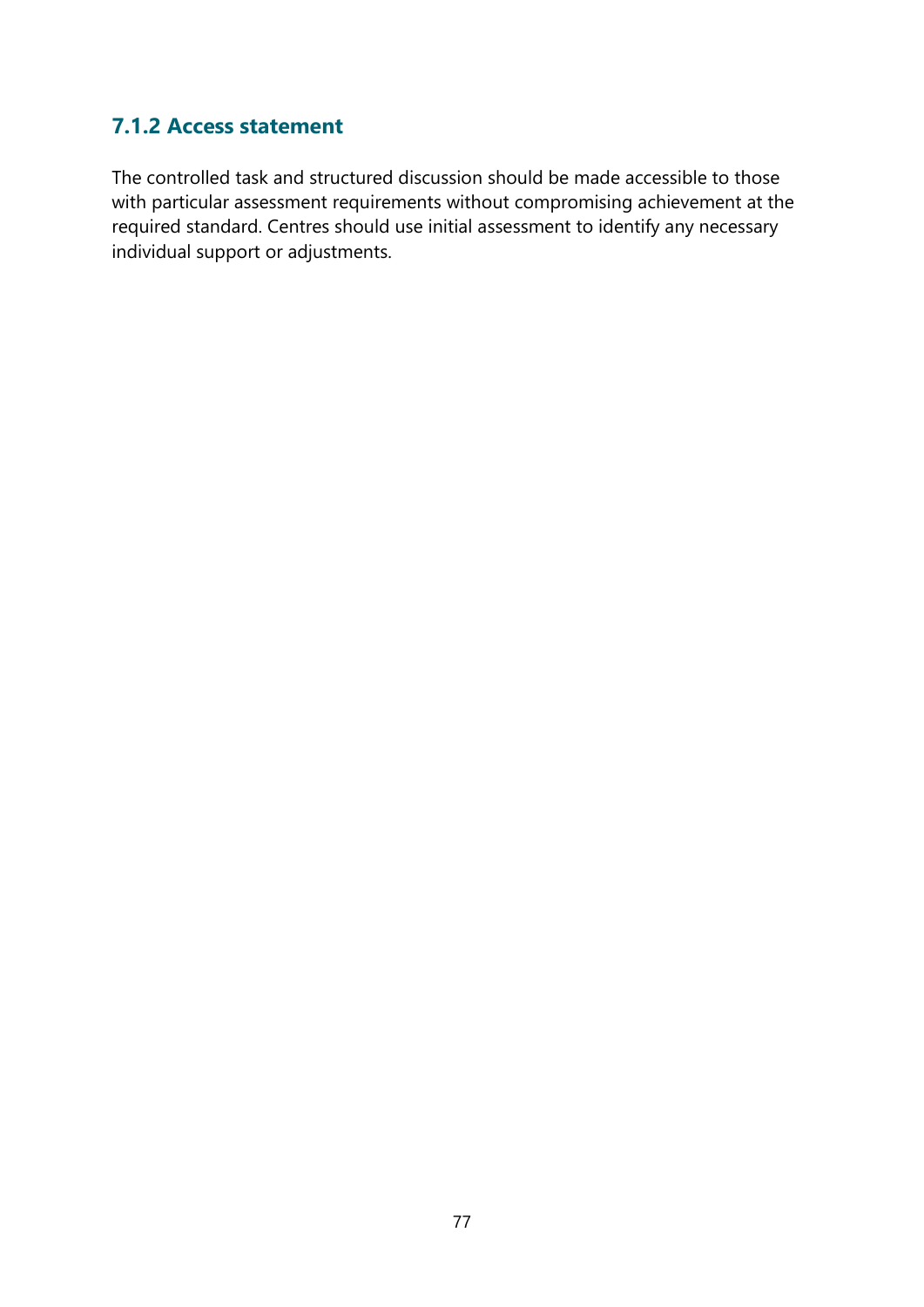### 7.1.2 Access statement

The controlled task and structured discussion should be made accessible to those with particular assessment requirements without compromising achievement at the required standard. Centres should use initial assessment to identify any necessary individual support or adjustments.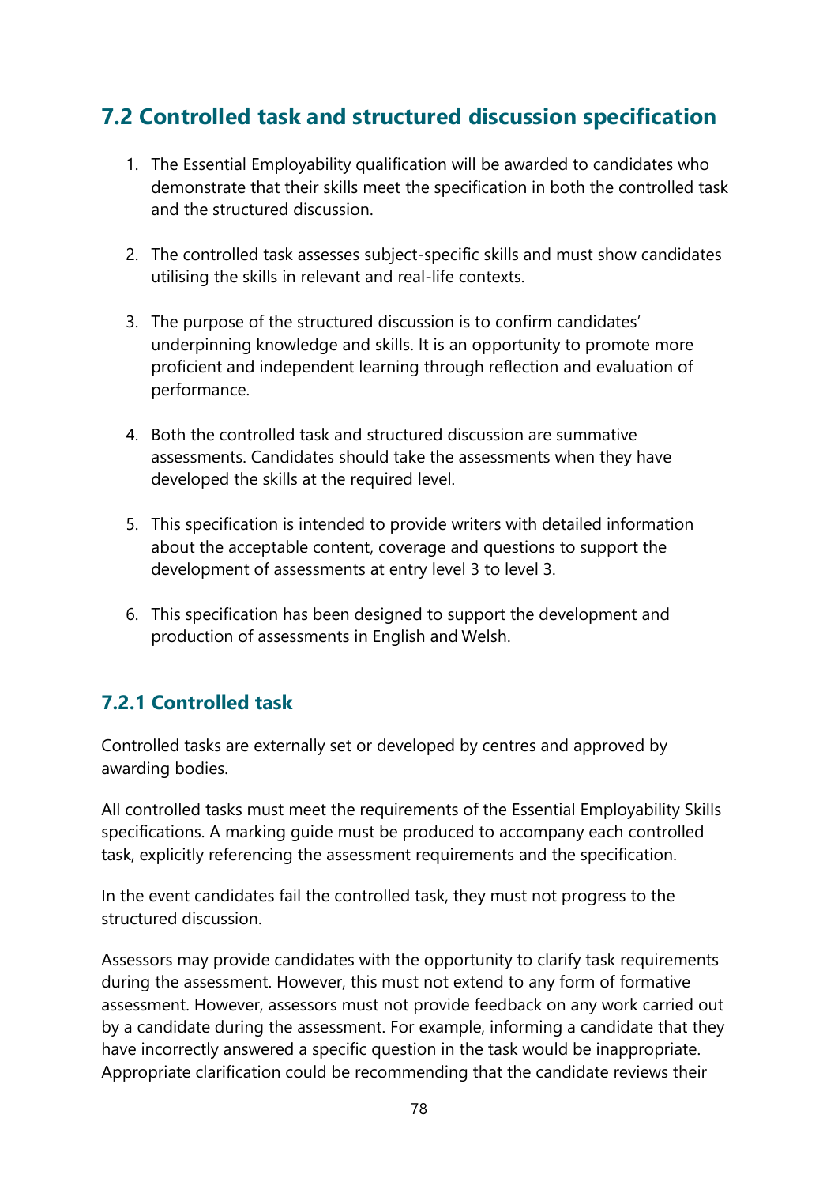## 7.2 Controlled task and structured discussion specification

1. The Essential Employability qualification will be awarded to candidates who demonstrate that their skills meet the specification in both the controlled task and the structured discussion.

2. The controlled task assesses subject-specific skills and must show candidates utilising the skills in relevant and real-life contexts.

3. The purpose of the structured discussion is to confirm candidates' underpinning knowledge and skills. It is an opportunity to promote more proficient and independent learning through reflection and evaluation of performance.

4. Both the controlled task and structured discussion are summative assessments. Candidates should take the assessments when they have developed the skills at the required level.

5. This specification is intended to provide writers with detailed information about the acceptable content, coverage and questions to support the development of assessments at entry level 3 to level 3.

6. This specification has been designed to support the development and production of assessments in English and Welsh.

### 7.2.1 Controlled task

Controlled tasks are externally set or developed by centres and approved by awarding bodies.

All controlled tasks must meet the requirements of the Essential Employability Skills specifications. A marking guide must be produced to accompany each controlled task, explicitly referencing the assessment requirements and the specification.

In the event candidates fail the controlled task, they must not progress to the structured discussion.

Assessors may provide candidates with the opportunity to clarify task requirements during the assessment. However, this must not extend to any form of formative assessment. However, assessors must not provide feedback on any work carried out by a candidate during the assessment. For example, informing a candidate that they have incorrectly answered a specific question in the task would be inappropriate. Appropriate clarification could be recommending that the candidate reviews their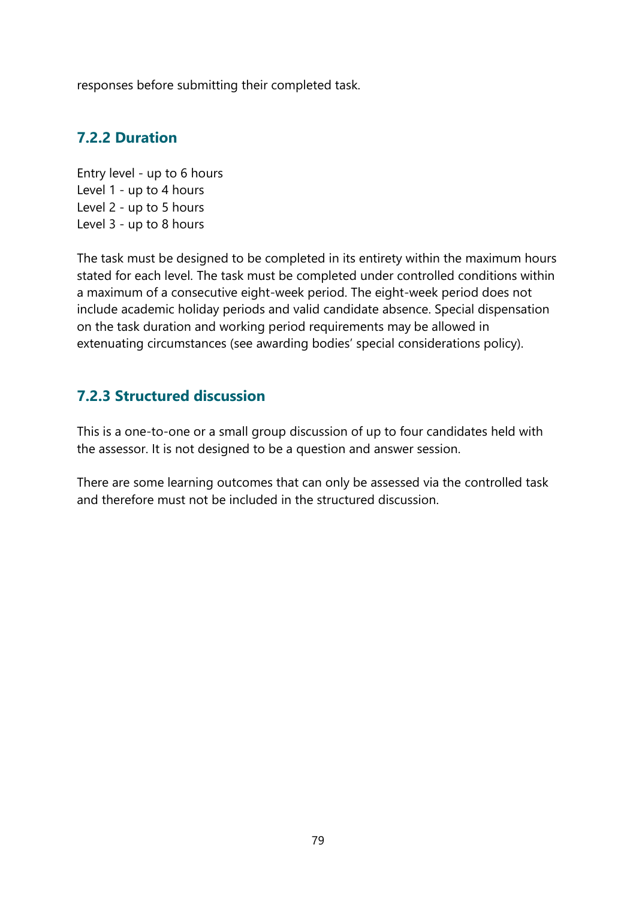responses before submitting their completed task.

### 7.2.2 Duration

Entry level - up to 6 hours  
Level 1 - up to 4 hours  
Level 2 - up to 5 hours  
Level 3 - up to 8 hours

The task must be designed to be completed in its entirety within the maximum hours stated for each level. The task must be completed under controlled conditions within a maximum of a consecutive eight-week period. The eight-week period does not include academic holiday periods and valid candidate absence. Special dispensation on the task duration and working period requirements may be allowed in extenuating circumstances (see awarding bodies' special considerations policy).

### 7.2.3 Structured discussion

This is a one-to-one or a small group discussion of up to four candidates held with the assessor. It is not designed to be a question and answer session.

There are some learning outcomes that can only be assessed via the controlled task and therefore must not be included in the structured discussion.